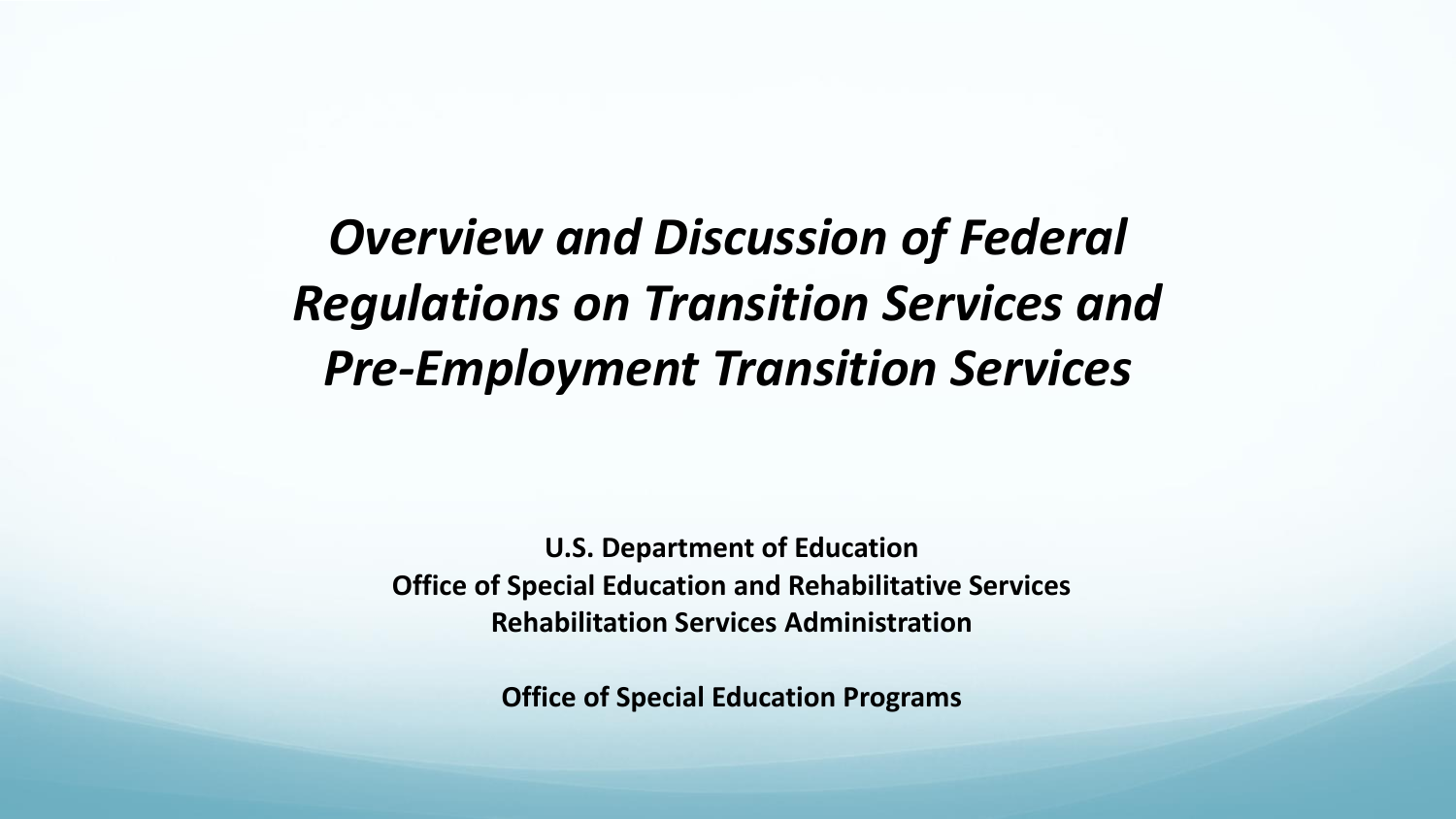# *Overview and Discussion of Federal Regulations on Transition Services and Pre-Employment Transition Services*

**U.S. Department of Education**
**Office of Special Education and Rehabilitative Services**
**Rehabilitation Services Administration**

**Office of Special Education Programs**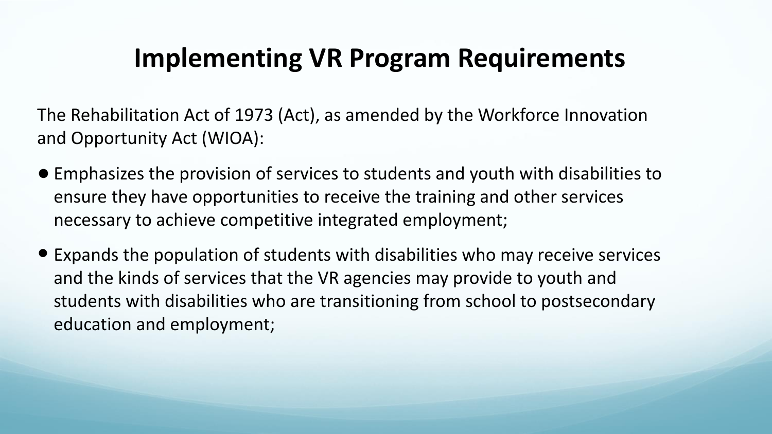# Implementing VR Program Requirements

The Rehabilitation Act of 1973 (Act), as amended by the Workforce Innovation and Opportunity Act (WIOA):

- Emphasizes the provision of services to students and youth with disabilities to ensure they have opportunities to receive the training and other services necessary to achieve competitive integrated employment;
- Expands the population of students with disabilities who may receive services and the kinds of services that the VR agencies may provide to youth and students with disabilities who are transitioning from school to postsecondary education and employment;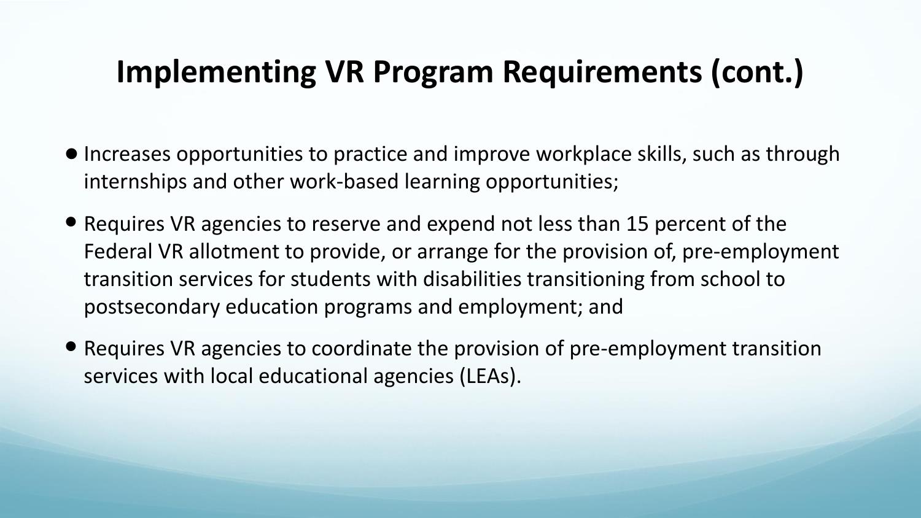# Implementing VR Program Requirements (cont.)

- Increases opportunities to practice and improve workplace skills, such as through internships and other work-based learning opportunities;
- Requires VR agencies to reserve and expend not less than 15 percent of the Federal VR allotment to provide, or arrange for the provision of, pre-employment transition services for students with disabilities transitioning from school to postsecondary education programs and employment; and
- Requires VR agencies to coordinate the provision of pre-employment transition services with local educational agencies (LEAs).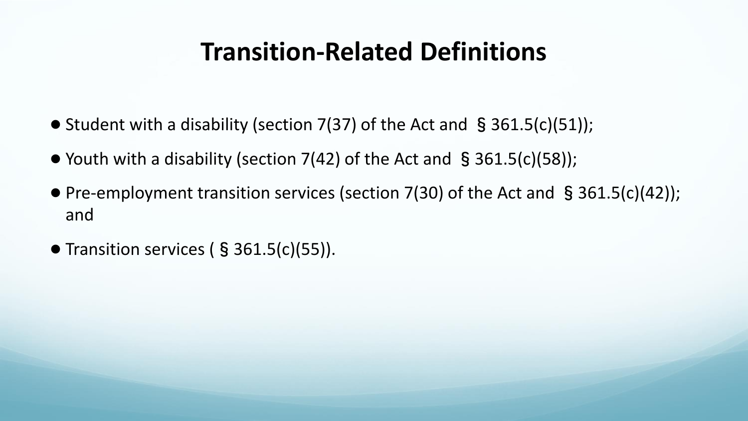# Transition-Related Definitions

- Student with a disability (section 7(37) of the Act and § 361.5(c)(51));
- Youth with a disability (section 7(42) of the Act and § 361.5(c)(58));
- Pre-employment transition services (section 7(30) of the Act and § 361.5(c)(42)); and
- Transition services ( § 361.5(c)(55)).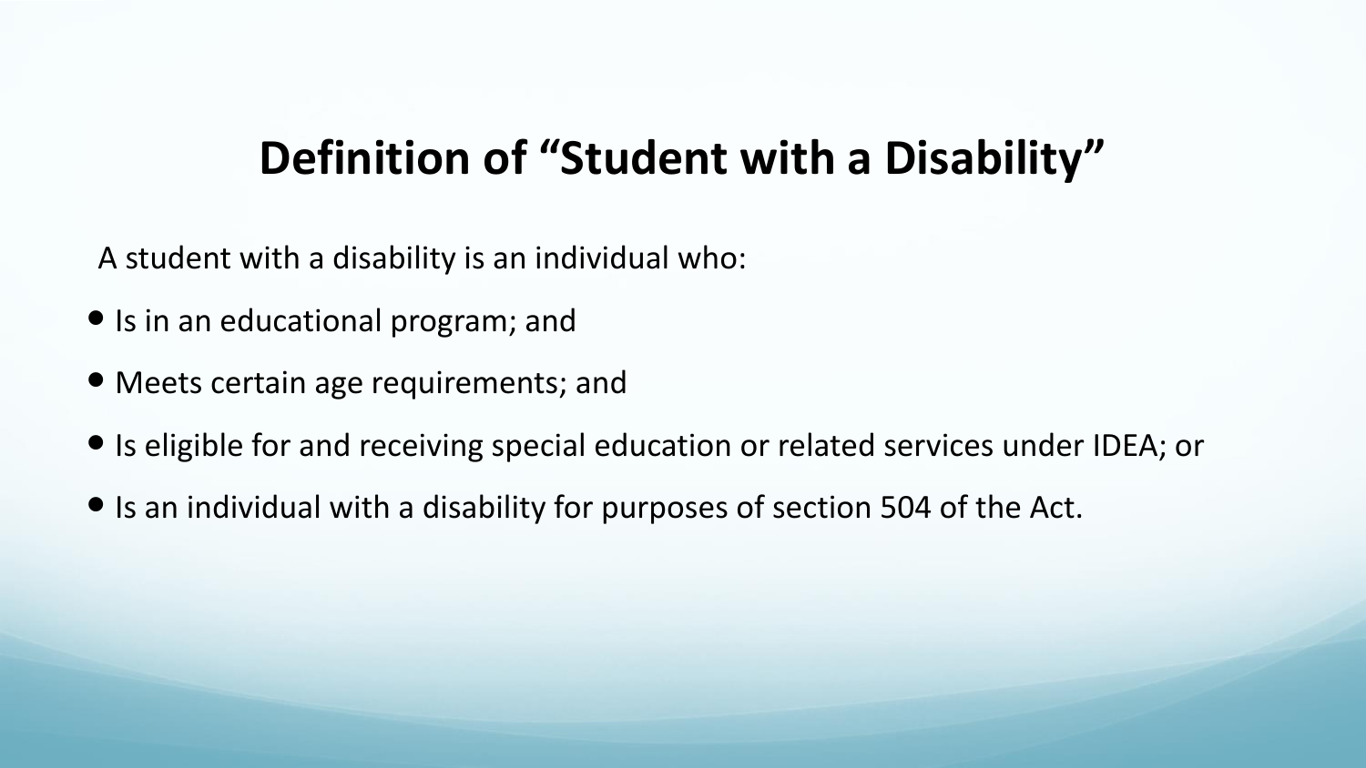# Definition of “Student with a Disability”

A student with a disability is an individual who:

- Is in an educational program; and
- Meets certain age requirements; and
- Is eligible for and receiving special education or related services under IDEA; or
- Is an individual with a disability for purposes of section 504 of the Act.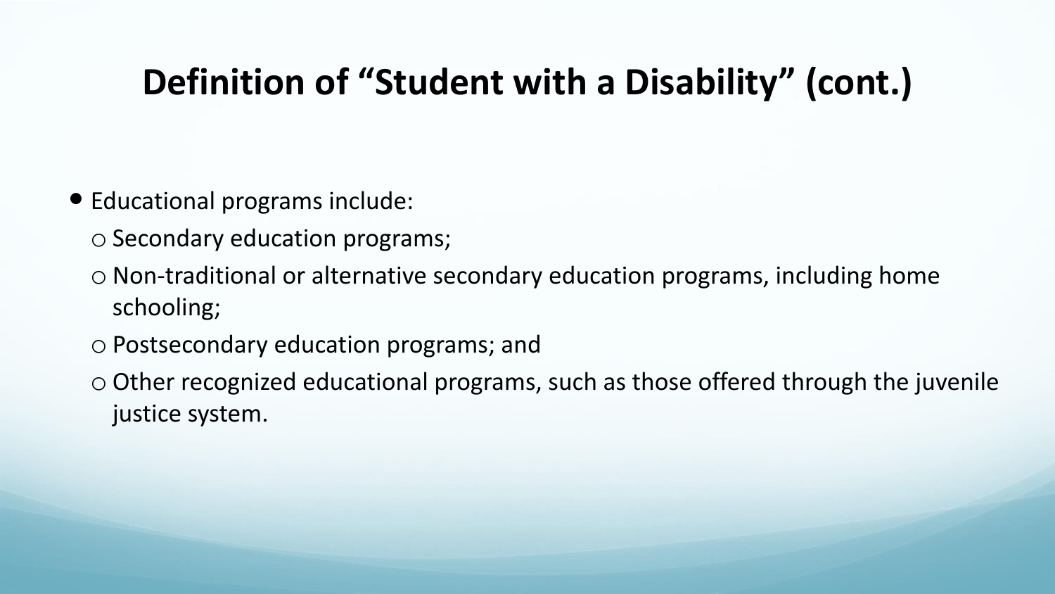# Definition of “Student with a Disability” (cont.)

- Educational programs include:
  - Secondary education programs;
  - Non-traditional or alternative secondary education programs, including home schooling;
  - Postsecondary education programs; and
  - Other recognized educational programs, such as those offered through the juvenile justice system.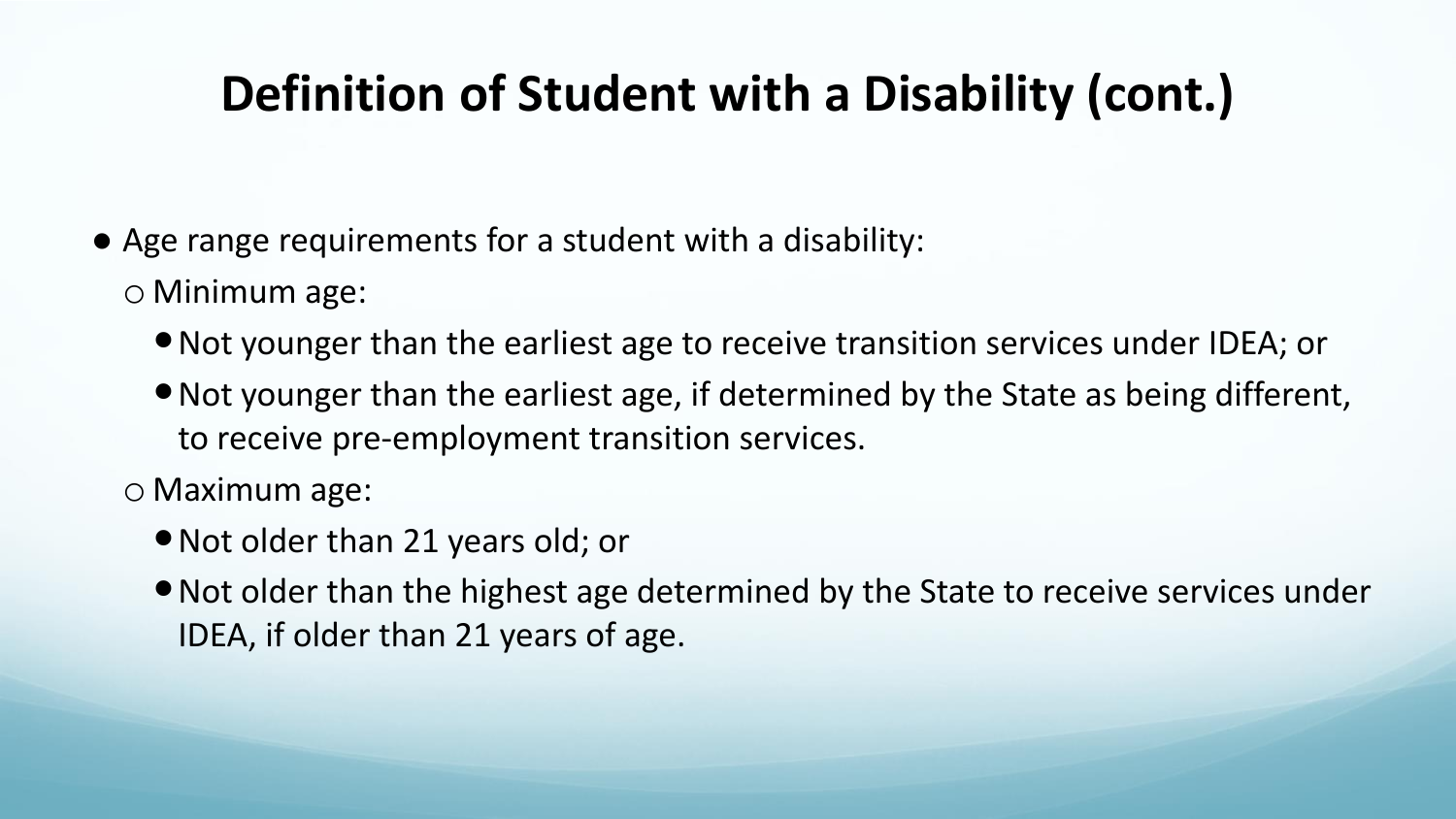# Definition of Student with a Disability (cont.)

- Age range requirements for a student with a disability:
  - Minimum age:
    - Not younger than the earliest age to receive transition services under IDEA; or
    - Not younger than the earliest age, if determined by the State as being different, to receive pre-employment transition services.
  - Maximum age:
    - Not older than 21 years old; or
    - Not older than the highest age determined by the State to receive services under IDEA, if older than 21 years of age.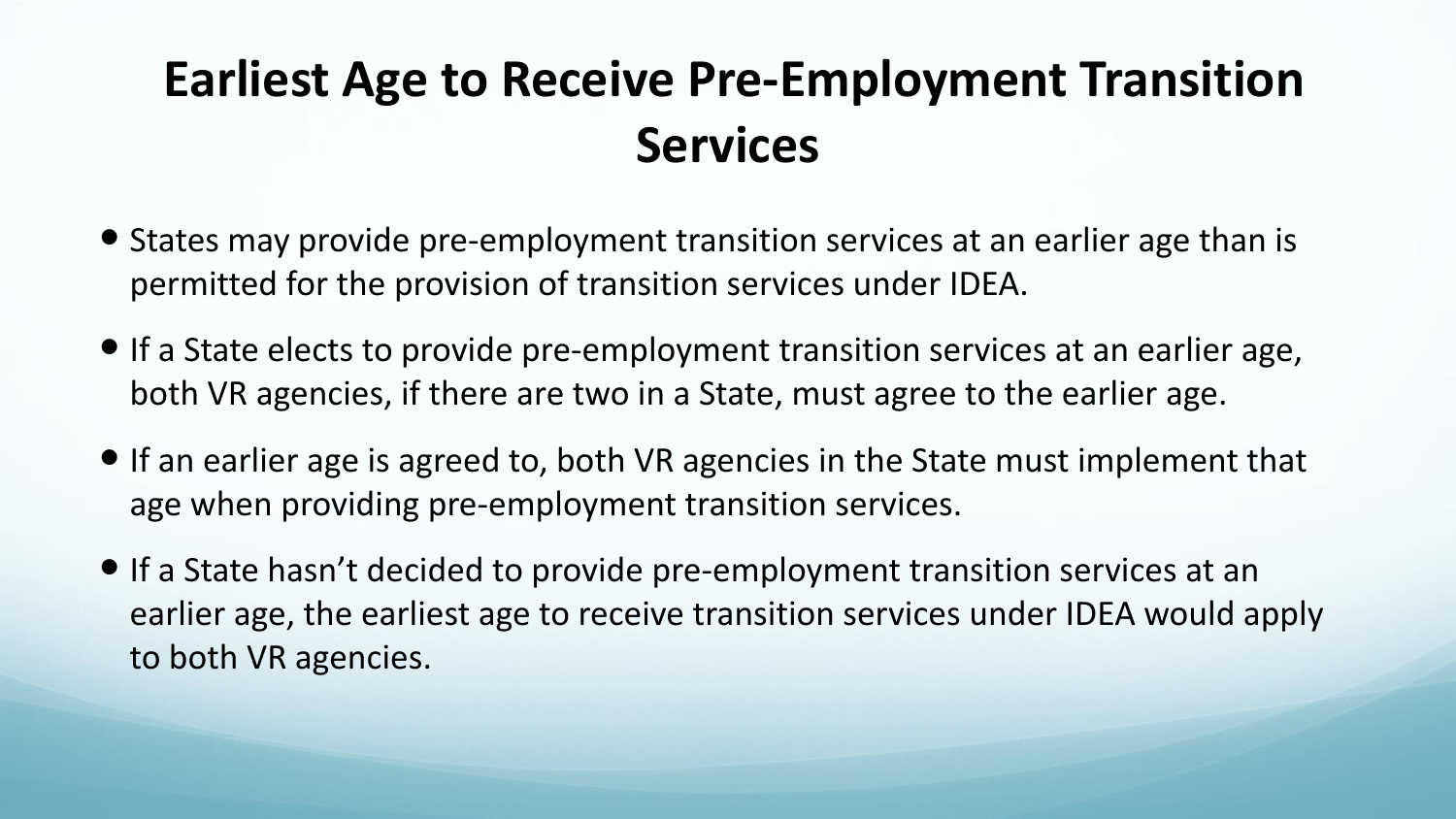# Earliest Age to Receive Pre-Employment Transition Services

- States may provide pre-employment transition services at an earlier age than is permitted for the provision of transition services under IDEA.
- If a State elects to provide pre-employment transition services at an earlier age, both VR agencies, if there are two in a State, must agree to the earlier age.
- If an earlier age is agreed to, both VR agencies in the State must implement that age when providing pre-employment transition services.
- If a State hasn't decided to provide pre-employment transition services at an earlier age, the earliest age to receive transition services under IDEA would apply to both VR agencies.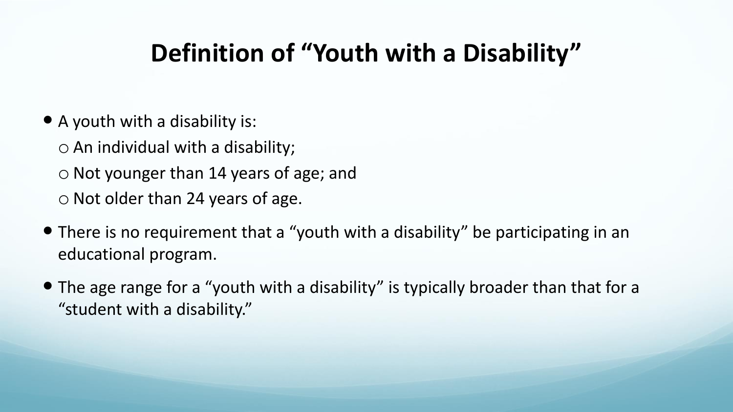# Definition of “Youth with a Disability”

- A youth with a disability is:
  - An individual with a disability;
  - Not younger than 14 years of age; and
  - Not older than 24 years of age.
- There is no requirement that a “youth with a disability” be participating in an educational program.
- The age range for a “youth with a disability” is typically broader than that for a “student with a disability.”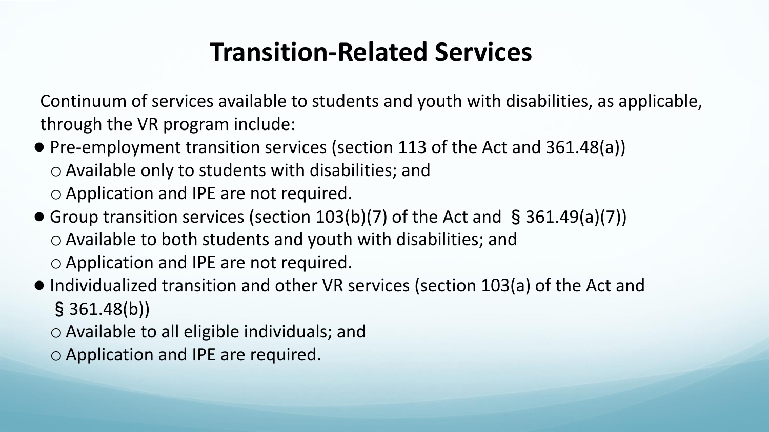# Transition-Related Services

Continuum of services available to students and youth with disabilities, as applicable, through the VR program include:

- Pre-employment transition services (section 113 of the Act and 361.48(a))
  - Available only to students with disabilities; and
  - Application and IPE are not required.
- Group transition services (section 103(b)(7) of the Act and § 361.49(a)(7))
  - Available to both students and youth with disabilities; and
  - Application and IPE are not required.
- Individualized transition and other VR services (section 103(a) of the Act and § 361.48(b))
  - Available to all eligible individuals; and
  - Application and IPE are required.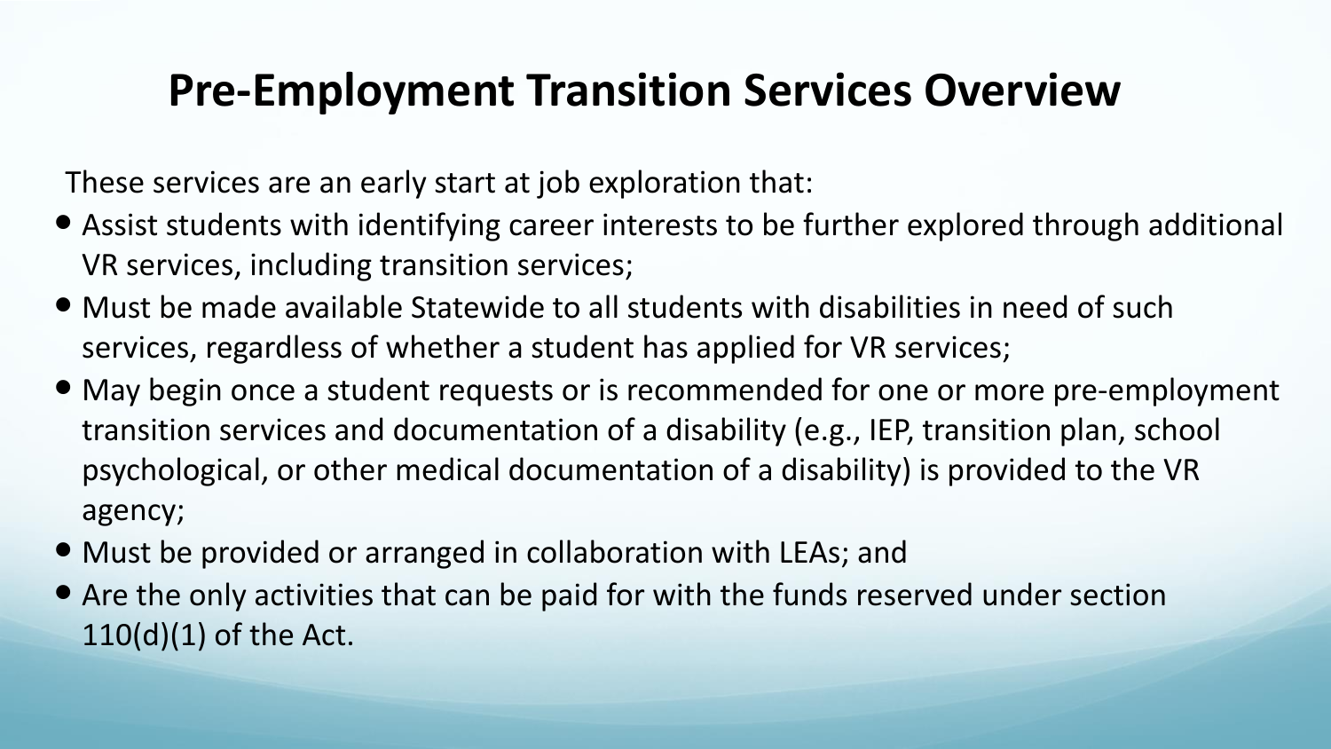# Pre-Employment Transition Services Overview

These services are an early start at job exploration that:

- Assist students with identifying career interests to be further explored through additional VR services, including transition services;
- Must be made available Statewide to all students with disabilities in need of such services, regardless of whether a student has applied for VR services;
- May begin once a student requests or is recommended for one or more pre-employment transition services and documentation of a disability (e.g., IEP, transition plan, school psychological, or other medical documentation of a disability) is provided to the VR agency;
- Must be provided or arranged in collaboration with LEAs; and
- Are the only activities that can be paid for with the funds reserved under section 110(d)(1) of the Act.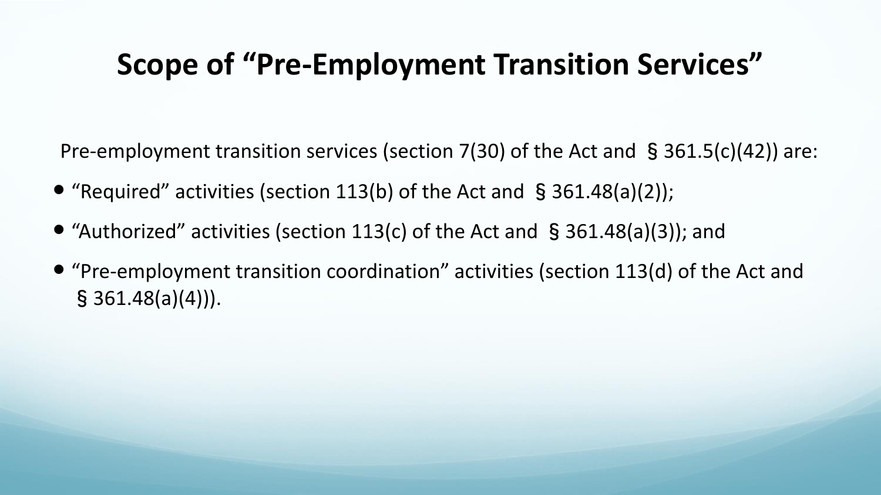# Scope of "Pre-Employment Transition Services"

Pre-employment transition services (section 7(30) of the Act and § 361.5(c)(42)) are:

- "Required" activities (section 113(b) of the Act and § 361.48(a)(2));
- "Authorized" activities (section 113(c) of the Act and § 361.48(a)(3)); and
- "Pre-employment transition coordination" activities (section 113(d) of the Act and § 361.48(a)(4))).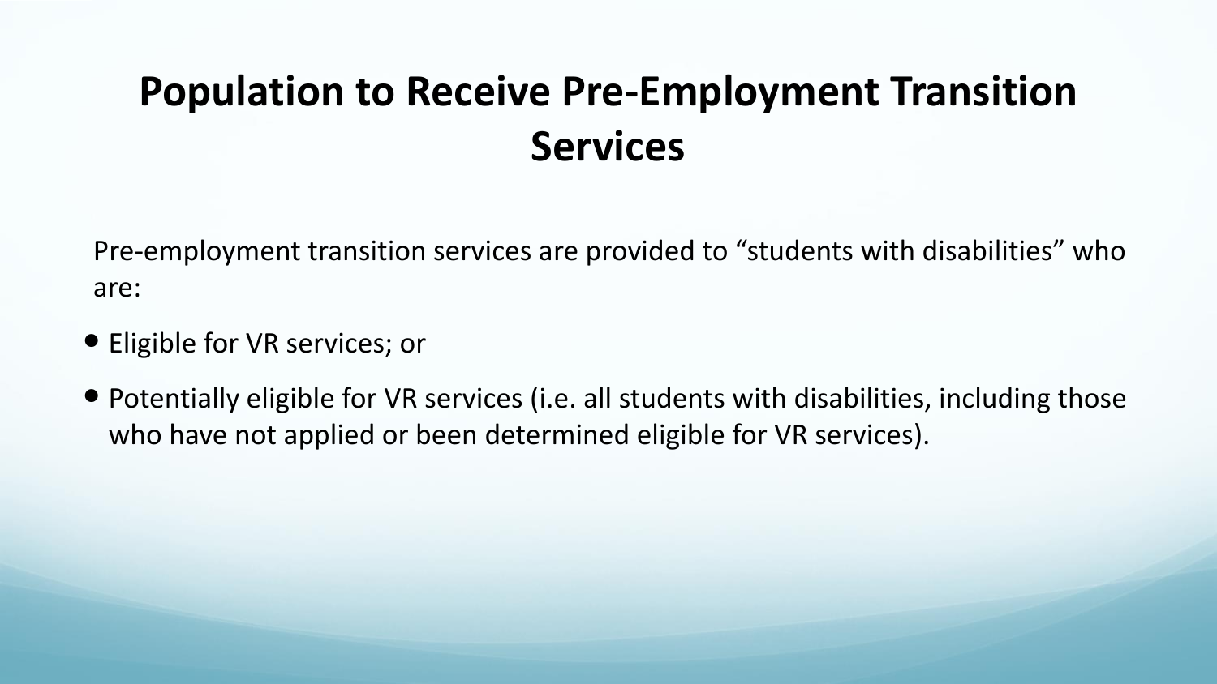# Population to Receive Pre-Employment Transition Services

Pre-employment transition services are provided to "students with disabilities" who are:

- Eligible for VR services; or
- Potentially eligible for VR services (i.e. all students with disabilities, including those who have not applied or been determined eligible for VR services).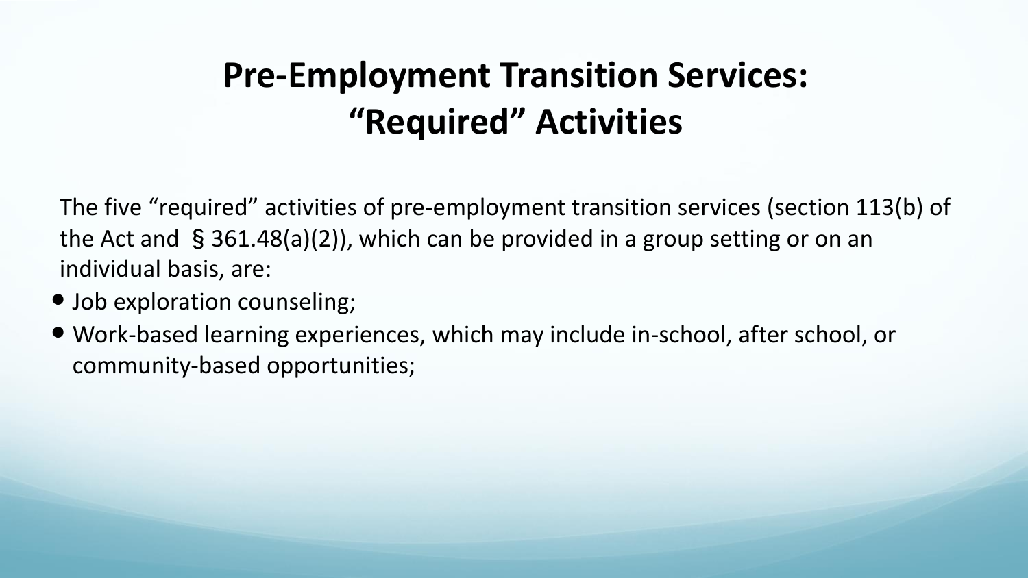# Pre-Employment Transition Services: "Required" Activities

The five "required" activities of pre-employment transition services (section 113(b) of the Act and § 361.48(a)(2)), which can be provided in a group setting or on an individual basis, are:

- Job exploration counseling;
- Work-based learning experiences, which may include in-school, after school, or community-based opportunities;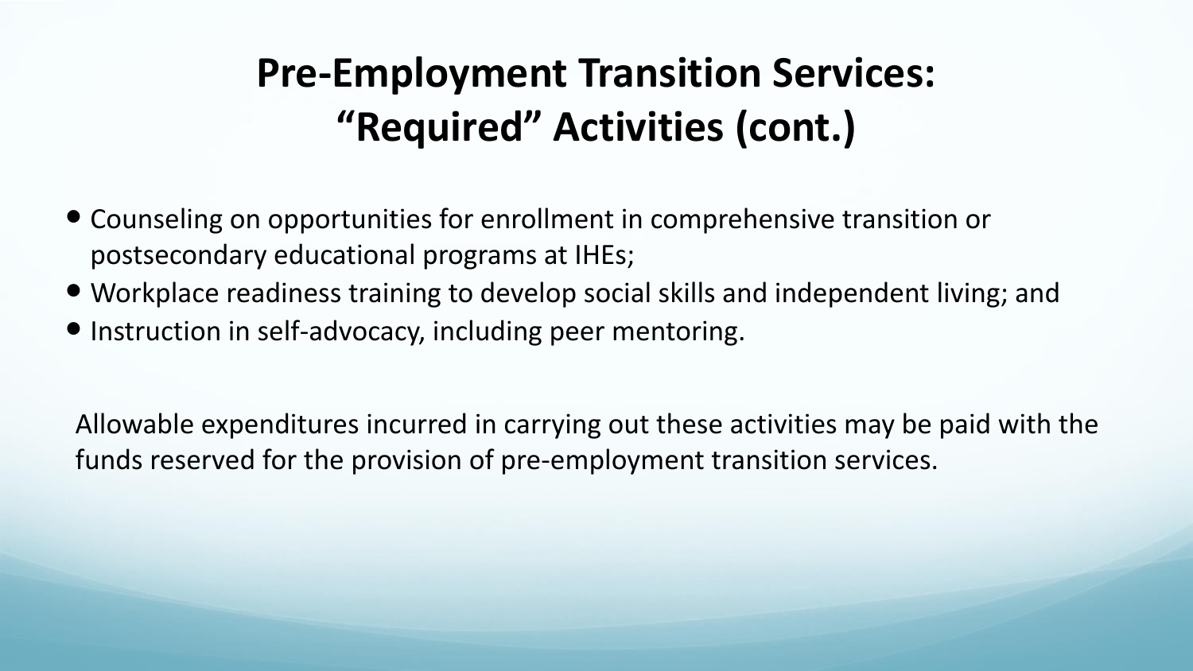# Pre-Employment Transition Services: "Required" Activities (cont.)

- Counseling on opportunities for enrollment in comprehensive transition or postsecondary educational programs at IHEs;
- Workplace readiness training to develop social skills and independent living; and
- Instruction in self-advocacy, including peer mentoring.

Allowable expenditures incurred in carrying out these activities may be paid with the funds reserved for the provision of pre-employment transition services.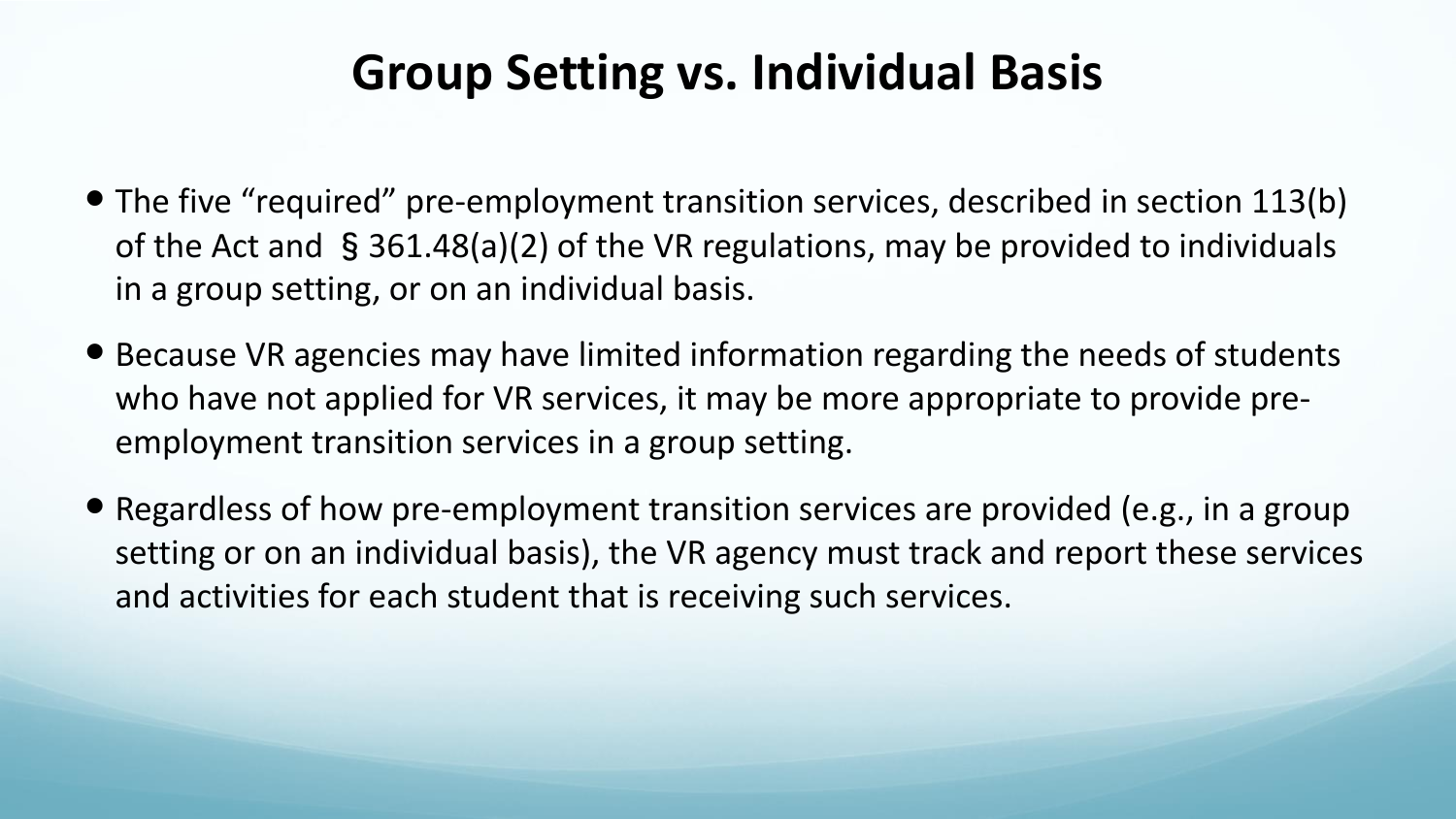# Group Setting vs. Individual Basis

- The five "required" pre-employment transition services, described in section 113(b) of the Act and § 361.48(a)(2) of the VR regulations, may be provided to individuals in a group setting, or on an individual basis.
- Because VR agencies may have limited information regarding the needs of students who have not applied for VR services, it may be more appropriate to provide pre-employment transition services in a group setting.
- Regardless of how pre-employment transition services are provided (e.g., in a group setting or on an individual basis), the VR agency must track and report these services and activities for each student that is receiving such services.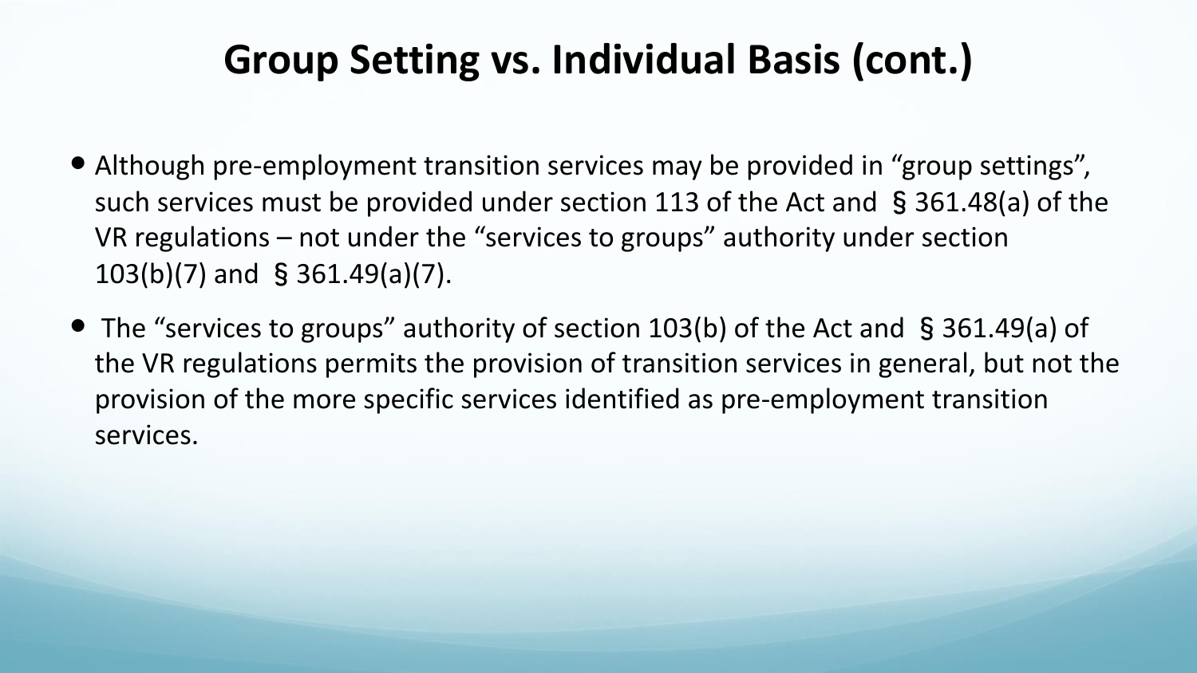# Group Setting vs. Individual Basis (cont.)

- Although pre-employment transition services may be provided in “group settings”, such services must be provided under section 113 of the Act and § 361.48(a) of the VR regulations – not under the “services to groups” authority under section 103(b)(7) and § 361.49(a)(7).
- The “services to groups” authority of section 103(b) of the Act and § 361.49(a) of the VR regulations permits the provision of transition services in general, but not the provision of the more specific services identified as pre-employment transition services.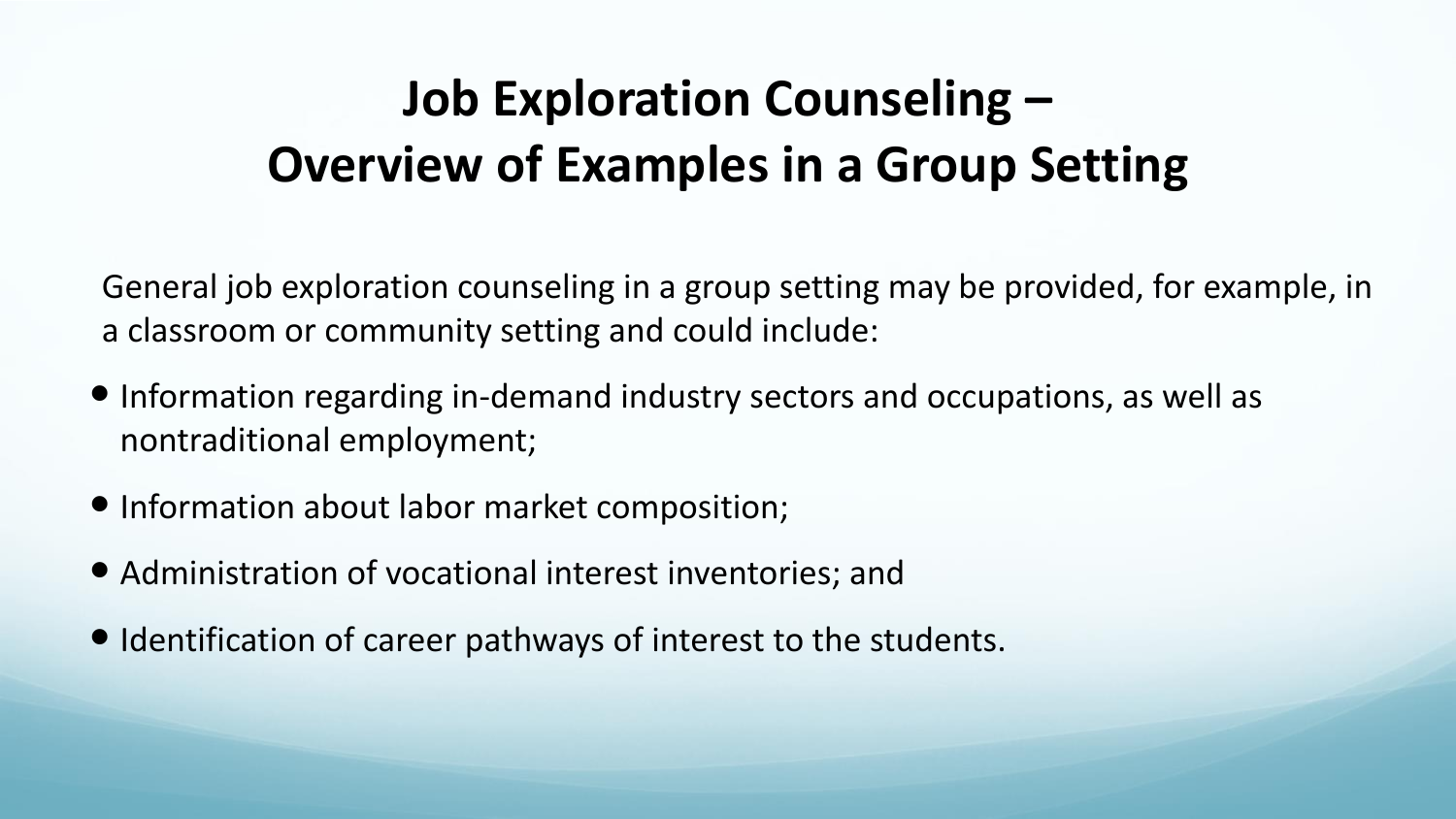# Job Exploration Counseling – Overview of Examples in a Group Setting

General job exploration counseling in a group setting may be provided, for example, in a classroom or community setting and could include:

- Information regarding in-demand industry sectors and occupations, as well as nontraditional employment;
- Information about labor market composition;
- Administration of vocational interest inventories; and
- Identification of career pathways of interest to the students.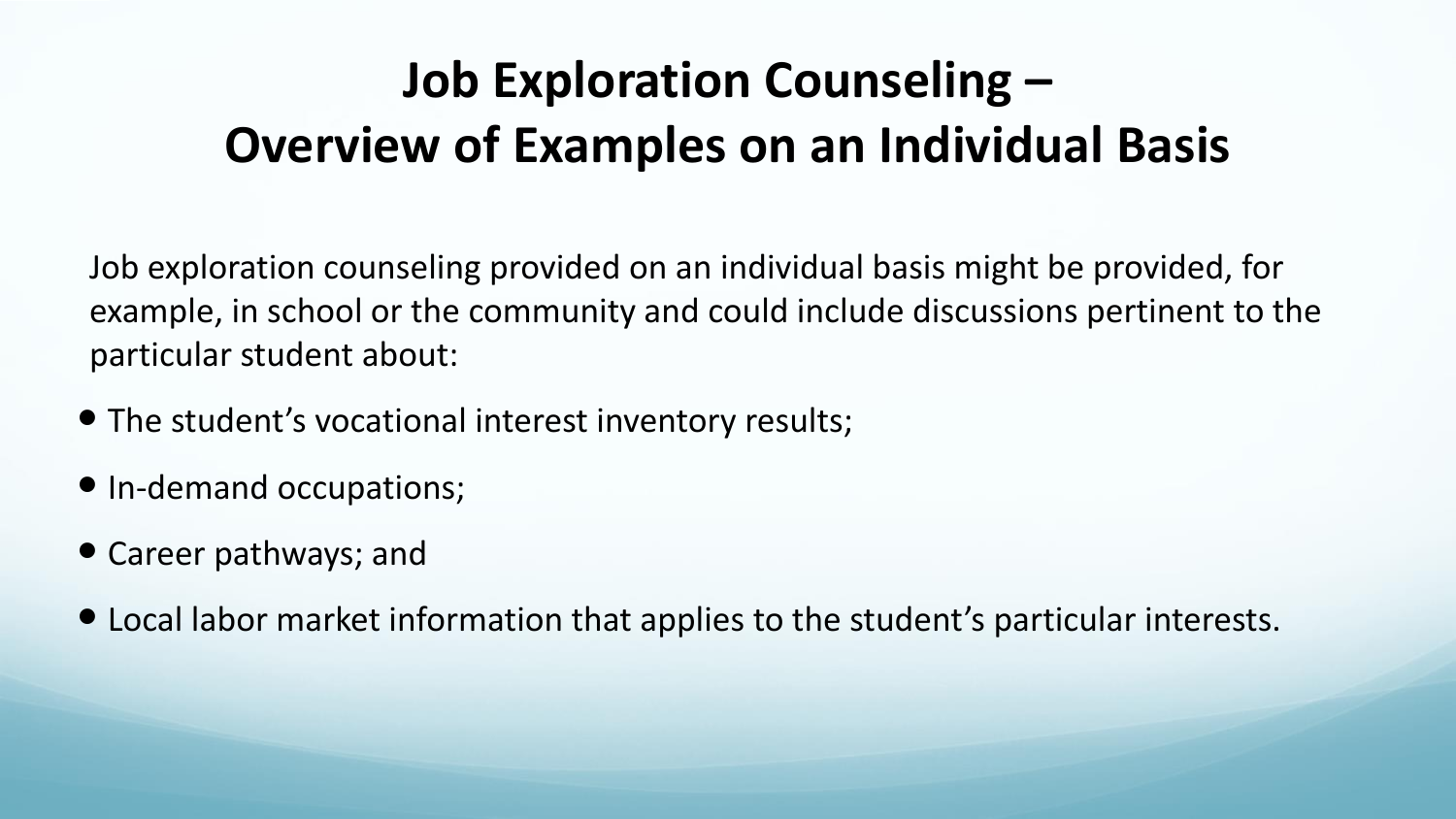# Job Exploration Counseling – Overview of Examples on an Individual Basis

Job exploration counseling provided on an individual basis might be provided, for example, in school or the community and could include discussions pertinent to the particular student about:

- The student's vocational interest inventory results;
- In-demand occupations;
- Career pathways; and
- Local labor market information that applies to the student's particular interests.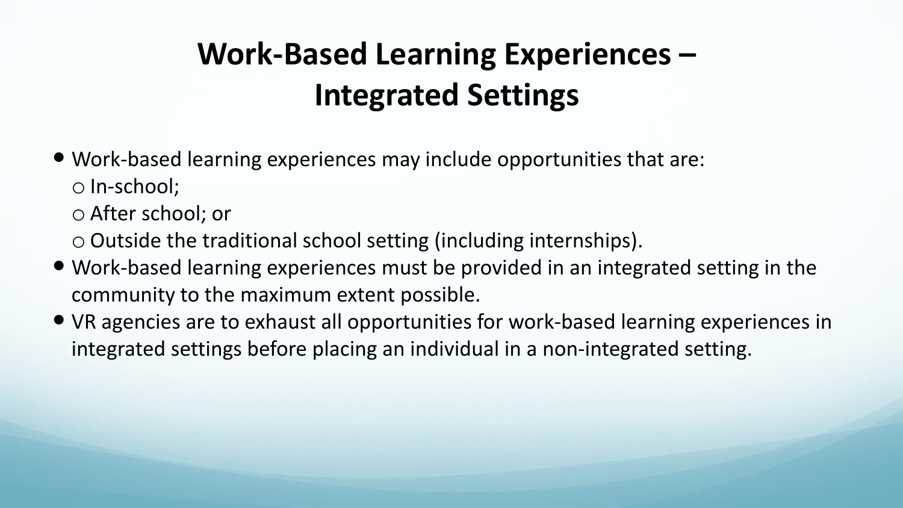# Work-Based Learning Experiences – Integrated Settings

- Work-based learning experiences may include opportunities that are:
  - In-school;
  - After school; or
  - Outside the traditional school setting (including internships).
- Work-based learning experiences must be provided in an integrated setting in the community to the maximum extent possible.
- VR agencies are to exhaust all opportunities for work-based learning experiences in integrated settings before placing an individual in a non-integrated setting.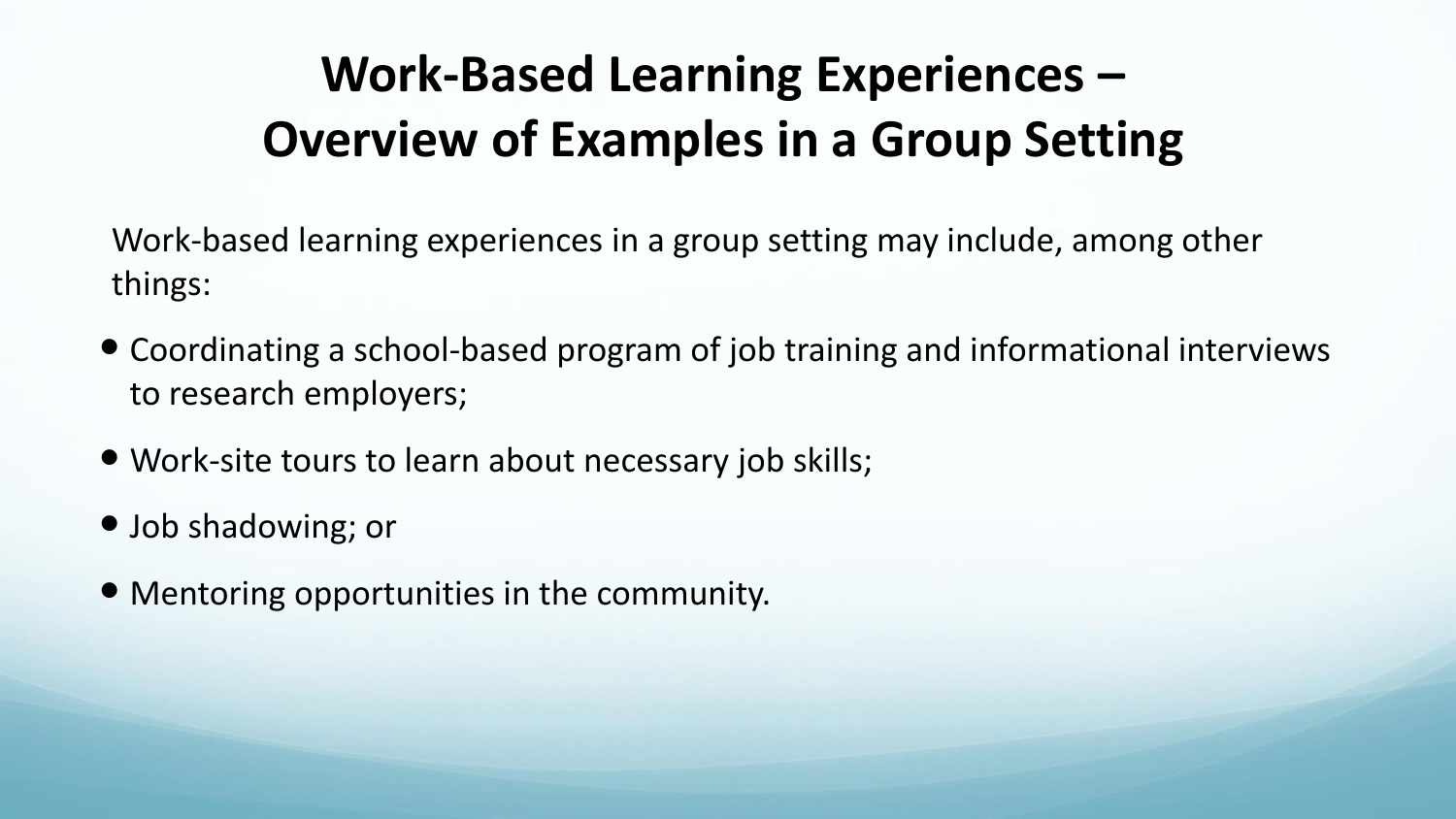# Work-Based Learning Experiences – Overview of Examples in a Group Setting

Work-based learning experiences in a group setting may include, among other things:

- Coordinating a school-based program of job training and informational interviews to research employers;
- Work-site tours to learn about necessary job skills;
- Job shadowing; or
- Mentoring opportunities in the community.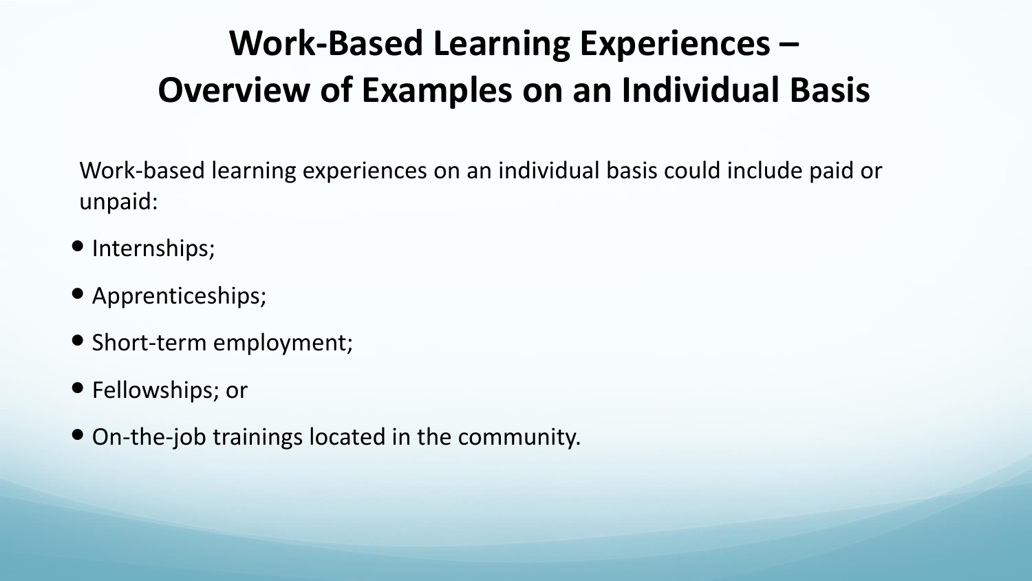# Work-Based Learning Experiences – Overview of Examples on an Individual Basis

Work-based learning experiences on an individual basis could include paid or unpaid:

- Internships;
- Apprenticeships;
- Short-term employment;
- Fellowships; or
- On-the-job trainings located in the community.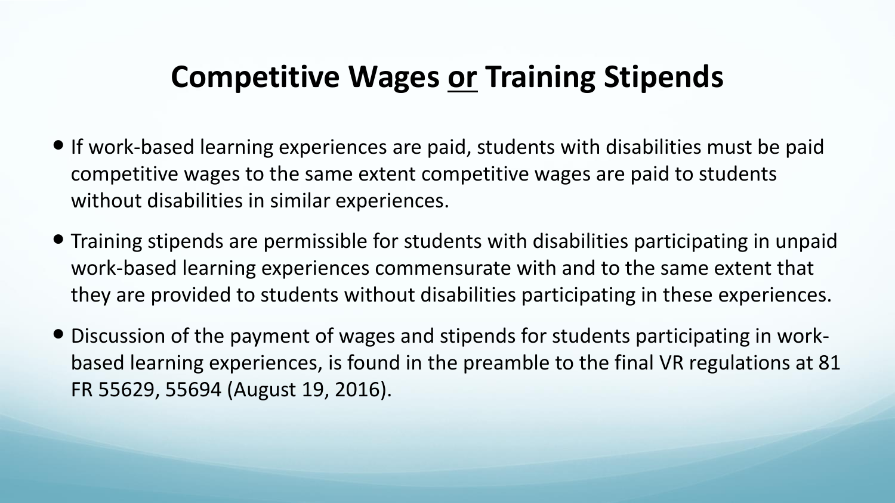# Competitive Wages <u>or</u> Training Stipends

- If work-based learning experiences are paid, students with disabilities must be paid competitive wages to the same extent competitive wages are paid to students without disabilities in similar experiences.
- Training stipends are permissible for students with disabilities participating in unpaid work-based learning experiences commensurate with and to the same extent that they are provided to students without disabilities participating in these experiences.
- Discussion of the payment of wages and stipends for students participating in work-based learning experiences, is found in the preamble to the final VR regulations at 81 FR 55629, 55694 (August 19, 2016).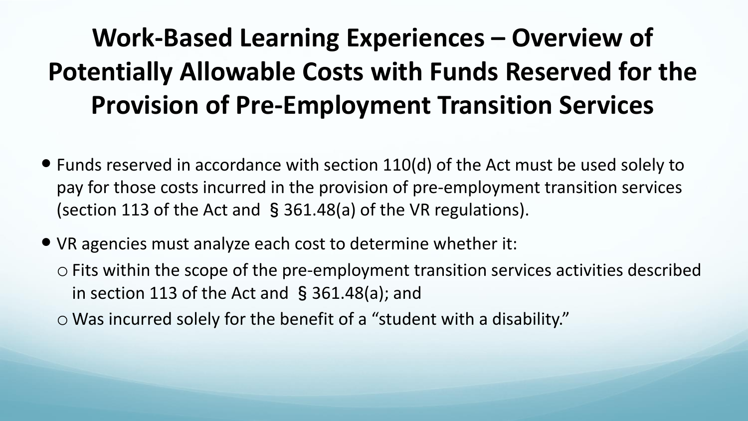# Work-Based Learning Experiences – Overview of Potentially Allowable Costs with Funds Reserved for the Provision of Pre-Employment Transition Services

- Funds reserved in accordance with section 110(d) of the Act must be used solely to pay for those costs incurred in the provision of pre-employment transition services (section 113 of the Act and § 361.48(a) of the VR regulations).
- VR agencies must analyze each cost to determine whether it:
  - Fits within the scope of the pre-employment transition services activities described in section 113 of the Act and § 361.48(a); and
  - Was incurred solely for the benefit of a "student with a disability."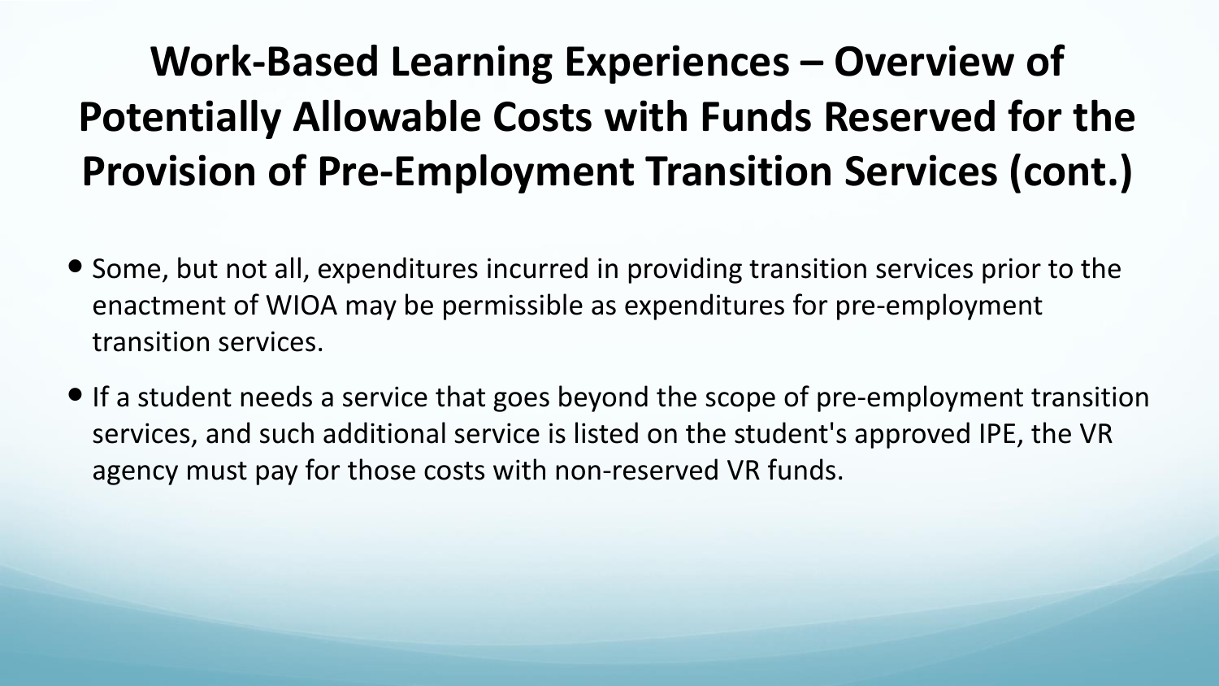# Work-Based Learning Experiences – Overview of Potentially Allowable Costs with Funds Reserved for the Provision of Pre-Employment Transition Services (cont.)

- Some, but not all, expenditures incurred in providing transition services prior to the enactment of WIOA may be permissible as expenditures for pre-employment transition services.
- If a student needs a service that goes beyond the scope of pre-employment transition services, and such additional service is listed on the student's approved IPE, the VR agency must pay for those costs with non-reserved VR funds.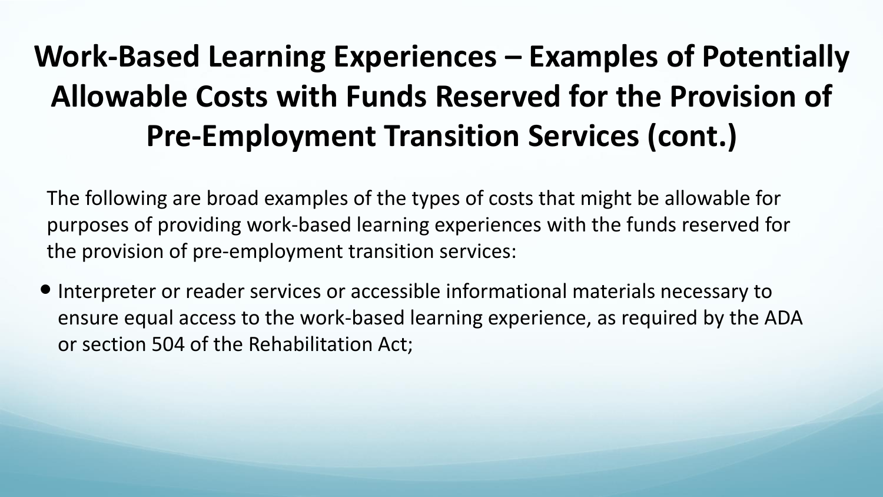# Work-Based Learning Experiences – Examples of Potentially Allowable Costs with Funds Reserved for the Provision of Pre-Employment Transition Services (cont.)

The following are broad examples of the types of costs that might be allowable for purposes of providing work-based learning experiences with the funds reserved for the provision of pre-employment transition services:

- Interpreter or reader services or accessible informational materials necessary to ensure equal access to the work-based learning experience, as required by the ADA or section 504 of the Rehabilitation Act;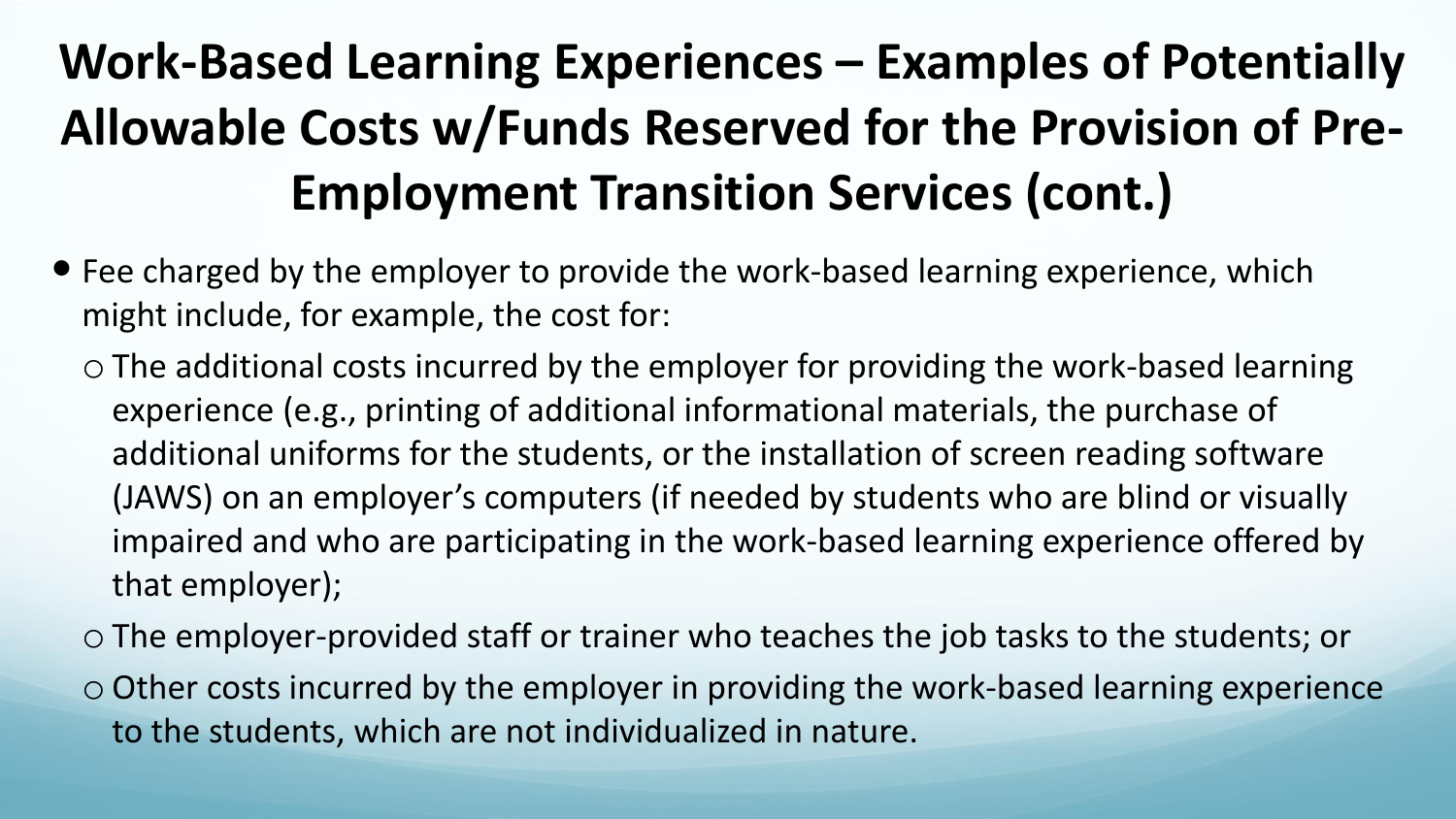# Work-Based Learning Experiences – Examples of Potentially Allowable Costs w/Funds Reserved for the Provision of Pre-Employment Transition Services (cont.)

- Fee charged by the employer to provide the work-based learning experience, which might include, for example, the cost for:
  - The additional costs incurred by the employer for providing the work-based learning experience (e.g., printing of additional informational materials, the purchase of additional uniforms for the students, or the installation of screen reading software (JAWS) on an employer's computers (if needed by students who are blind or visually impaired and who are participating in the work-based learning experience offered by that employer);
  - The employer-provided staff or trainer who teaches the job tasks to the students; or
  - Other costs incurred by the employer in providing the work-based learning experience to the students, which are not individualized in nature.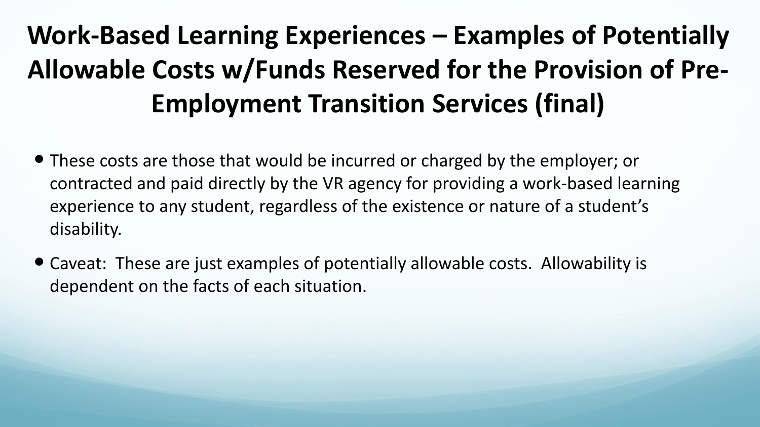# Work-Based Learning Experiences – Examples of Potentially Allowable Costs w/Funds Reserved for the Provision of Pre-Employment Transition Services (final)

- These costs are those that would be incurred or charged by the employer; or contracted and paid directly by the VR agency for providing a work-based learning experience to any student, regardless of the existence or nature of a student's disability.
- Caveat: These are just examples of potentially allowable costs. Allowability is dependent on the facts of each situation.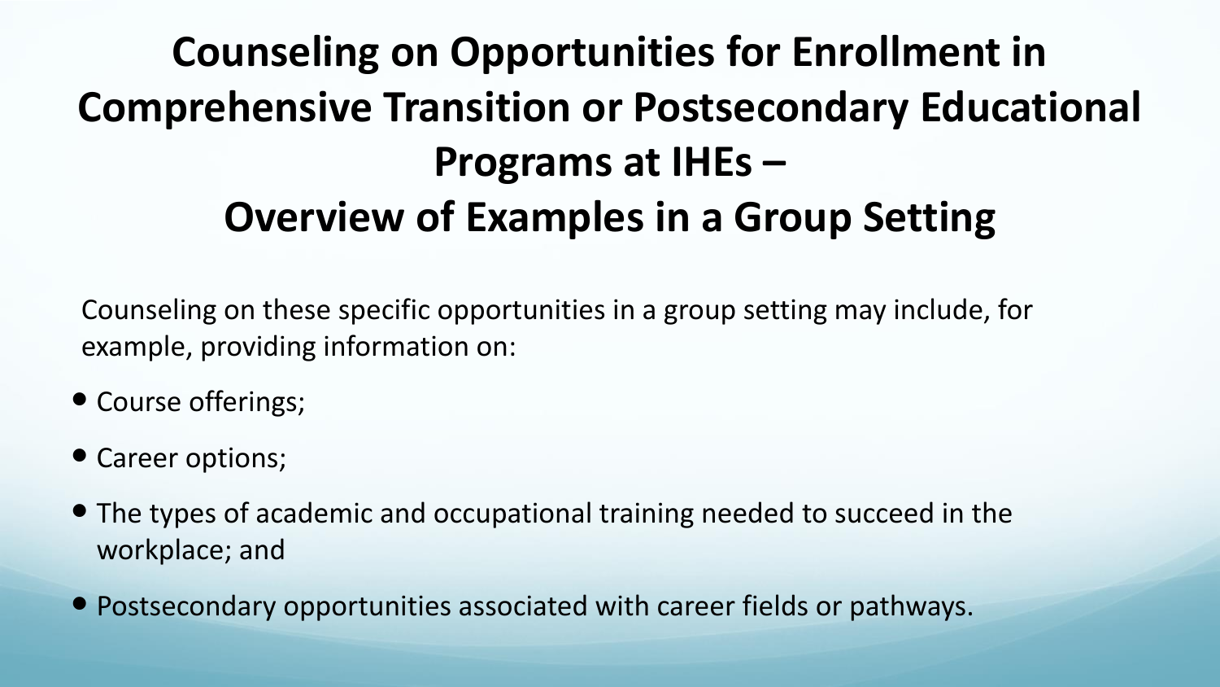# Counseling on Opportunities for Enrollment in Comprehensive Transition or Postsecondary Educational Programs at IHEs – Overview of Examples in a Group Setting

Counseling on these specific opportunities in a group setting may include, for example, providing information on:

- Course offerings;
- Career options;
- The types of academic and occupational training needed to succeed in the workplace; and
- Postsecondary opportunities associated with career fields or pathways.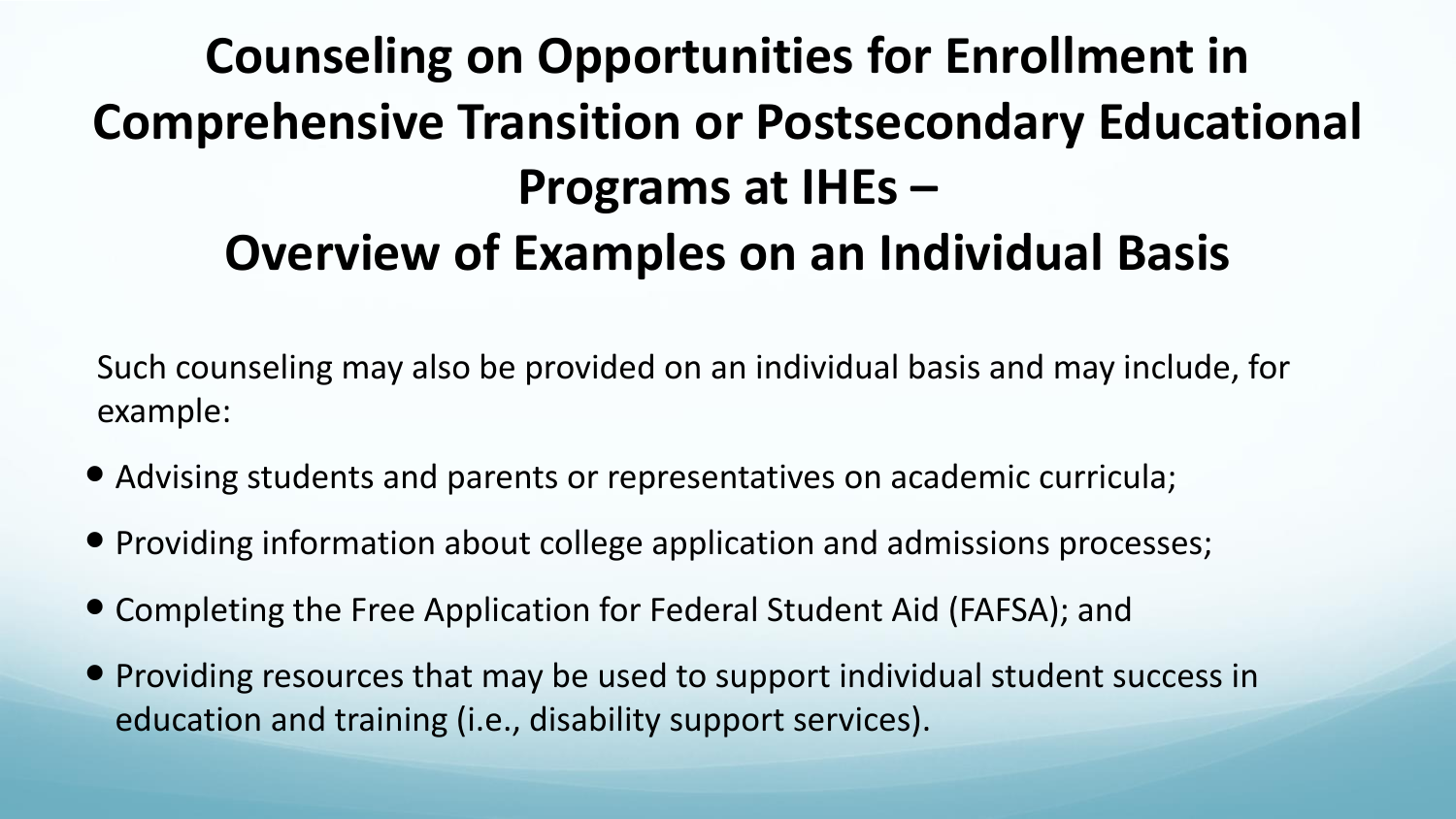# Counseling on Opportunities for Enrollment in Comprehensive Transition or Postsecondary Educational Programs at IHEs – Overview of Examples on an Individual Basis

Such counseling may also be provided on an individual basis and may include, for example:

- Advising students and parents or representatives on academic curricula;
- Providing information about college application and admissions processes;
- Completing the Free Application for Federal Student Aid (FAFSA); and
- Providing resources that may be used to support individual student success in education and training (i.e., disability support services).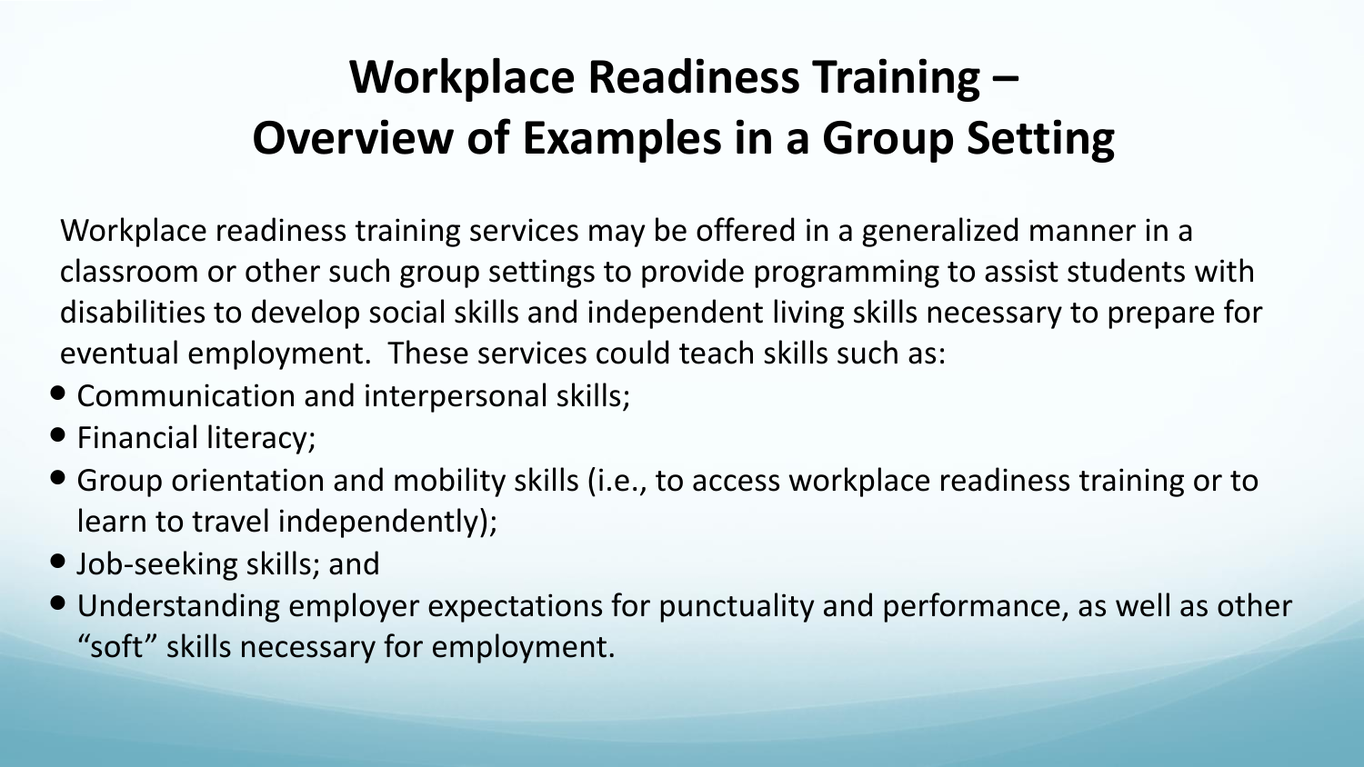# Workplace Readiness Training – Overview of Examples in a Group Setting

Workplace readiness training services may be offered in a generalized manner in a classroom or other such group settings to provide programming to assist students with disabilities to develop social skills and independent living skills necessary to prepare for eventual employment. These services could teach skills such as:

- Communication and interpersonal skills;
- Financial literacy;
- Group orientation and mobility skills (i.e., to access workplace readiness training or to learn to travel independently);
- Job-seeking skills; and
- Understanding employer expectations for punctuality and performance, as well as other "soft" skills necessary for employment.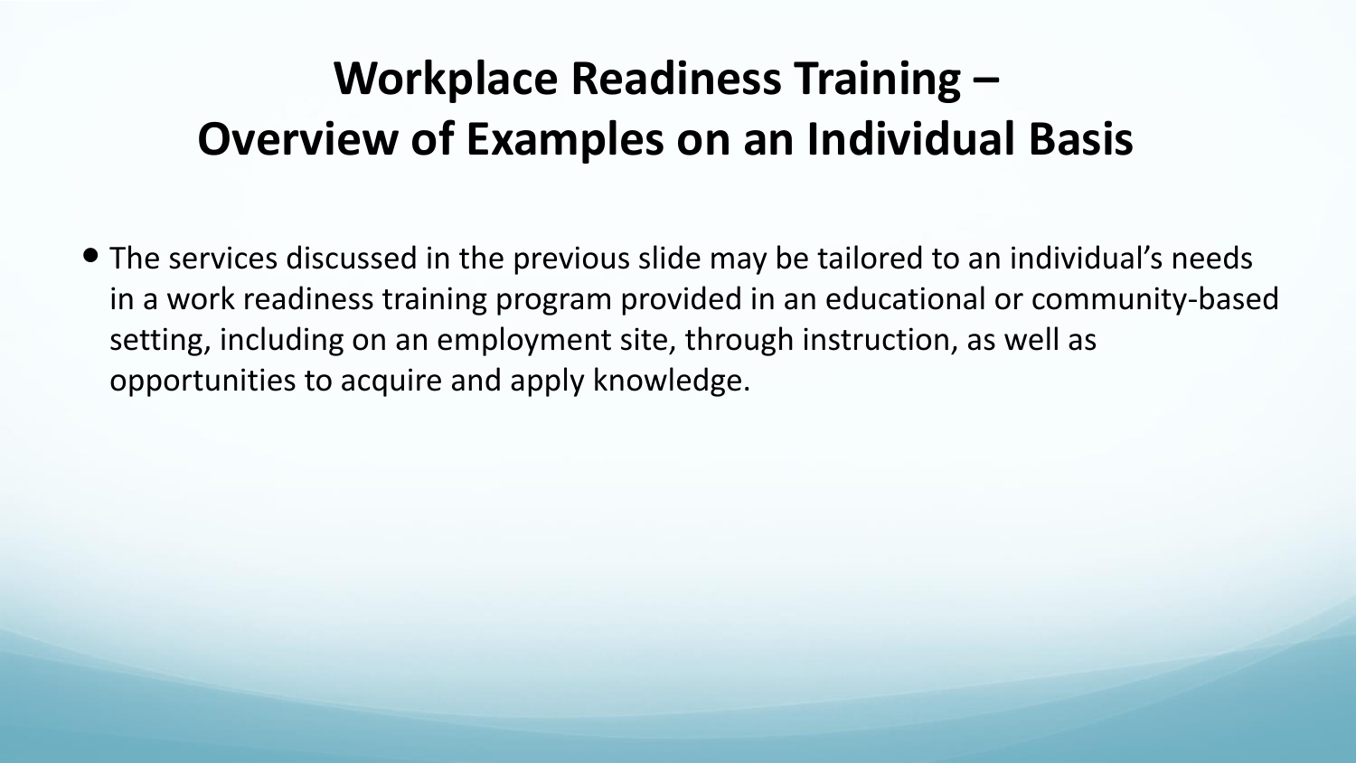# Workplace Readiness Training – Overview of Examples on an Individual Basis

- The services discussed in the previous slide may be tailored to an individual's needs in a work readiness training program provided in an educational or community-based setting, including on an employment site, through instruction, as well as opportunities to acquire and apply knowledge.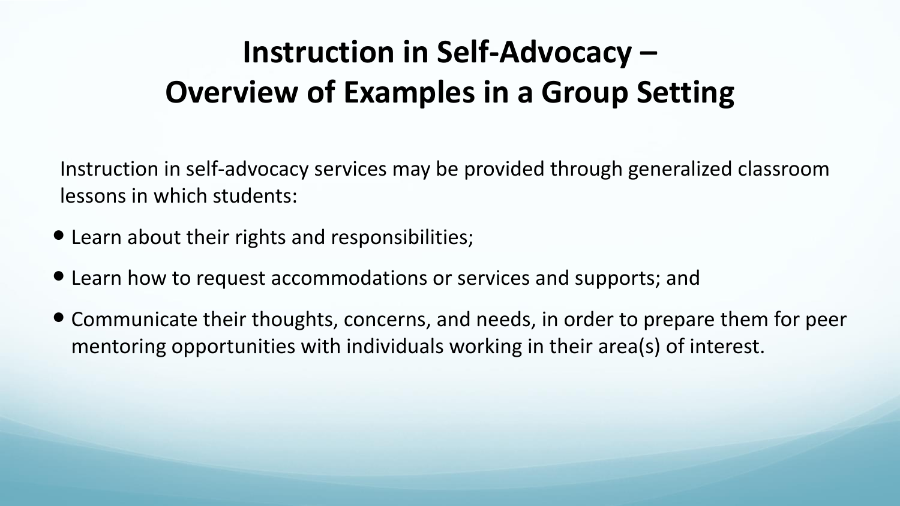# Instruction in Self-Advocacy – Overview of Examples in a Group Setting

Instruction in self-advocacy services may be provided through generalized classroom lessons in which students:

- Learn about their rights and responsibilities;
- Learn how to request accommodations or services and supports; and
- Communicate their thoughts, concerns, and needs, in order to prepare them for peer mentoring opportunities with individuals working in their area(s) of interest.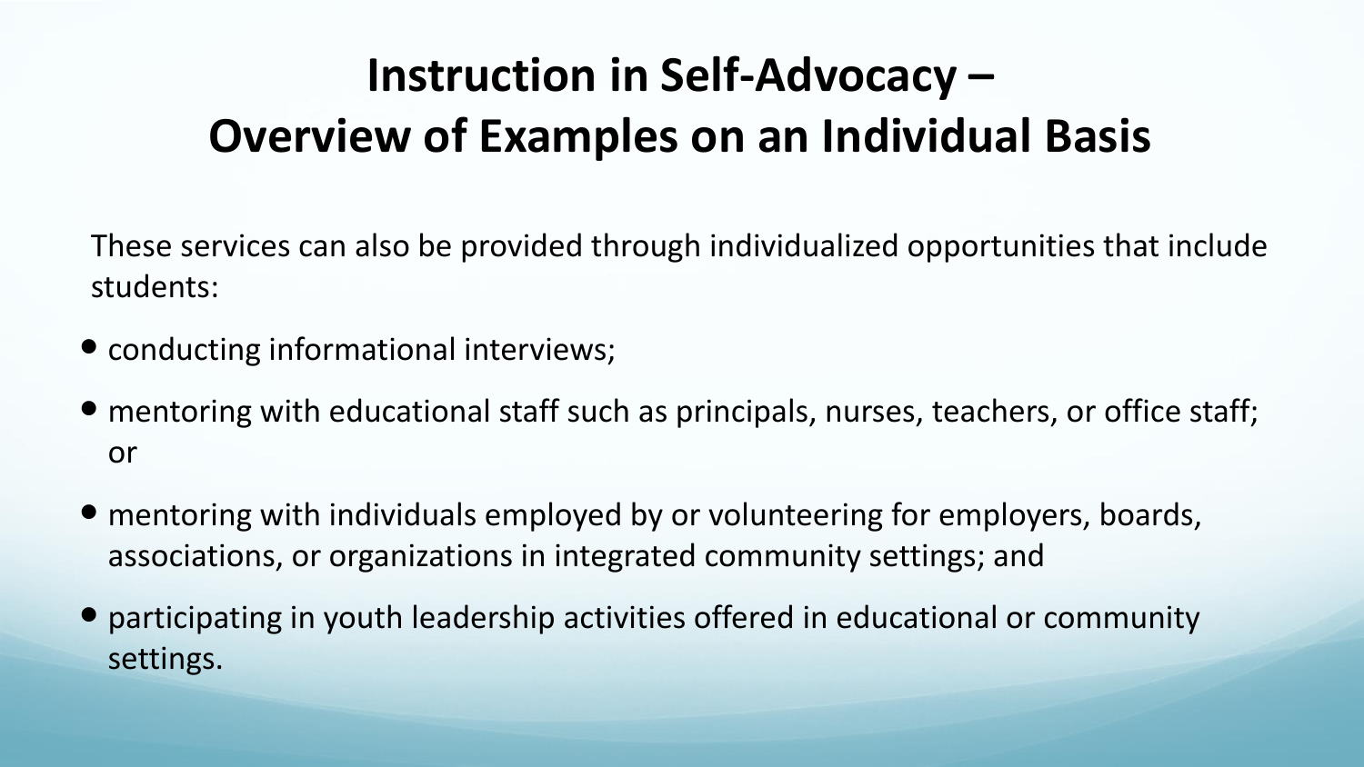# Instruction in Self-Advocacy – Overview of Examples on an Individual Basis

These services can also be provided through individualized opportunities that include students:

- conducting informational interviews;
- mentoring with educational staff such as principals, nurses, teachers, or office staff; or
- mentoring with individuals employed by or volunteering for employers, boards, associations, or organizations in integrated community settings; and
- participating in youth leadership activities offered in educational or community settings.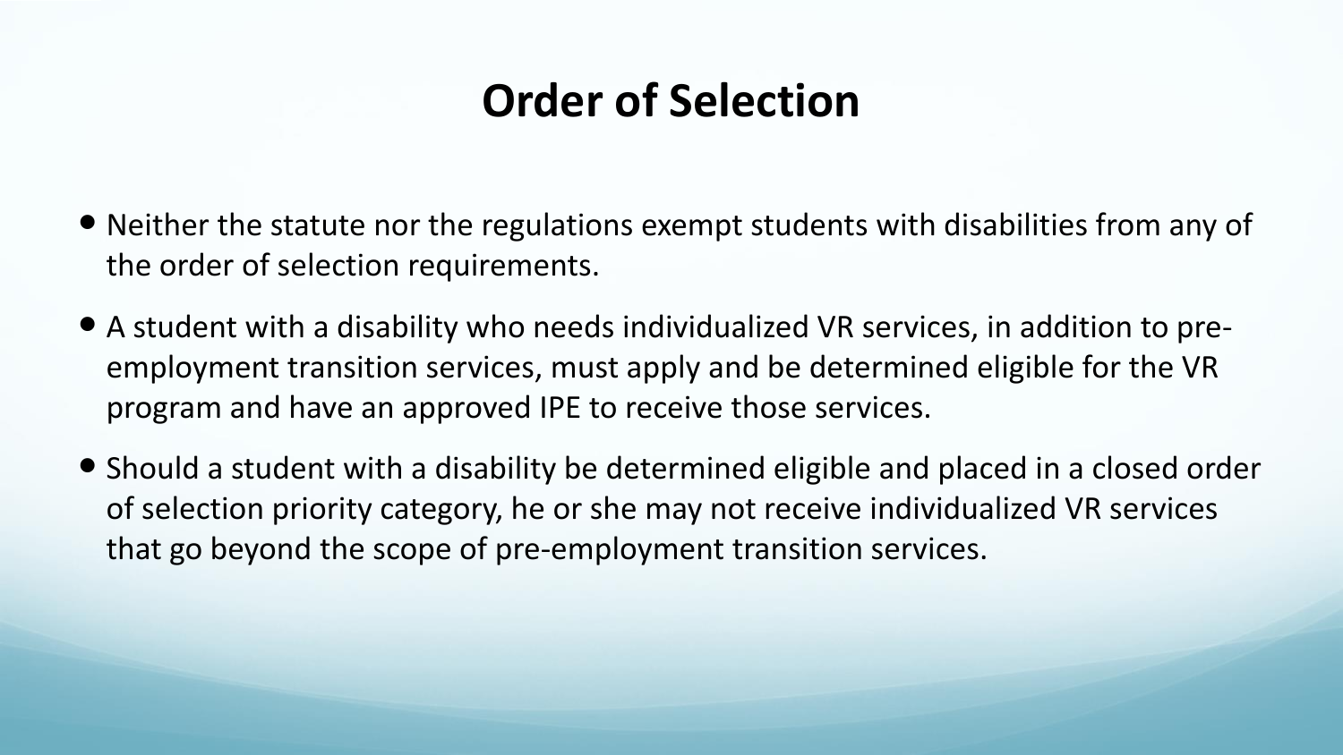# Order of Selection

- Neither the statute nor the regulations exempt students with disabilities from any of the order of selection requirements.
- A student with a disability who needs individualized VR services, in addition to pre-employment transition services, must apply and be determined eligible for the VR program and have an approved IPE to receive those services.
- Should a student with a disability be determined eligible and placed in a closed order of selection priority category, he or she may not receive individualized VR services that go beyond the scope of pre-employment transition services.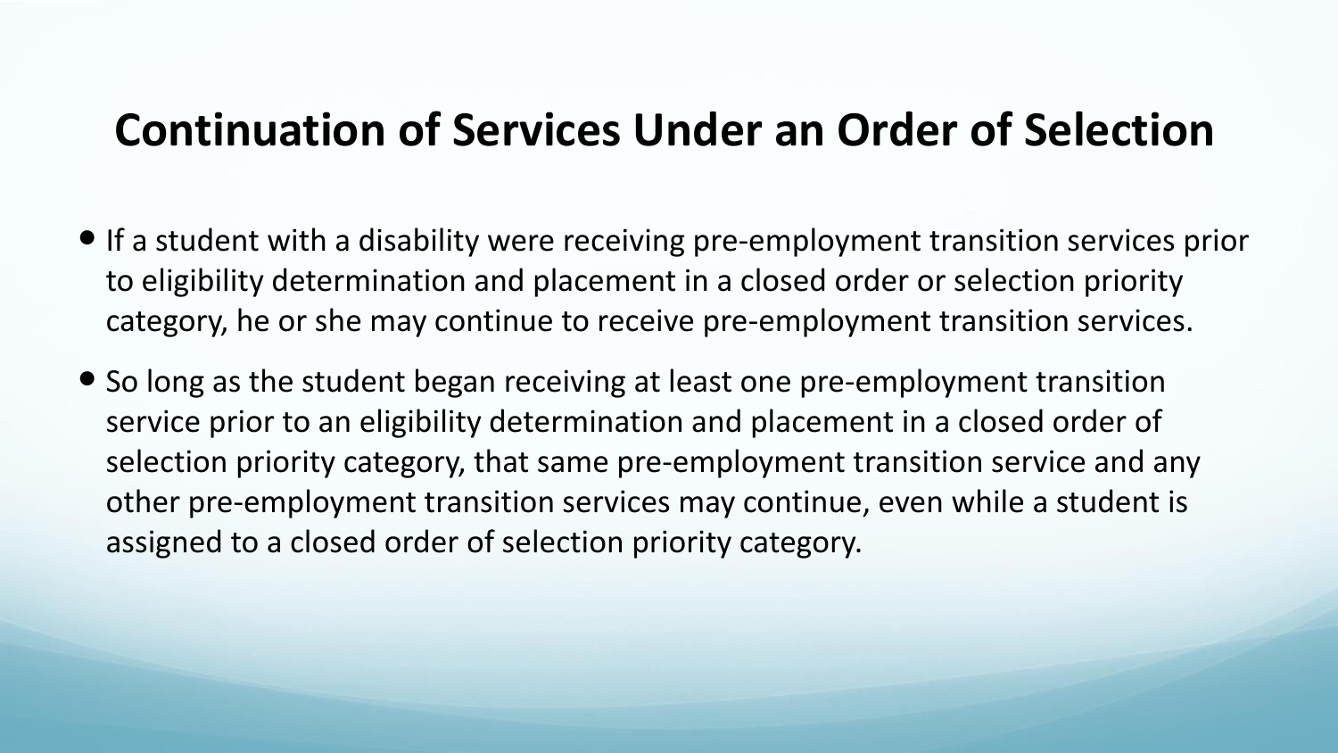# Continuation of Services Under an Order of Selection

- If a student with a disability were receiving pre-employment transition services prior to eligibility determination and placement in a closed order or selection priority category, he or she may continue to receive pre-employment transition services.
- So long as the student began receiving at least one pre-employment transition service prior to an eligibility determination and placement in a closed order of selection priority category, that same pre-employment transition service and any other pre-employment transition services may continue, even while a student is assigned to a closed order of selection priority category.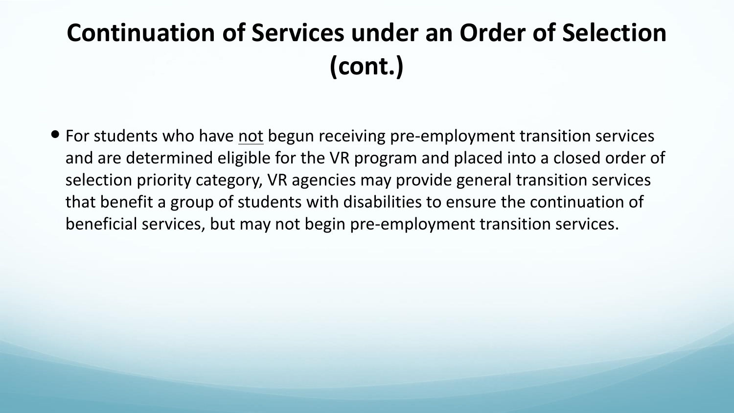# Continuation of Services under an Order of Selection (cont.)

- For students who have <u>not</u> begun receiving pre-employment transition services and are determined eligible for the VR program and placed into a closed order of selection priority category, VR agencies may provide general transition services that benefit a group of students with disabilities to ensure the continuation of beneficial services, but may not begin pre-employment transition services.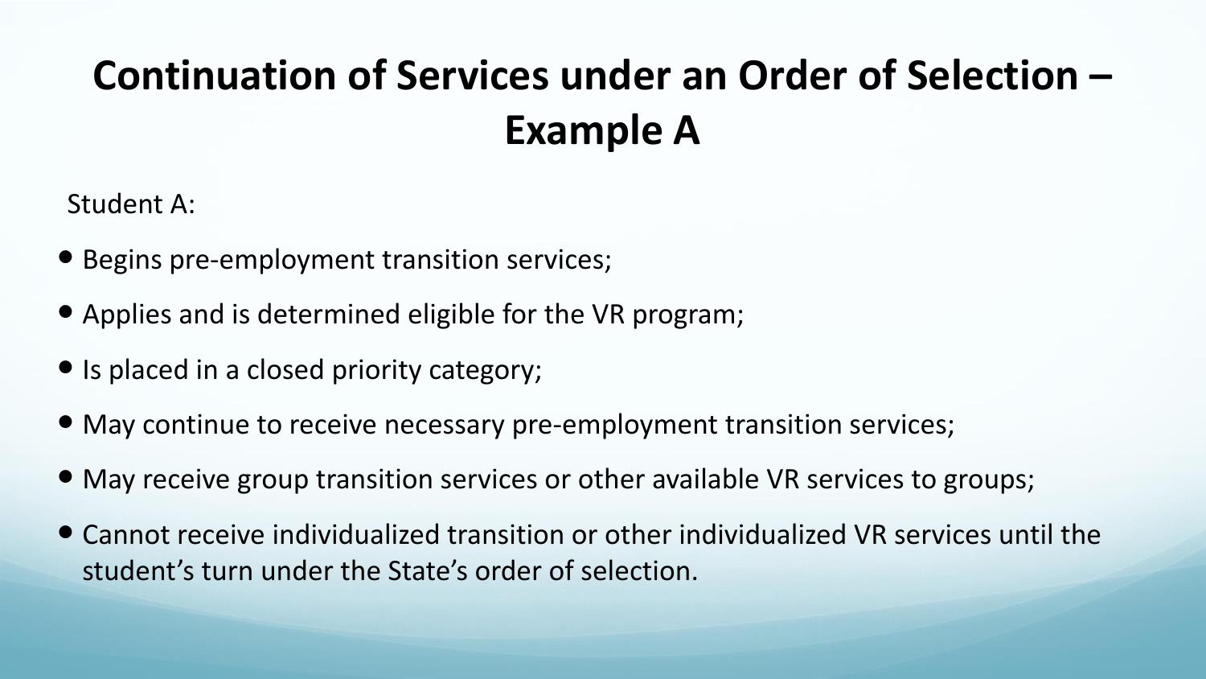# Continuation of Services under an Order of Selection – Example A

Student A:

- Begins pre-employment transition services;
- Applies and is determined eligible for the VR program;
- Is placed in a closed priority category;
- May continue to receive necessary pre-employment transition services;
- May receive group transition services or other available VR services to groups;
- Cannot receive individualized transition or other individualized VR services until the student's turn under the State's order of selection.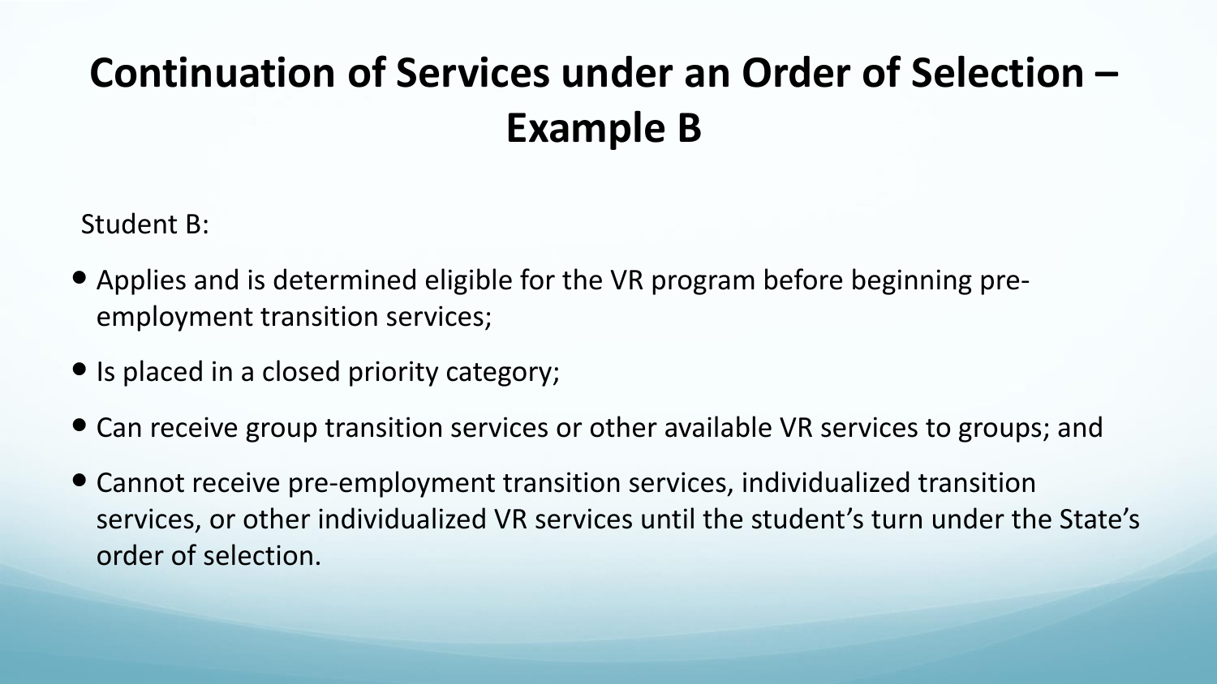# Continuation of Services under an Order of Selection – Example B

Student B:

- Applies and is determined eligible for the VR program before beginning pre-employment transition services;
- Is placed in a closed priority category;
- Can receive group transition services or other available VR services to groups; and
- Cannot receive pre-employment transition services, individualized transition services, or other individualized VR services until the student's turn under the State's order of selection.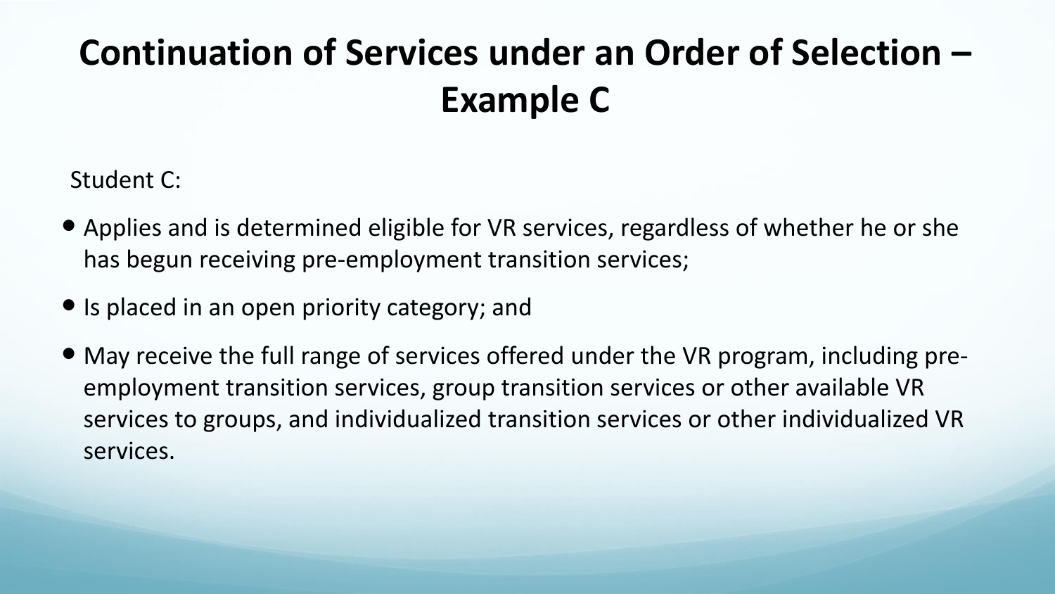# Continuation of Services under an Order of Selection – Example C

Student C:

- Applies and is determined eligible for VR services, regardless of whether he or she has begun receiving pre-employment transition services;
- Is placed in an open priority category; and
- May receive the full range of services offered under the VR program, including pre-employment transition services, group transition services or other available VR services to groups, and individualized transition services or other individualized VR services.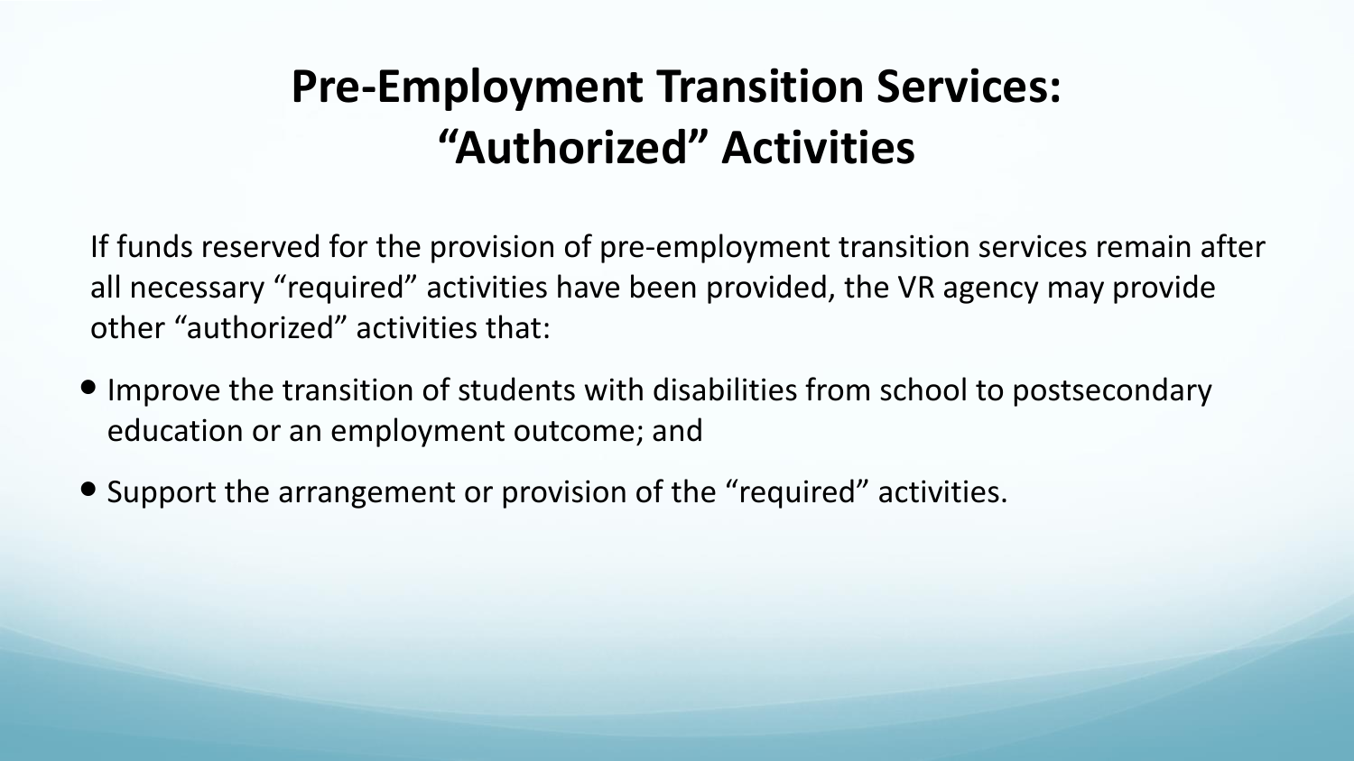# Pre-Employment Transition Services: "Authorized" Activities

If funds reserved for the provision of pre-employment transition services remain after all necessary "required" activities have been provided, the VR agency may provide other "authorized" activities that:

- Improve the transition of students with disabilities from school to postsecondary education or an employment outcome; and
- Support the arrangement or provision of the "required" activities.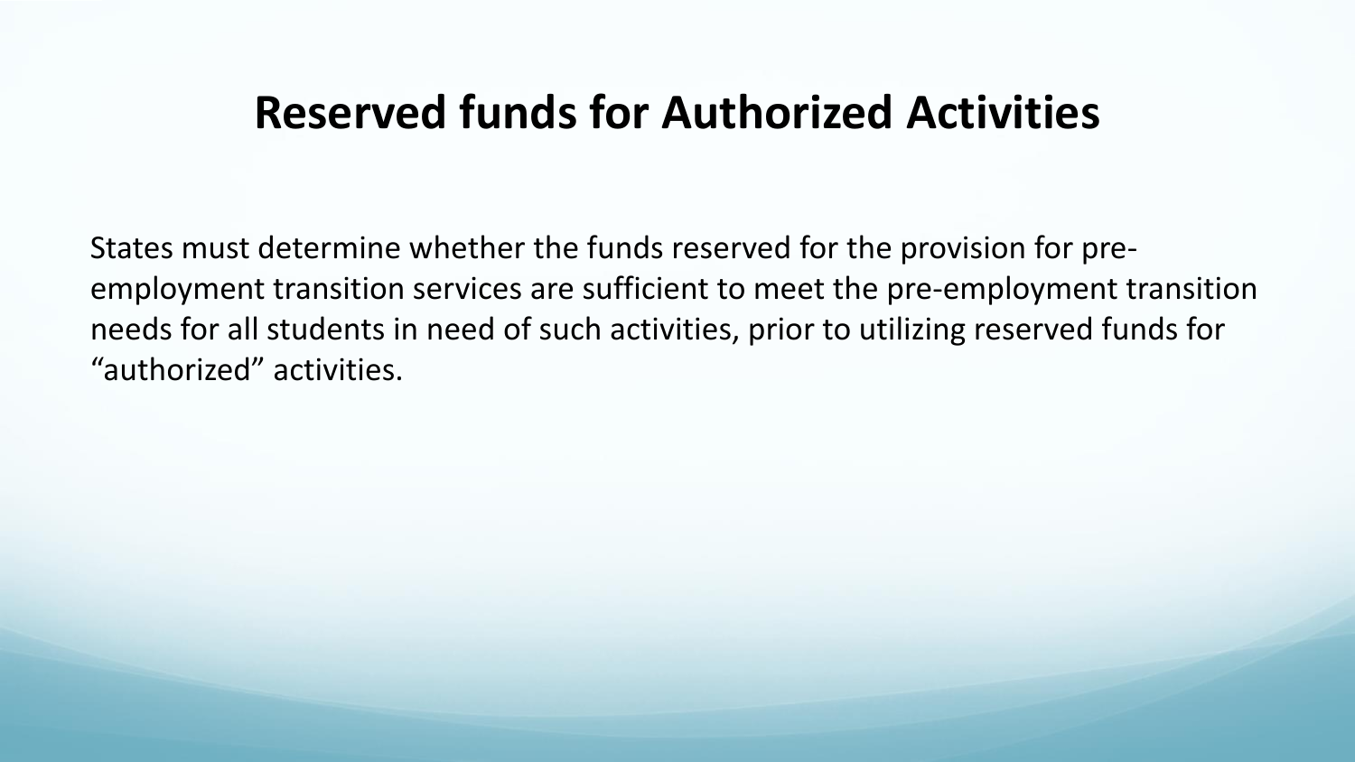# Reserved funds for Authorized Activities

States must determine whether the funds reserved for the provision for pre-employment transition services are sufficient to meet the pre-employment transition needs for all students in need of such activities, prior to utilizing reserved funds for "authorized" activities.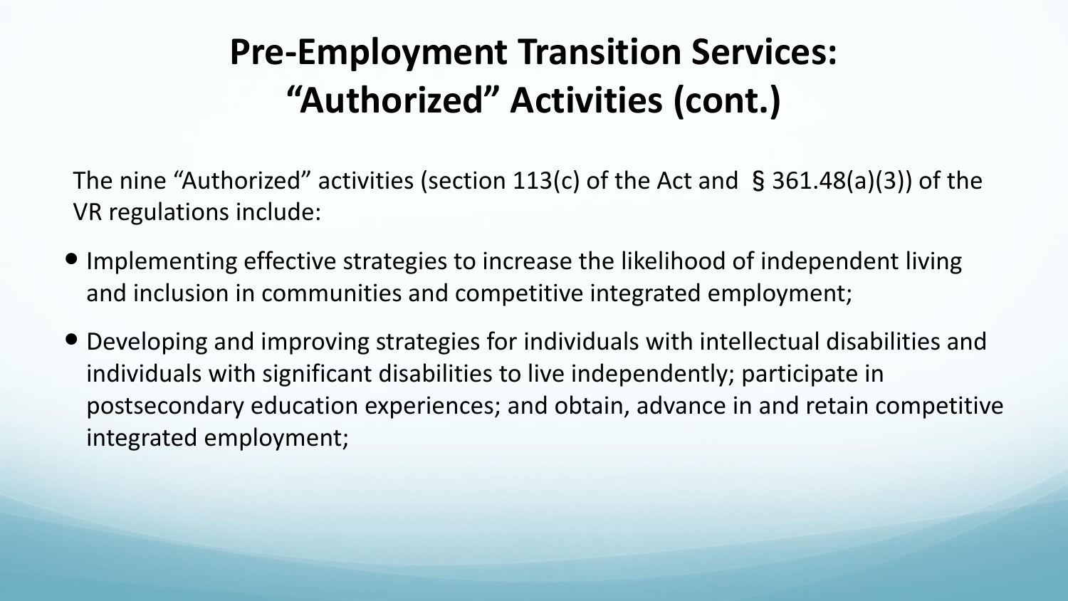# Pre-Employment Transition Services: "Authorized" Activities (cont.)

The nine "Authorized" activities (section 113(c) of the Act and § 361.48(a)(3)) of the VR regulations include:

- Implementing effective strategies to increase the likelihood of independent living and inclusion in communities and competitive integrated employment;
- Developing and improving strategies for individuals with intellectual disabilities and individuals with significant disabilities to live independently; participate in postsecondary education experiences; and obtain, advance in and retain competitive integrated employment;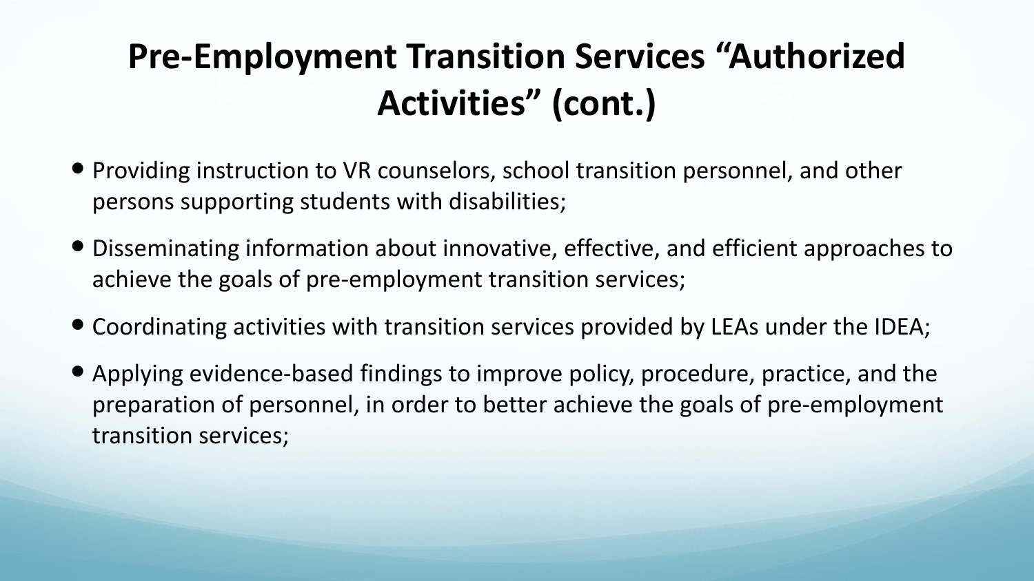# Pre-Employment Transition Services “Authorized Activities” (cont.)

- Providing instruction to VR counselors, school transition personnel, and other persons supporting students with disabilities;
- Disseminating information about innovative, effective, and efficient approaches to achieve the goals of pre-employment transition services;
- Coordinating activities with transition services provided by LEAs under the IDEA;
- Applying evidence-based findings to improve policy, procedure, practice, and the preparation of personnel, in order to better achieve the goals of pre-employment transition services;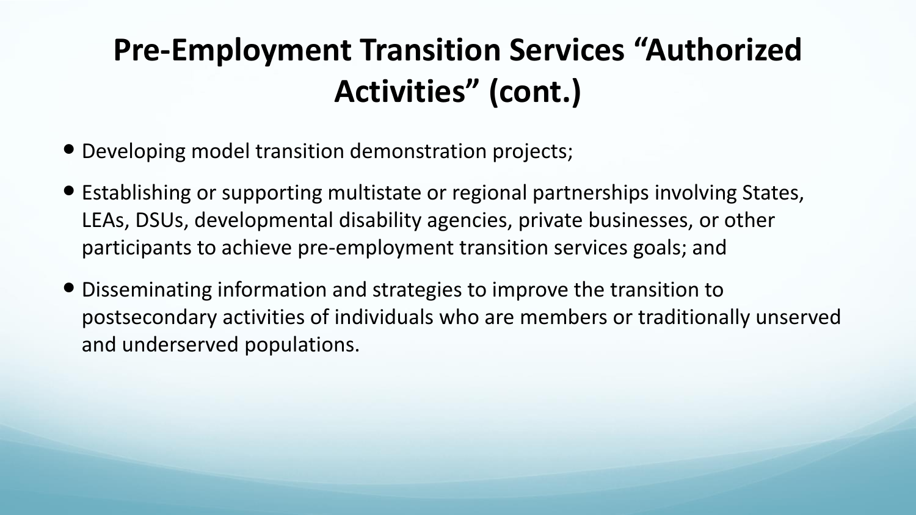# Pre-Employment Transition Services "Authorized Activities" (cont.)

- Developing model transition demonstration projects;
- Establishing or supporting multistate or regional partnerships involving States, LEAs, DSUs, developmental disability agencies, private businesses, or other participants to achieve pre-employment transition services goals; and
- Disseminating information and strategies to improve the transition to postsecondary activities of individuals who are members or traditionally unserved and underserved populations.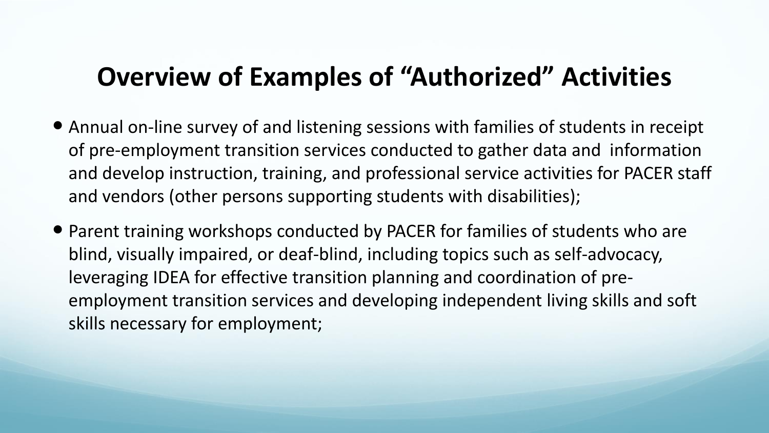# Overview of Examples of "Authorized" Activities

- Annual on-line survey of and listening sessions with families of students in receipt of pre-employment transition services conducted to gather data and information and develop instruction, training, and professional service activities for PACER staff and vendors (other persons supporting students with disabilities);
- Parent training workshops conducted by PACER for families of students who are blind, visually impaired, or deaf-blind, including topics such as self-advocacy, leveraging IDEA for effective transition planning and coordination of pre-employment transition services and developing independent living skills and soft skills necessary for employment;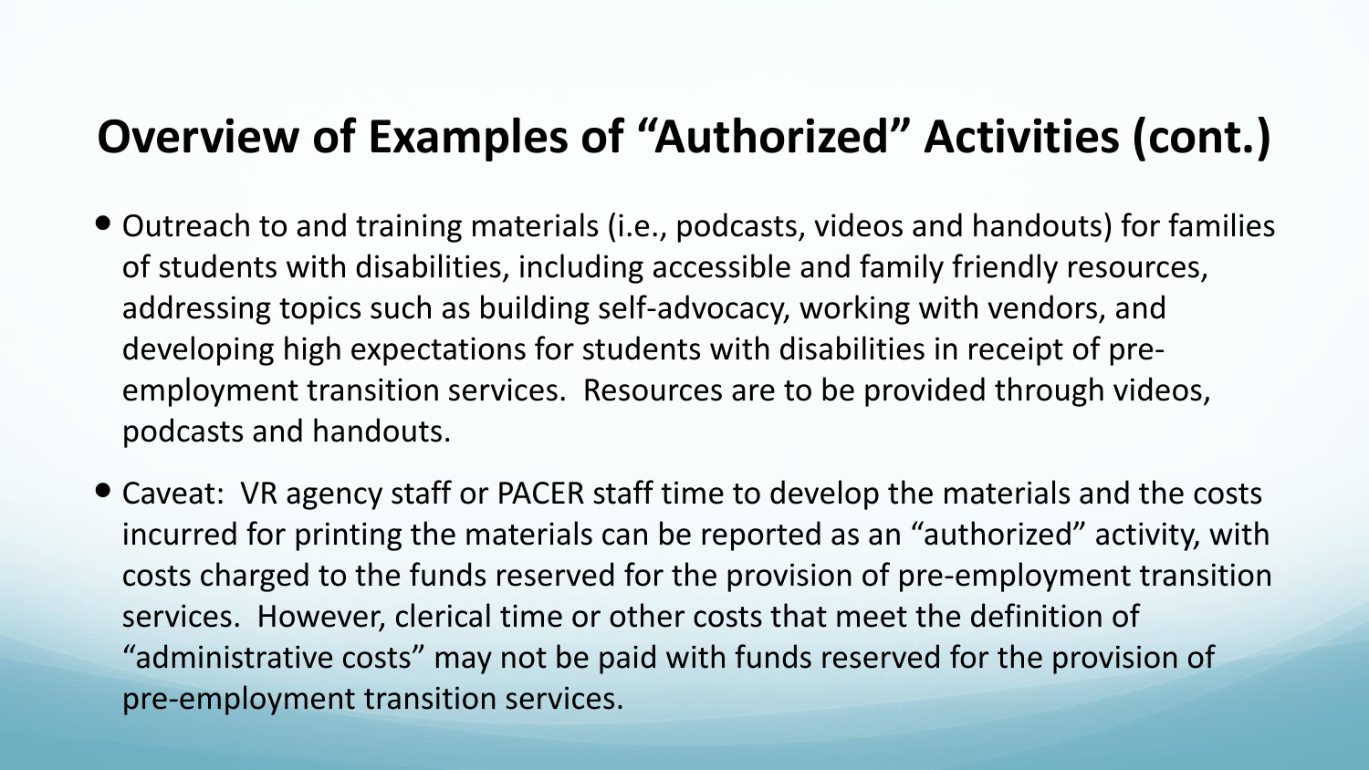# Overview of Examples of "Authorized" Activities (cont.)

- Outreach to and training materials (i.e., podcasts, videos and handouts) for families of students with disabilities, including accessible and family friendly resources, addressing topics such as building self-advocacy, working with vendors, and developing high expectations for students with disabilities in receipt of pre-employment transition services. Resources are to be provided through videos, podcasts and handouts.
- Caveat: VR agency staff or PACER staff time to develop the materials and the costs incurred for printing the materials can be reported as an "authorized" activity, with costs charged to the funds reserved for the provision of pre-employment transition services. However, clerical time or other costs that meet the definition of "administrative costs" may not be paid with funds reserved for the provision of pre-employment transition services.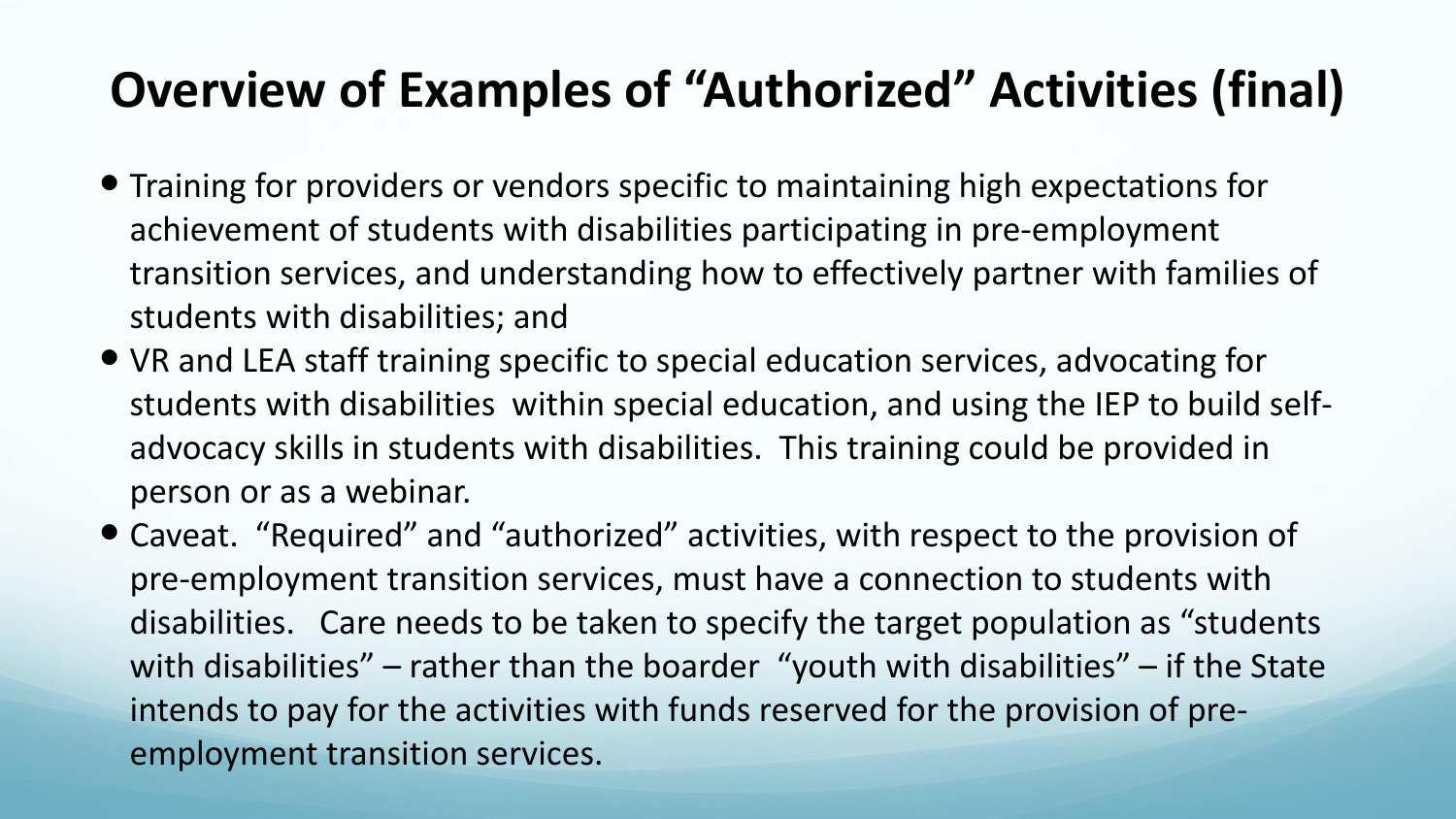# Overview of Examples of "Authorized" Activities (final)

- Training for providers or vendors specific to maintaining high expectations for achievement of students with disabilities participating in pre-employment transition services, and understanding how to effectively partner with families of students with disabilities; and
- VR and LEA staff training specific to special education services, advocating for students with disabilities within special education, and using the IEP to build self-advocacy skills in students with disabilities. This training could be provided in person or as a webinar.
- Caveat. "Required" and "authorized" activities, with respect to the provision of pre-employment transition services, must have a connection to students with disabilities. Care needs to be taken to specify the target population as "students with disabilities" – rather than the boarder "youth with disabilities" – if the State intends to pay for the activities with funds reserved for the provision of pre-employment transition services.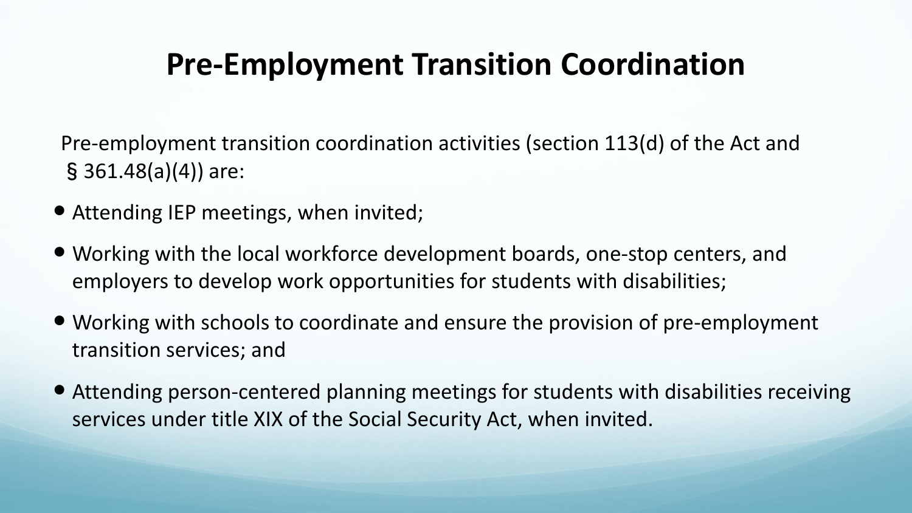# Pre-Employment Transition Coordination

Pre-employment transition coordination activities (section 113(d) of the Act and § 361.48(a)(4)) are:

- Attending IEP meetings, when invited;
- Working with the local workforce development boards, one-stop centers, and employers to develop work opportunities for students with disabilities;
- Working with schools to coordinate and ensure the provision of pre-employment transition services; and
- Attending person-centered planning meetings for students with disabilities receiving services under title XIX of the Social Security Act, when invited.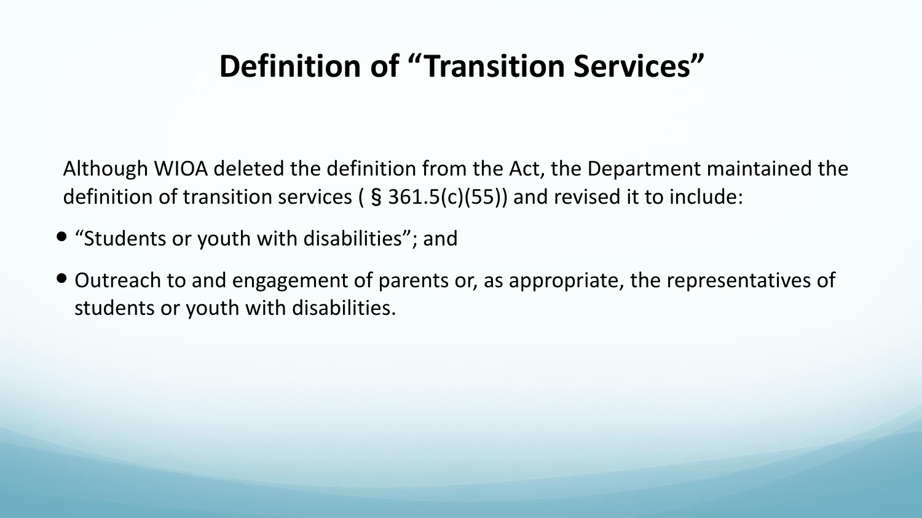# Definition of "Transition Services"

Although WIOA deleted the definition from the Act, the Department maintained the definition of transition services ( § 361.5(c)(55)) and revised it to include:

- "Students or youth with disabilities"; and
- Outreach to and engagement of parents or, as appropriate, the representatives of students or youth with disabilities.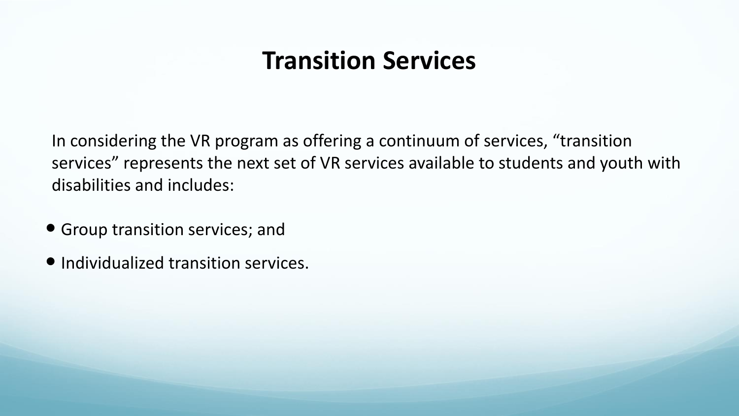# Transition Services

In considering the VR program as offering a continuum of services, “transition services” represents the next set of VR services available to students and youth with disabilities and includes:

- Group transition services; and
- Individualized transition services.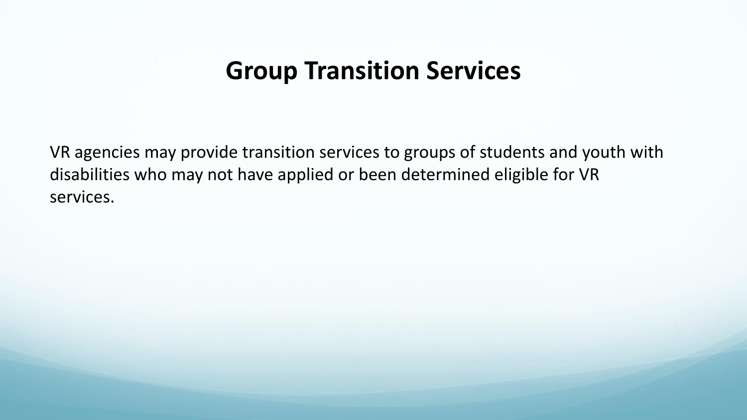# Group Transition Services

VR agencies may provide transition services to groups of students and youth with disabilities who may not have applied or been determined eligible for VR services.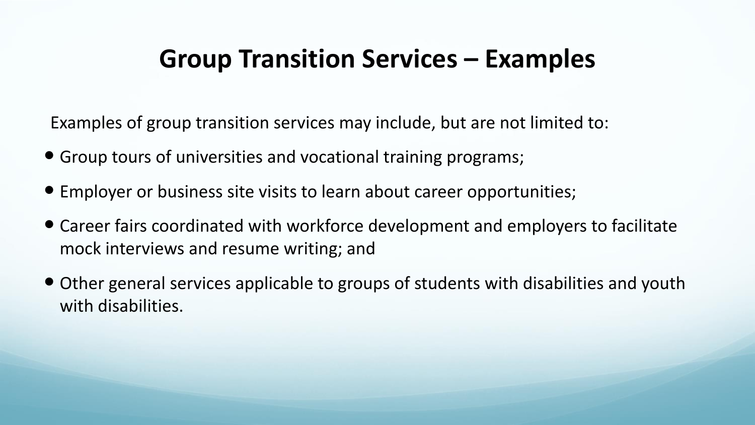# Group Transition Services – Examples

Examples of group transition services may include, but are not limited to:

- Group tours of universities and vocational training programs;
- Employer or business site visits to learn about career opportunities;
- Career fairs coordinated with workforce development and employers to facilitate mock interviews and resume writing; and
- Other general services applicable to groups of students with disabilities and youth with disabilities.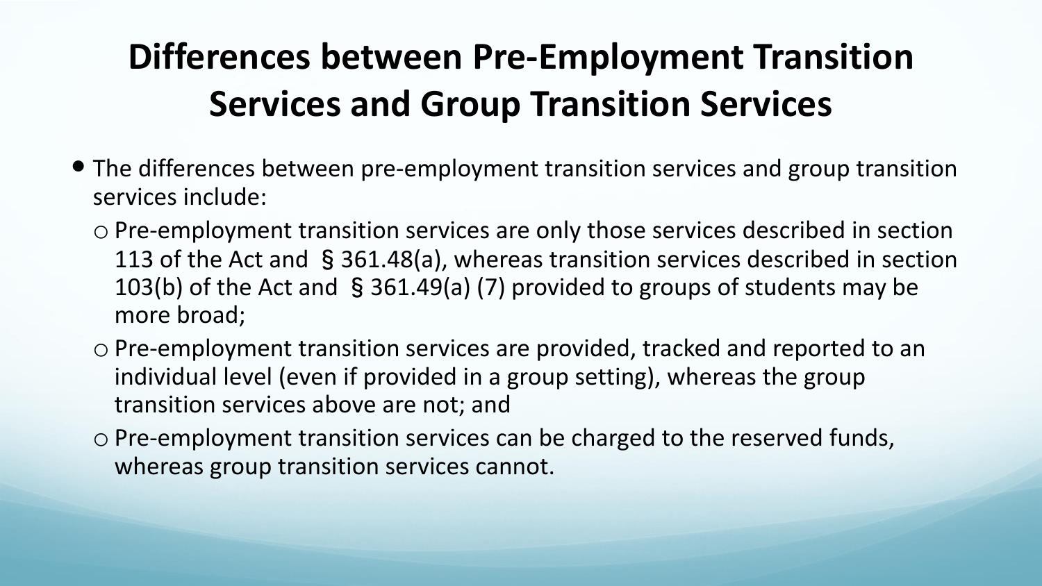# Differences between Pre-Employment Transition Services and Group Transition Services

- The differences between pre-employment transition services and group transition services include:
  - Pre-employment transition services are only those services described in section 113 of the Act and § 361.48(a), whereas transition services described in section 103(b) of the Act and § 361.49(a) (7) provided to groups of students may be more broad;
  - Pre-employment transition services are provided, tracked and reported to an individual level (even if provided in a group setting), whereas the group transition services above are not; and
  - Pre-employment transition services can be charged to the reserved funds, whereas group transition services cannot.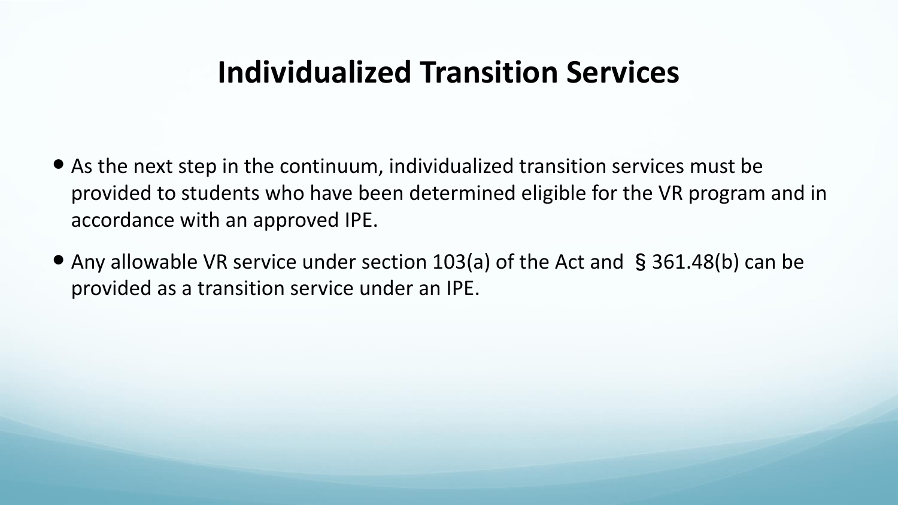# Individualized Transition Services

- As the next step in the continuum, individualized transition services must be provided to students who have been determined eligible for the VR program and in accordance with an approved IPE.
- Any allowable VR service under section 103(a) of the Act and § 361.48(b) can be provided as a transition service under an IPE.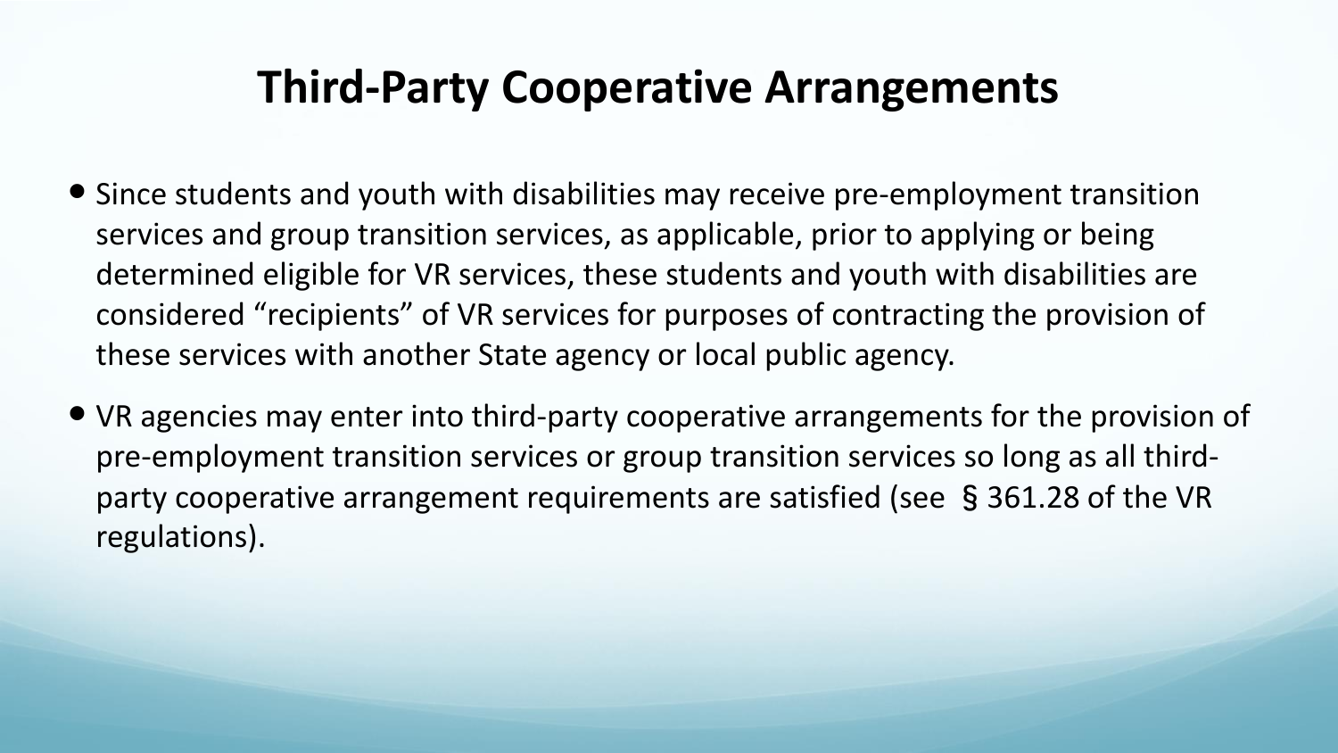# Third-Party Cooperative Arrangements

- Since students and youth with disabilities may receive pre-employment transition services and group transition services, as applicable, prior to applying or being determined eligible for VR services, these students and youth with disabilities are considered "recipients" of VR services for purposes of contracting the provision of these services with another State agency or local public agency.
- VR agencies may enter into third-party cooperative arrangements for the provision of pre-employment transition services or group transition services so long as all third-party cooperative arrangement requirements are satisfied (see § 361.28 of the VR regulations).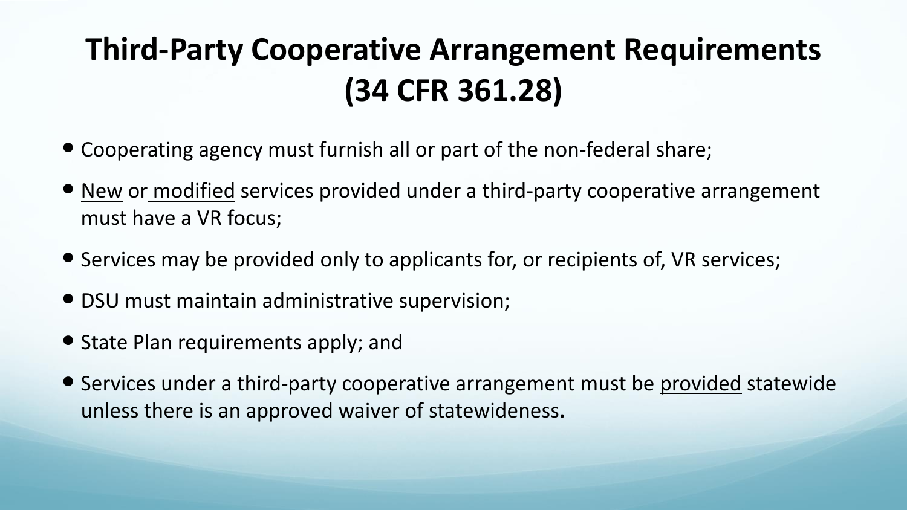# Third-Party Cooperative Arrangement Requirements (34 CFR 361.28)

- Cooperating agency must furnish all or part of the non-federal share;
- <u>New</u> or <u>modified</u> services provided under a third-party cooperative arrangement must have a VR focus;
- Services may be provided only to applicants for, or recipients of, VR services;
- DSU must maintain administrative supervision;
- State Plan requirements apply; and
- Services under a third-party cooperative arrangement must be <u>provided</u> statewide unless there is an approved waiver of statewideness**.**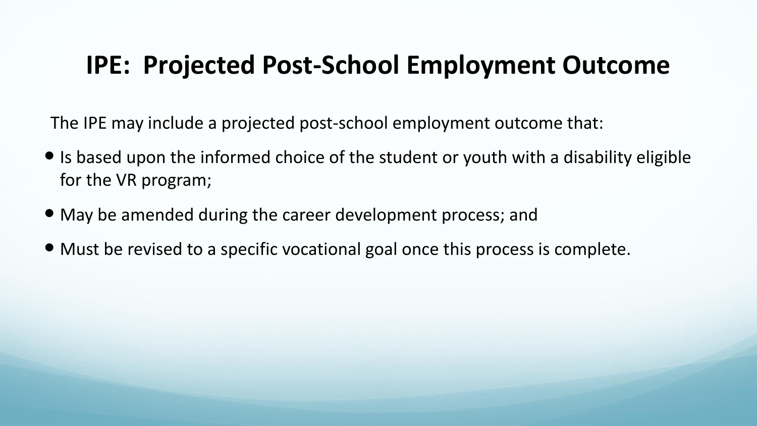# IPE: Projected Post-School Employment Outcome

The IPE may include a projected post-school employment outcome that:

- Is based upon the informed choice of the student or youth with a disability eligible for the VR program;
- May be amended during the career development process; and
- Must be revised to a specific vocational goal once this process is complete.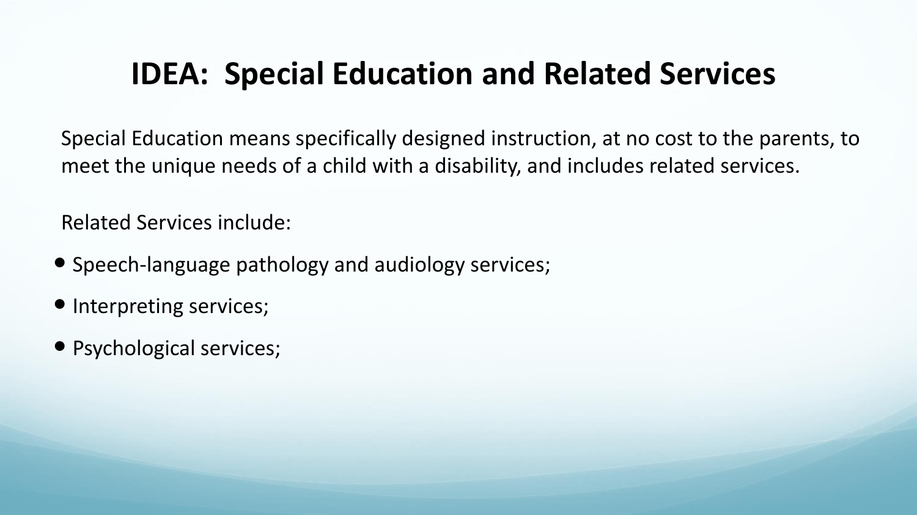# IDEA: Special Education and Related Services

Special Education means specifically designed instruction, at no cost to the parents, to meet the unique needs of a child with a disability, and includes related services.

Related Services include:

- Speech-language pathology and audiology services;
- Interpreting services;
- Psychological services;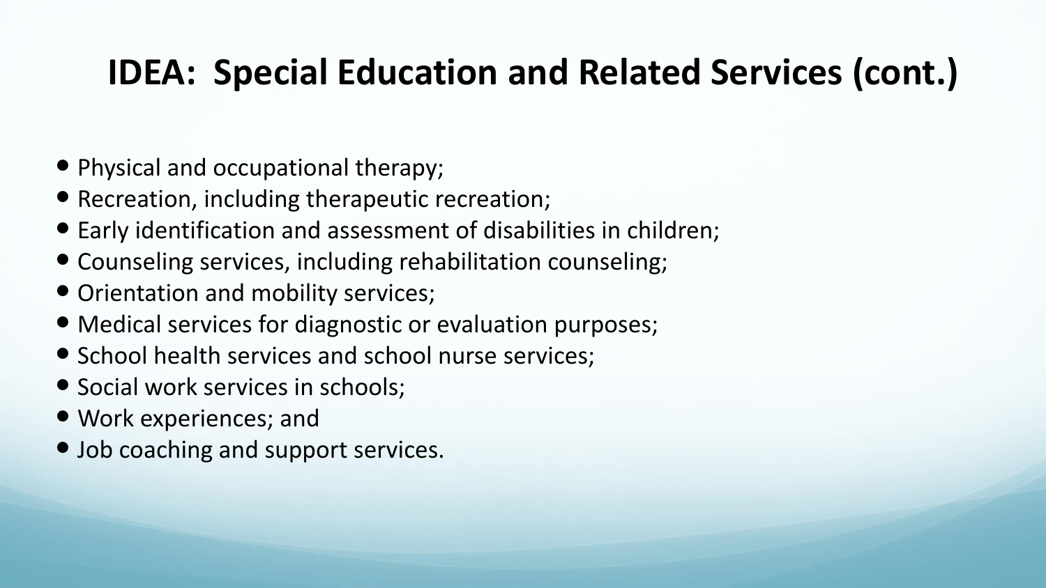## IDEA: Special Education and Related Services (cont.)

- Physical and occupational therapy;
- Recreation, including therapeutic recreation;
- Early identification and assessment of disabilities in children;
- Counseling services, including rehabilitation counseling;
- Orientation and mobility services;
- Medical services for diagnostic or evaluation purposes;
- School health services and school nurse services;
- Social work services in schools;
- Work experiences; and
- Job coaching and support services.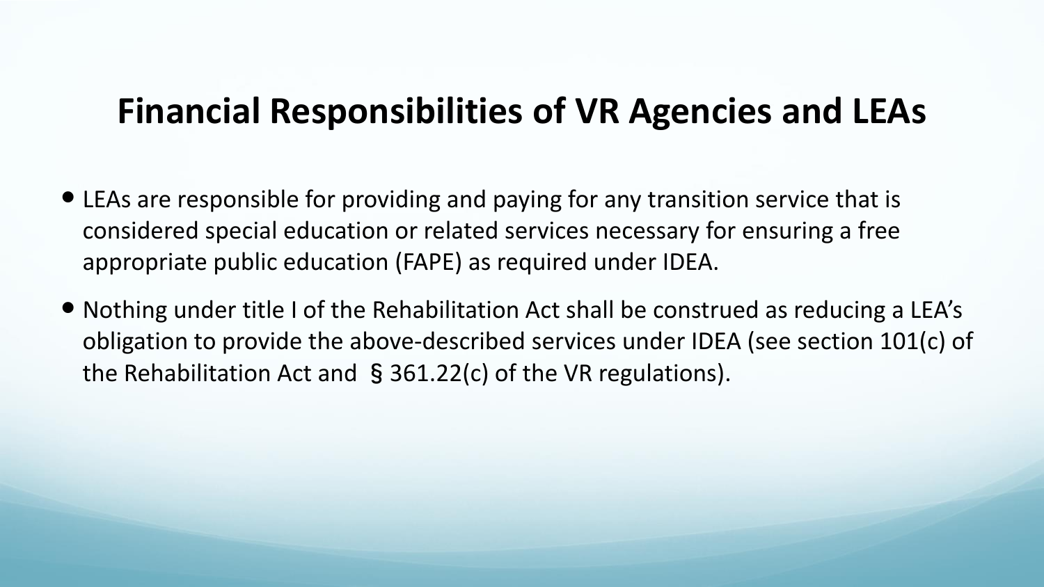# Financial Responsibilities of VR Agencies and LEAs

- LEAs are responsible for providing and paying for any transition service that is considered special education or related services necessary for ensuring a free appropriate public education (FAPE) as required under IDEA.
- Nothing under title I of the Rehabilitation Act shall be construed as reducing a LEA's obligation to provide the above-described services under IDEA (see section 101(c) of the Rehabilitation Act and § 361.22(c) of the VR regulations).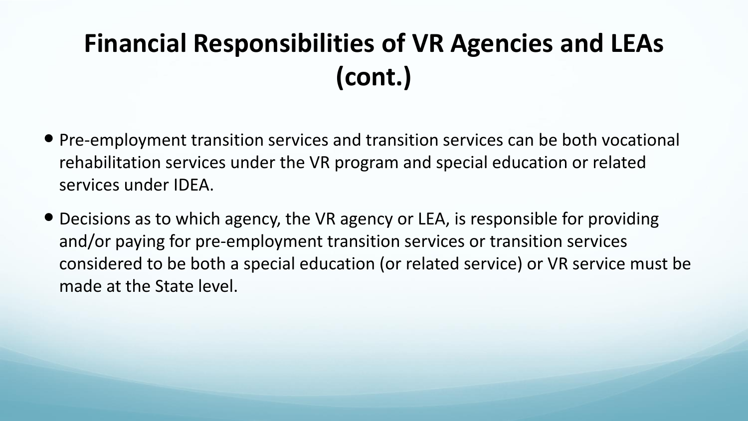# Financial Responsibilities of VR Agencies and LEAs (cont.)

- Pre-employment transition services and transition services can be both vocational rehabilitation services under the VR program and special education or related services under IDEA.
- Decisions as to which agency, the VR agency or LEA, is responsible for providing and/or paying for pre-employment transition services or transition services considered to be both a special education (or related service) or VR service must be made at the State level.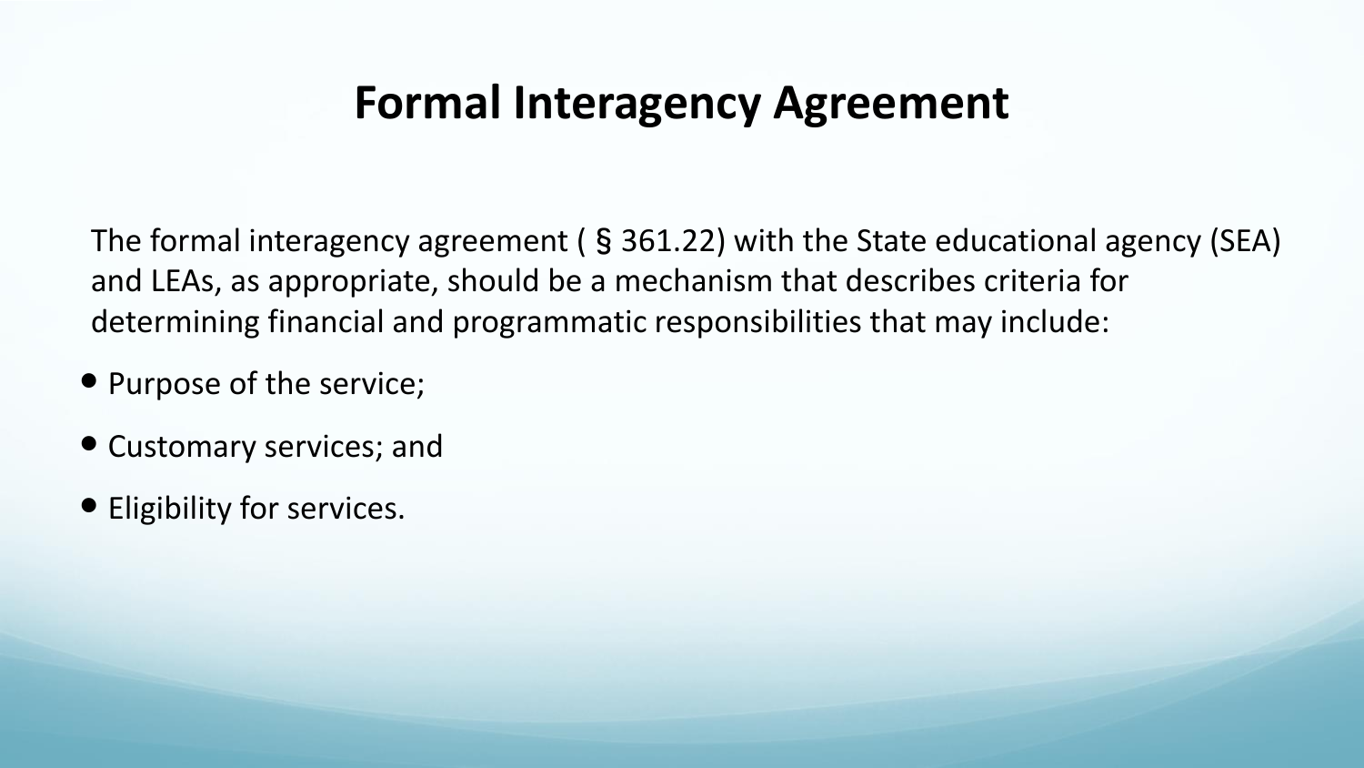# Formal Interagency Agreement

The formal interagency agreement ( § 361.22) with the State educational agency (SEA) and LEAs, as appropriate, should be a mechanism that describes criteria for determining financial and programmatic responsibilities that may include:

- Purpose of the service;
- Customary services; and
- Eligibility for services.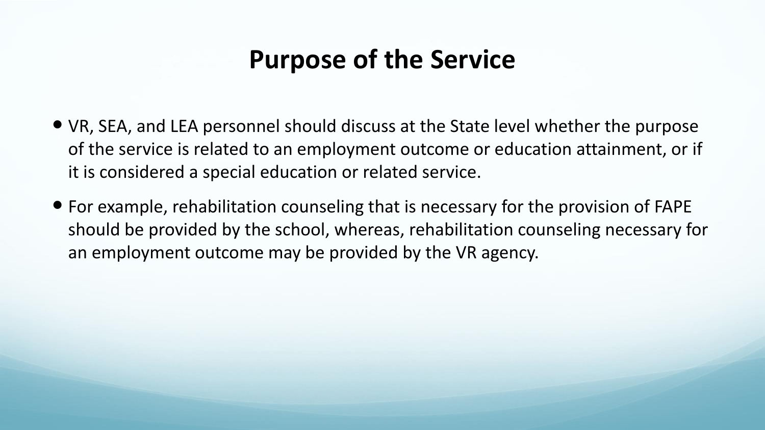# Purpose of the Service

- VR, SEA, and LEA personnel should discuss at the State level whether the purpose of the service is related to an employment outcome or education attainment, or if it is considered a special education or related service.
- For example, rehabilitation counseling that is necessary for the provision of FAPE should be provided by the school, whereas, rehabilitation counseling necessary for an employment outcome may be provided by the VR agency.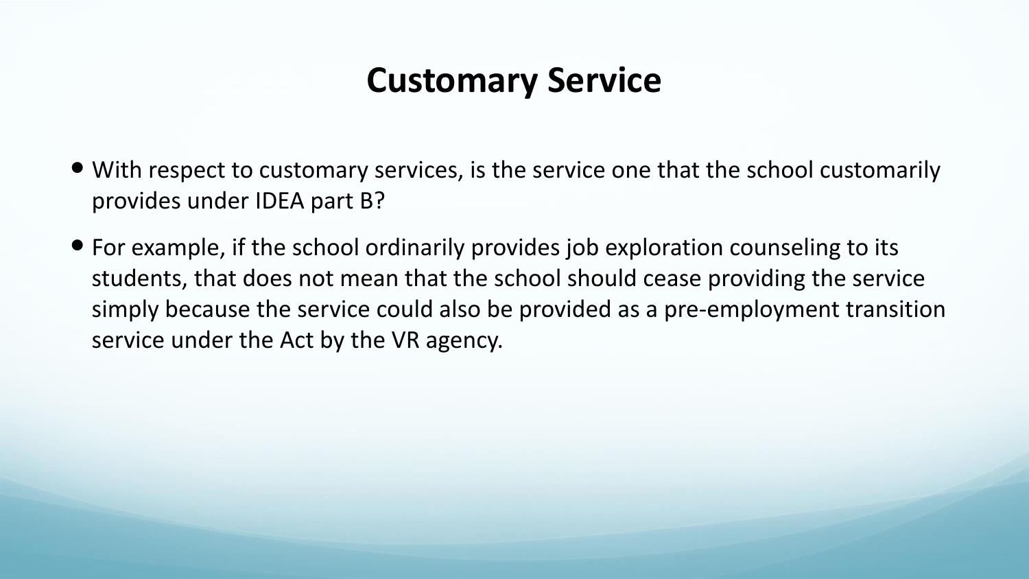# Customary Service

- With respect to customary services, is the service one that the school customarily provides under IDEA part B?
- For example, if the school ordinarily provides job exploration counseling to its students, that does not mean that the school should cease providing the service simply because the service could also be provided as a pre-employment transition service under the Act by the VR agency.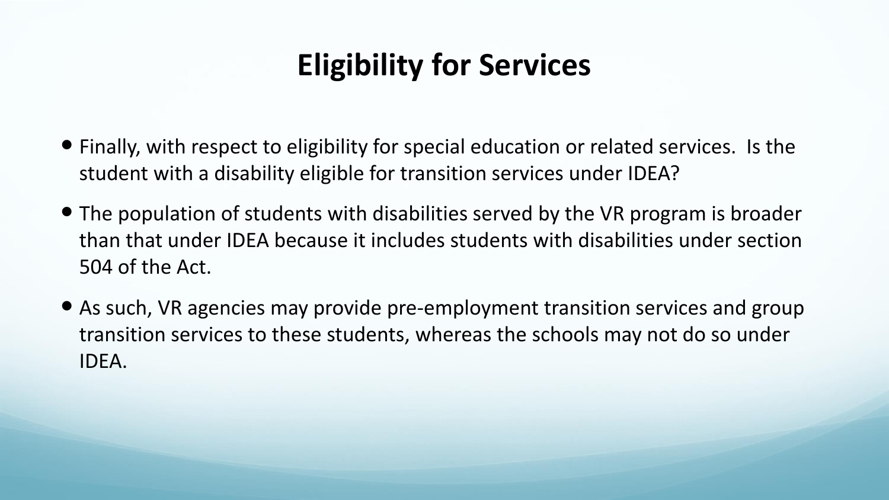# Eligibility for Services

- Finally, with respect to eligibility for special education or related services. Is the student with a disability eligible for transition services under IDEA?
- The population of students with disabilities served by the VR program is broader than that under IDEA because it includes students with disabilities under section 504 of the Act.
- As such, VR agencies may provide pre-employment transition services and group transition services to these students, whereas the schools may not do so under IDEA.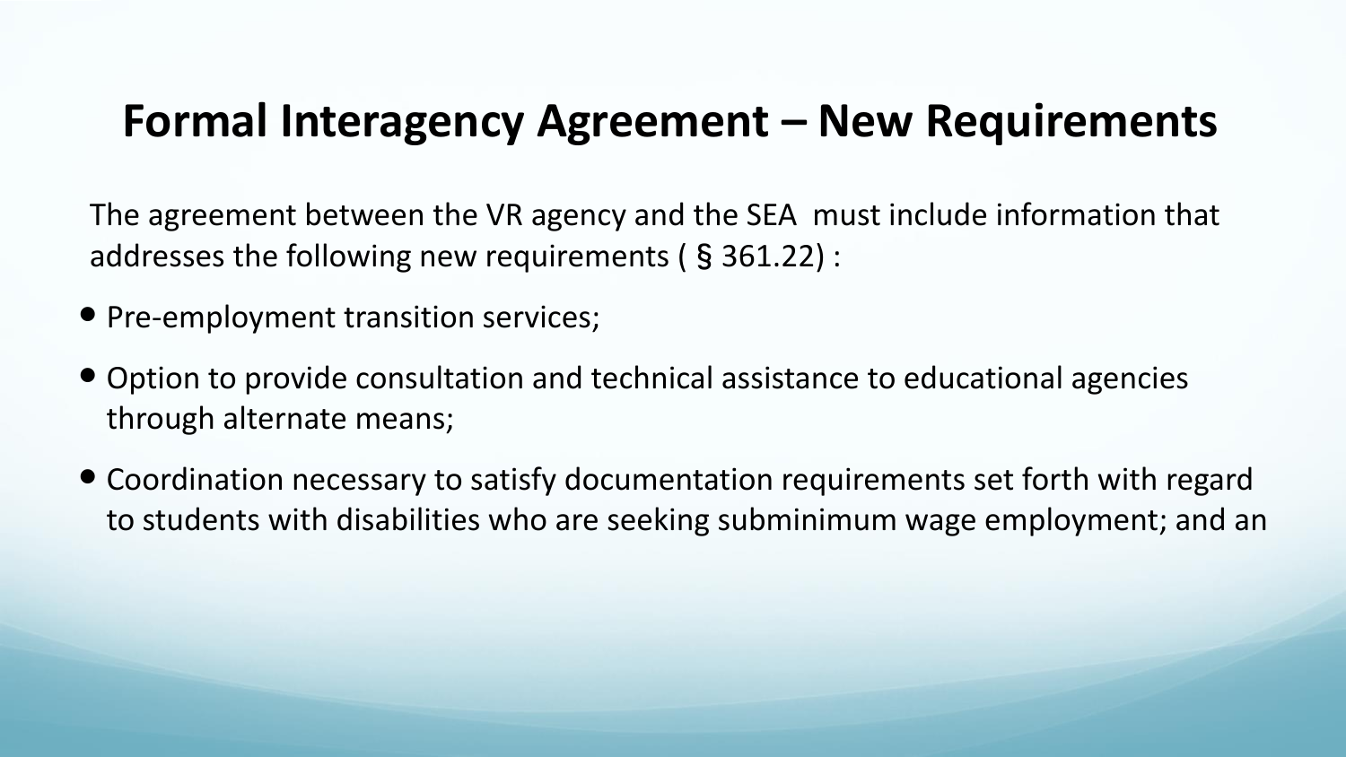# Formal Interagency Agreement – New Requirements

The agreement between the VR agency and the SEA must include information that addresses the following new requirements ( § 361.22) :

- Pre-employment transition services;
- Option to provide consultation and technical assistance to educational agencies through alternate means;
- Coordination necessary to satisfy documentation requirements set forth with regard to students with disabilities who are seeking subminimum wage employment; and an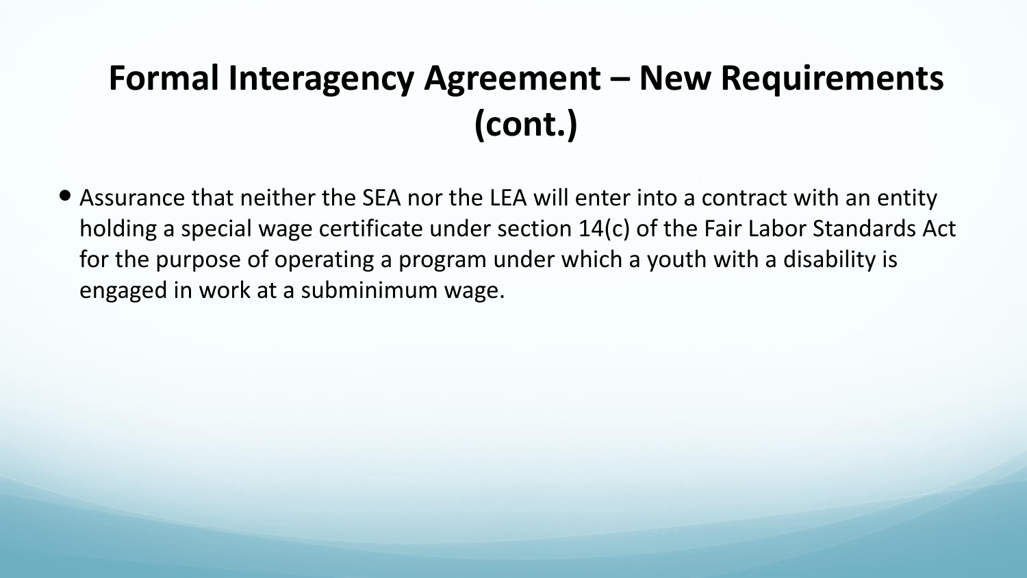# Formal Interagency Agreement – New Requirements (cont.)

- Assurance that neither the SEA nor the LEA will enter into a contract with an entity holding a special wage certificate under section 14(c) of the Fair Labor Standards Act for the purpose of operating a program under which a youth with a disability is engaged in work at a subminimum wage.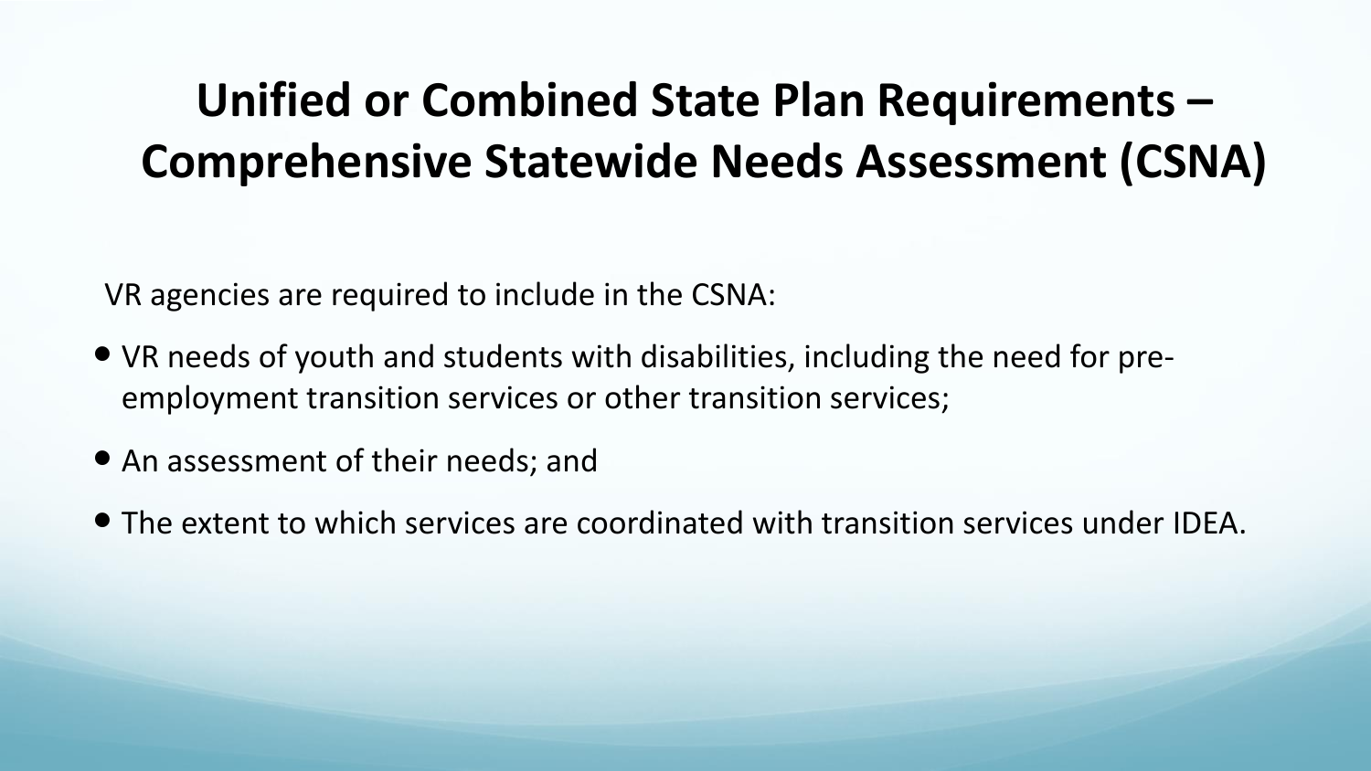# Unified or Combined State Plan Requirements – Comprehensive Statewide Needs Assessment (CSNA)

VR agencies are required to include in the CSNA:

- VR needs of youth and students with disabilities, including the need for pre-employment transition services or other transition services;
- An assessment of their needs; and
- The extent to which services are coordinated with transition services under IDEA.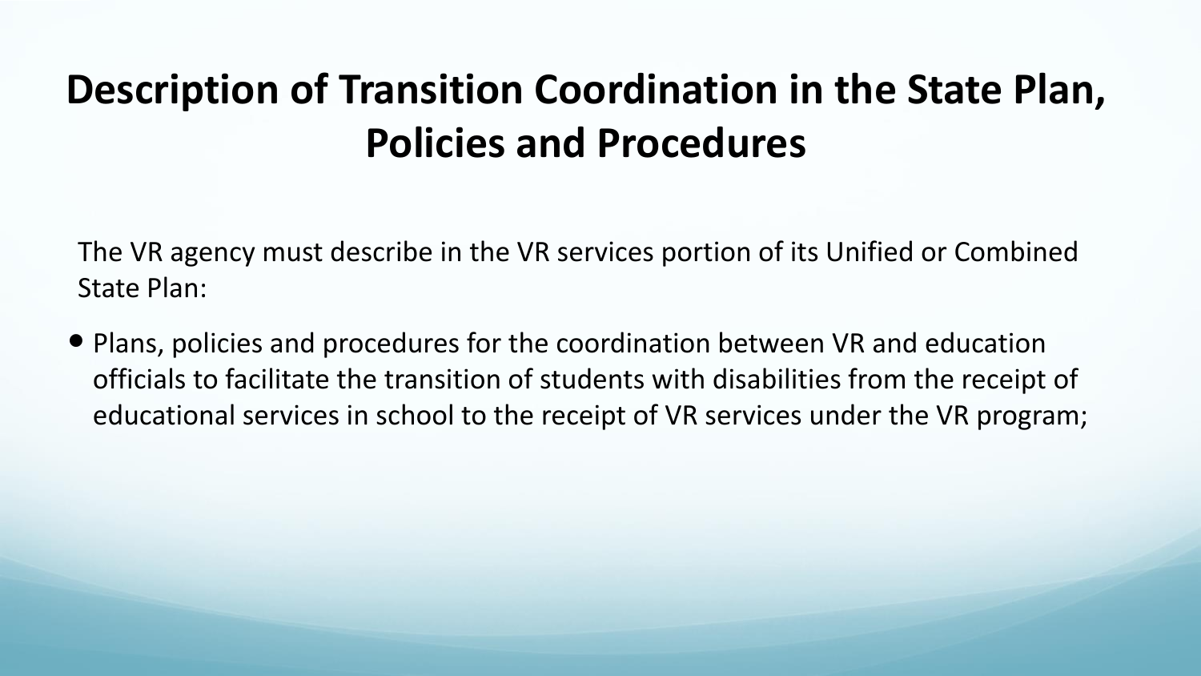# Description of Transition Coordination in the State Plan, Policies and Procedures

The VR agency must describe in the VR services portion of its Unified or Combined State Plan:

- Plans, policies and procedures for the coordination between VR and education officials to facilitate the transition of students with disabilities from the receipt of educational services in school to the receipt of VR services under the VR program;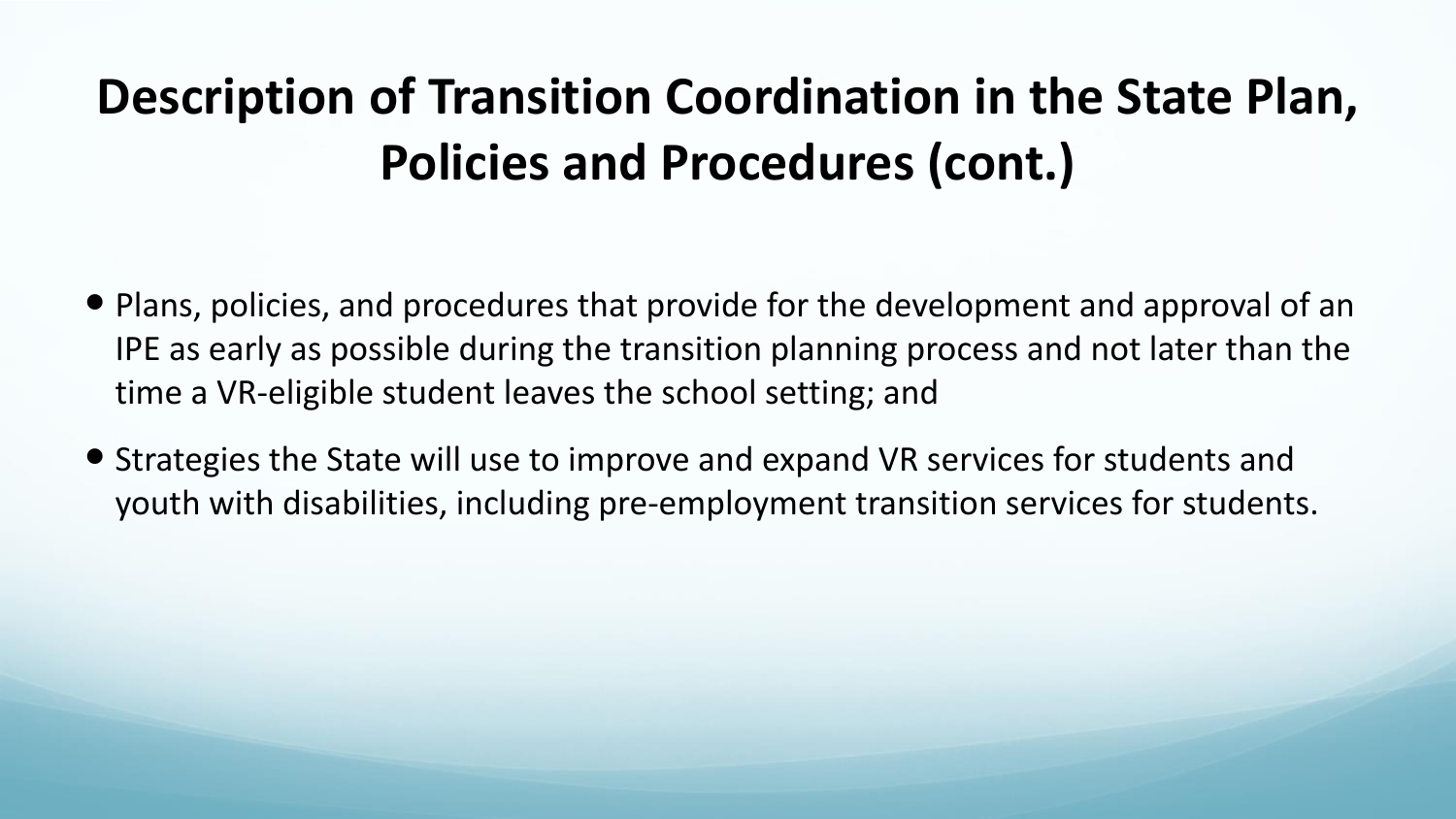# Description of Transition Coordination in the State Plan, Policies and Procedures (cont.)

- Plans, policies, and procedures that provide for the development and approval of an IPE as early as possible during the transition planning process and not later than the time a VR-eligible student leaves the school setting; and
- Strategies the State will use to improve and expand VR services for students and youth with disabilities, including pre-employment transition services for students.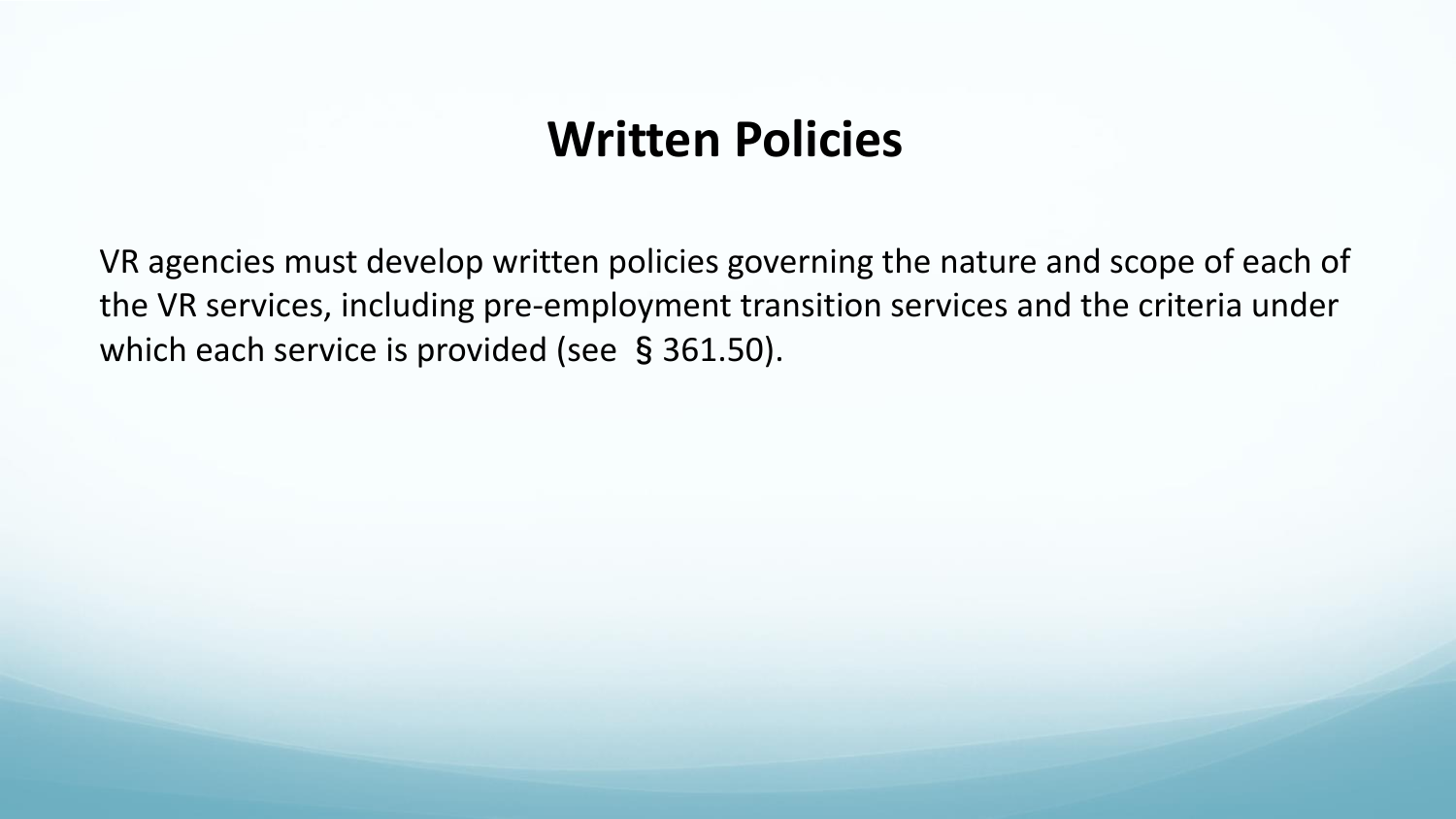# Written Policies

VR agencies must develop written policies governing the nature and scope of each of the VR services, including pre-employment transition services and the criteria under which each service is provided (see § 361.50).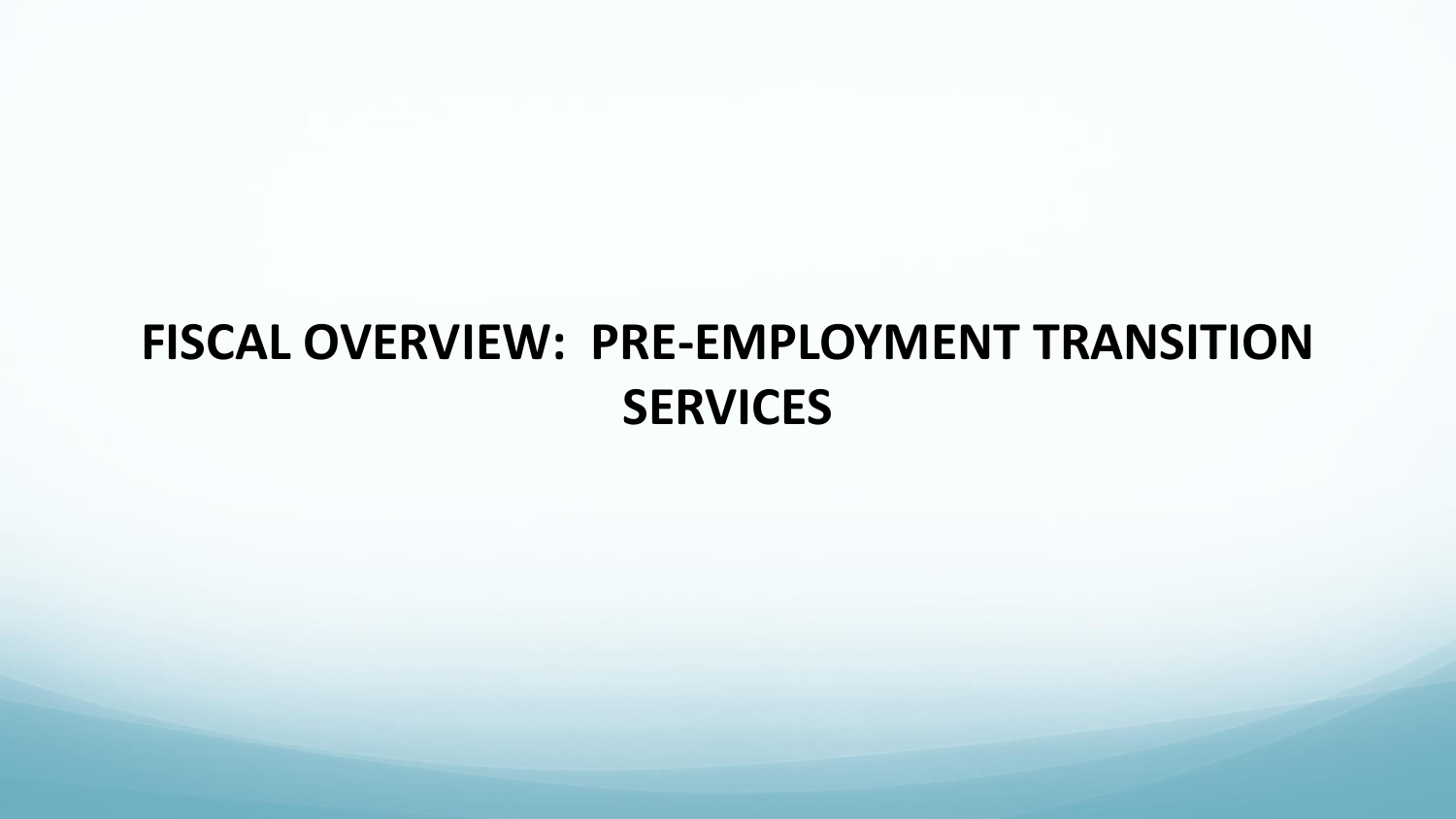# FISCAL OVERVIEW: PRE-EMPLOYMENT TRANSITION SERVICES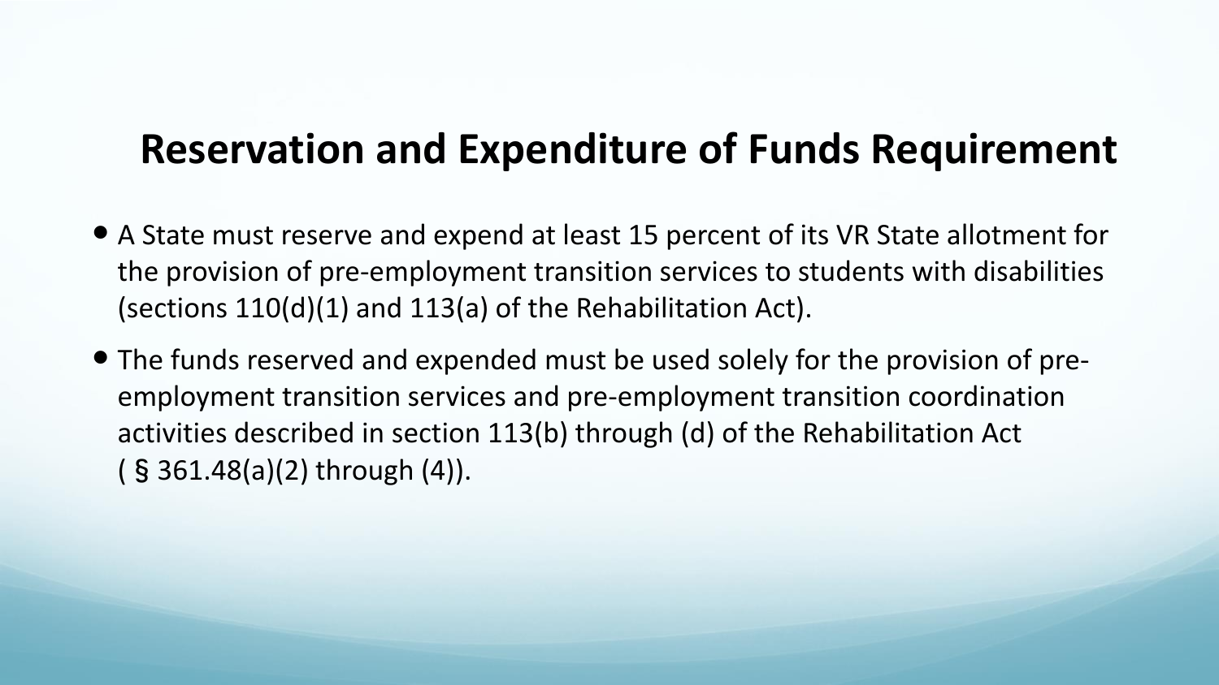## Reservation and Expenditure of Funds Requirement

- A State must reserve and expend at least 15 percent of its VR State allotment for the provision of pre-employment transition services to students with disabilities (sections 110(d)(1) and 113(a) of the Rehabilitation Act).
- The funds reserved and expended must be used solely for the provision of pre-employment transition services and pre-employment transition coordination activities described in section 113(b) through (d) of the Rehabilitation Act ( § 361.48(a)(2) through (4)).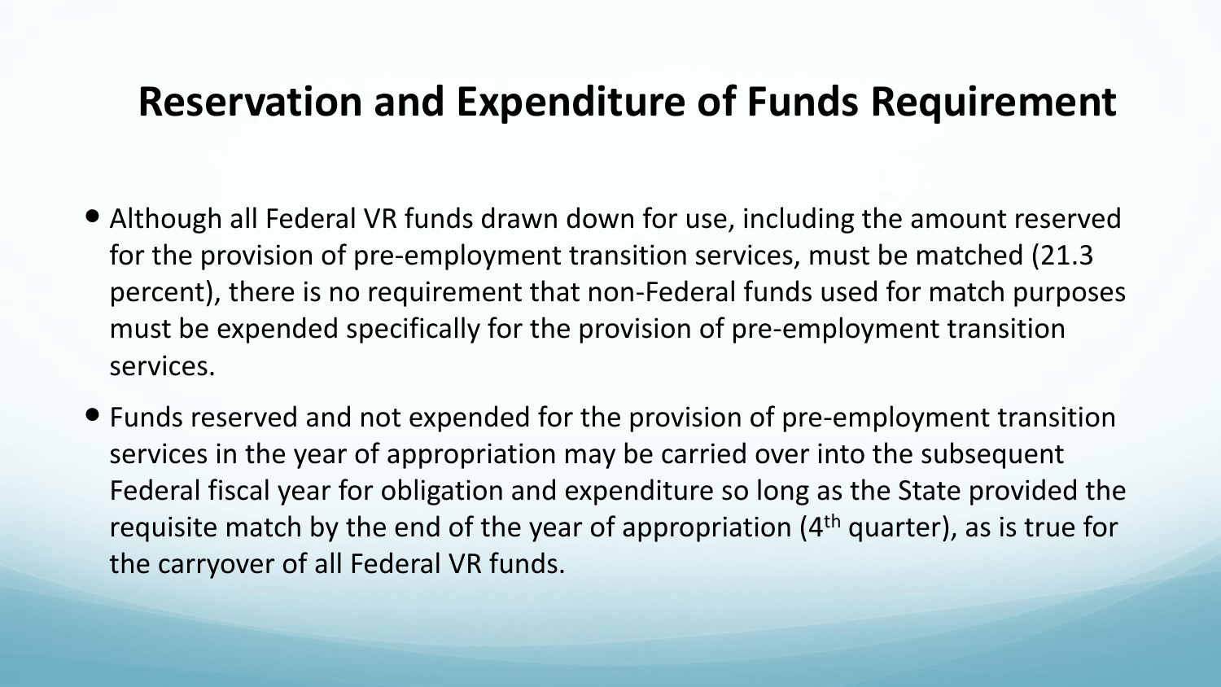# Reservation and Expenditure of Funds Requirement

- Although all Federal VR funds drawn down for use, including the amount reserved for the provision of pre-employment transition services, must be matched (21.3 percent), there is no requirement that non-Federal funds used for match purposes must be expended specifically for the provision of pre-employment transition services.
- Funds reserved and not expended for the provision of pre-employment transition services in the year of appropriation may be carried over into the subsequent Federal fiscal year for obligation and expenditure so long as the State provided the requisite match by the end of the year of appropriation (4th quarter), as is true for the carryover of all Federal VR funds.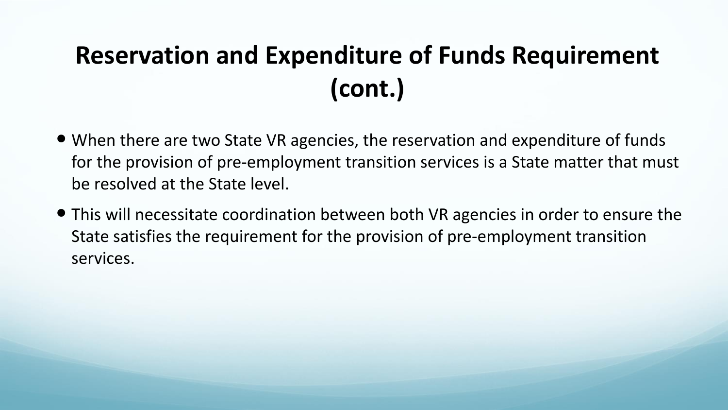# Reservation and Expenditure of Funds Requirement (cont.)

- When there are two State VR agencies, the reservation and expenditure of funds for the provision of pre-employment transition services is a State matter that must be resolved at the State level.
- This will necessitate coordination between both VR agencies in order to ensure the State satisfies the requirement for the provision of pre-employment transition services.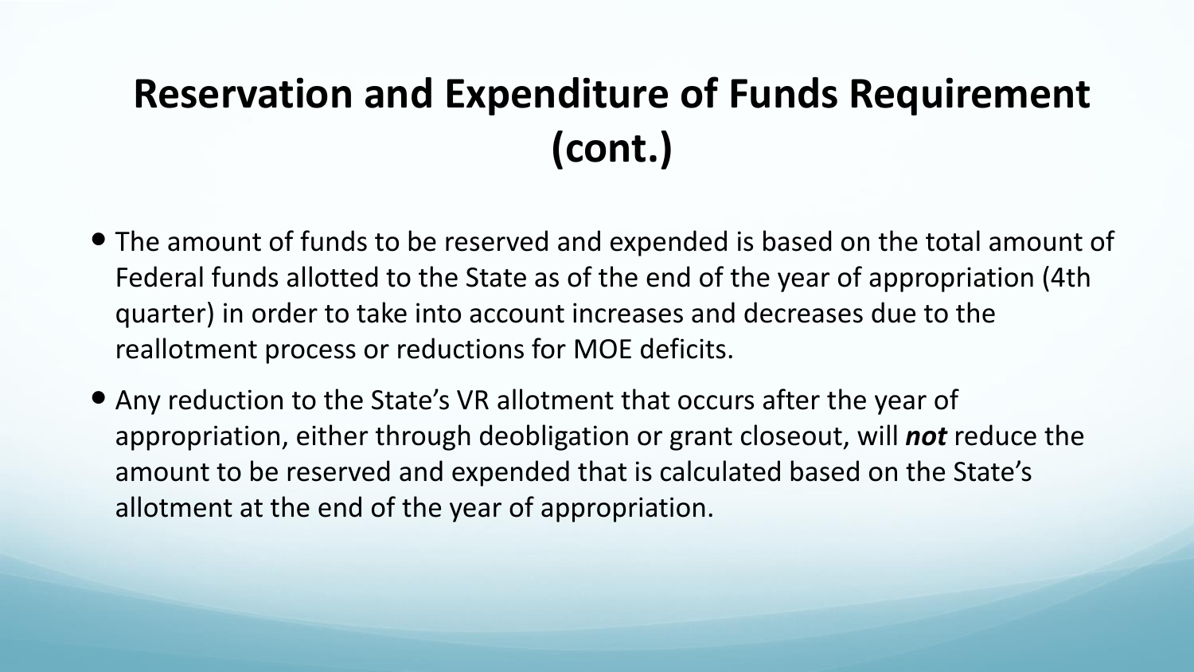# Reservation and Expenditure of Funds Requirement (cont.)

- The amount of funds to be reserved and expended is based on the total amount of Federal funds allotted to the State as of the end of the year of appropriation (4th quarter) in order to take into account increases and decreases due to the reallotment process or reductions for MOE deficits.
- Any reduction to the State's VR allotment that occurs after the year of appropriation, either through deobligation or grant closeout, will ***not*** reduce the amount to be reserved and expended that is calculated based on the State's allotment at the end of the year of appropriation.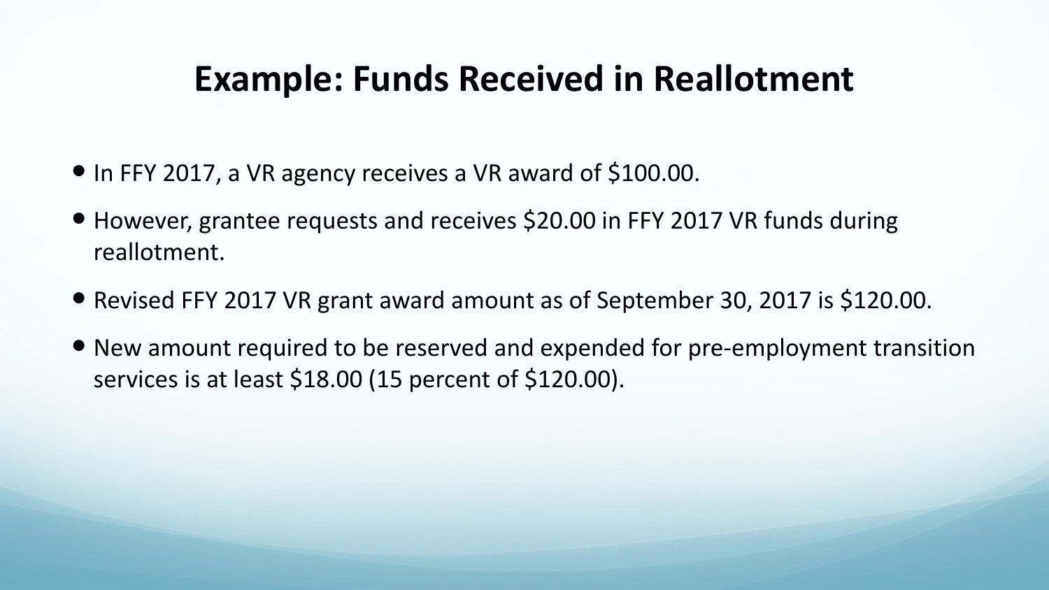# Example: Funds Received in Reallotment

- In FFY 2017, a VR agency receives a VR award of $100.00.
- However, grantee requests and receives $20.00 in FFY 2017 VR funds during reallotment.
- Revised FFY 2017 VR grant award amount as of September 30, 2017 is $120.00.
- New amount required to be reserved and expended for pre-employment transition services is at least $18.00 (15 percent of $120.00).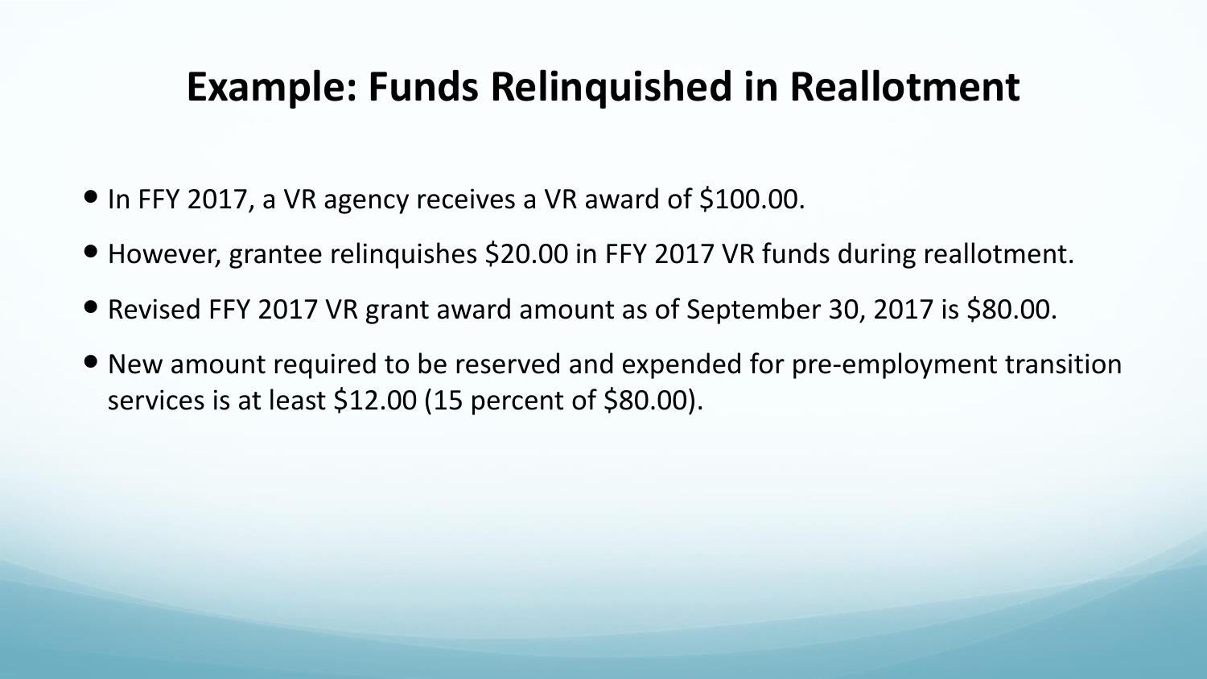# Example: Funds Relinquished in Reallotment

- In FFY 2017, a VR agency receives a VR award of $100.00.
- However, grantee relinquishes $20.00 in FFY 2017 VR funds during reallotment.
- Revised FFY 2017 VR grant award amount as of September 30, 2017 is $80.00.
- New amount required to be reserved and expended for pre-employment transition services is at least $12.00 (15 percent of $80.00).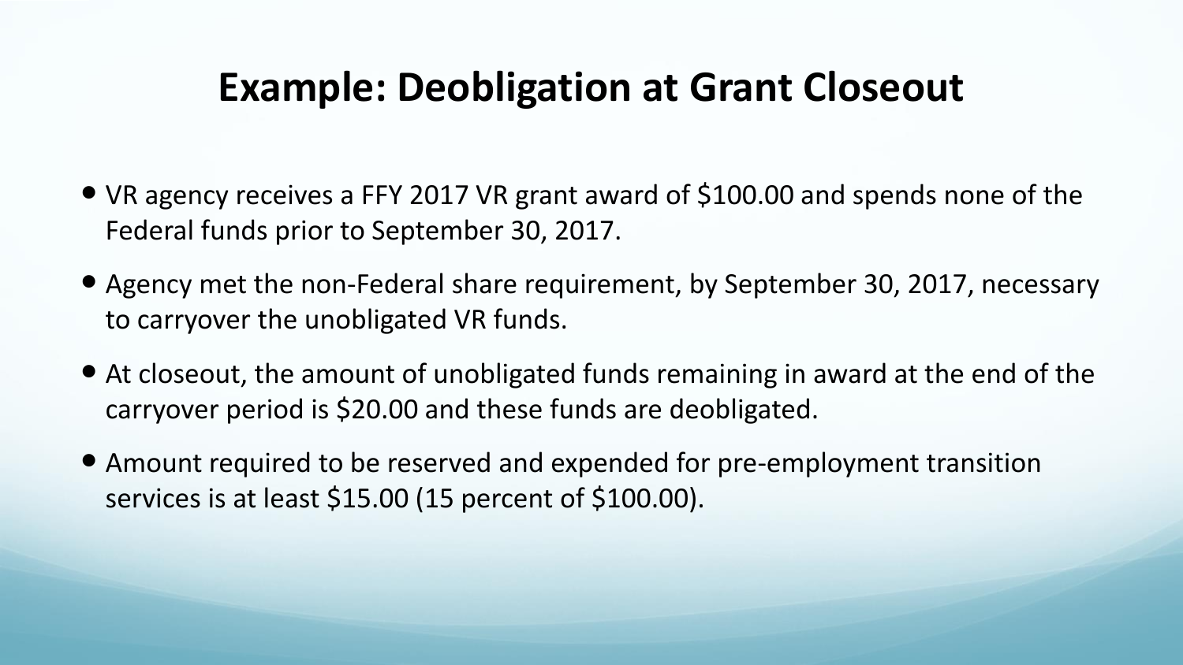# Example: Deobligation at Grant Closeout

- VR agency receives a FFY 2017 VR grant award of $100.00 and spends none of the Federal funds prior to September 30, 2017.
- Agency met the non-Federal share requirement, by September 30, 2017, necessary to carryover the unobligated VR funds.
- At closeout, the amount of unobligated funds remaining in award at the end of the carryover period is $20.00 and these funds are deobligated.
- Amount required to be reserved and expended for pre-employment transition services is at least $15.00 (15 percent of $100.00).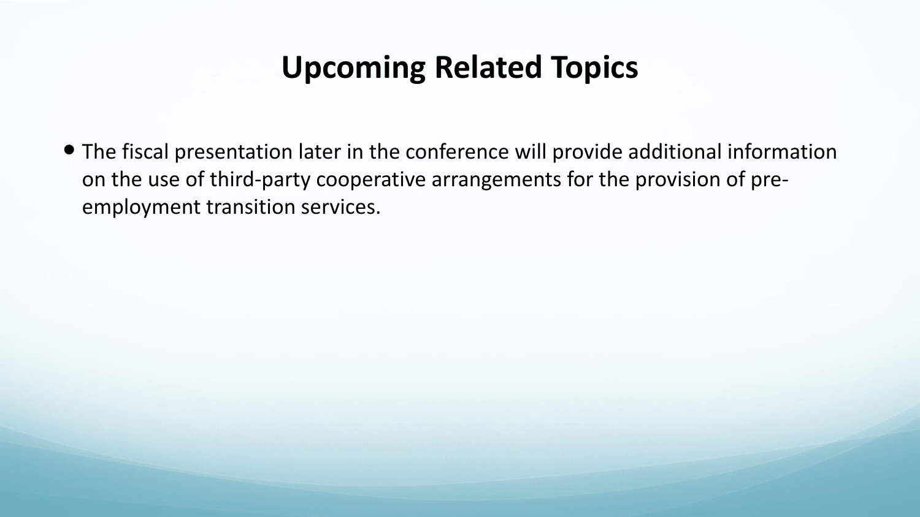# Upcoming Related Topics

- The fiscal presentation later in the conference will provide additional information on the use of third-party cooperative arrangements for the provision of pre-employment transition services.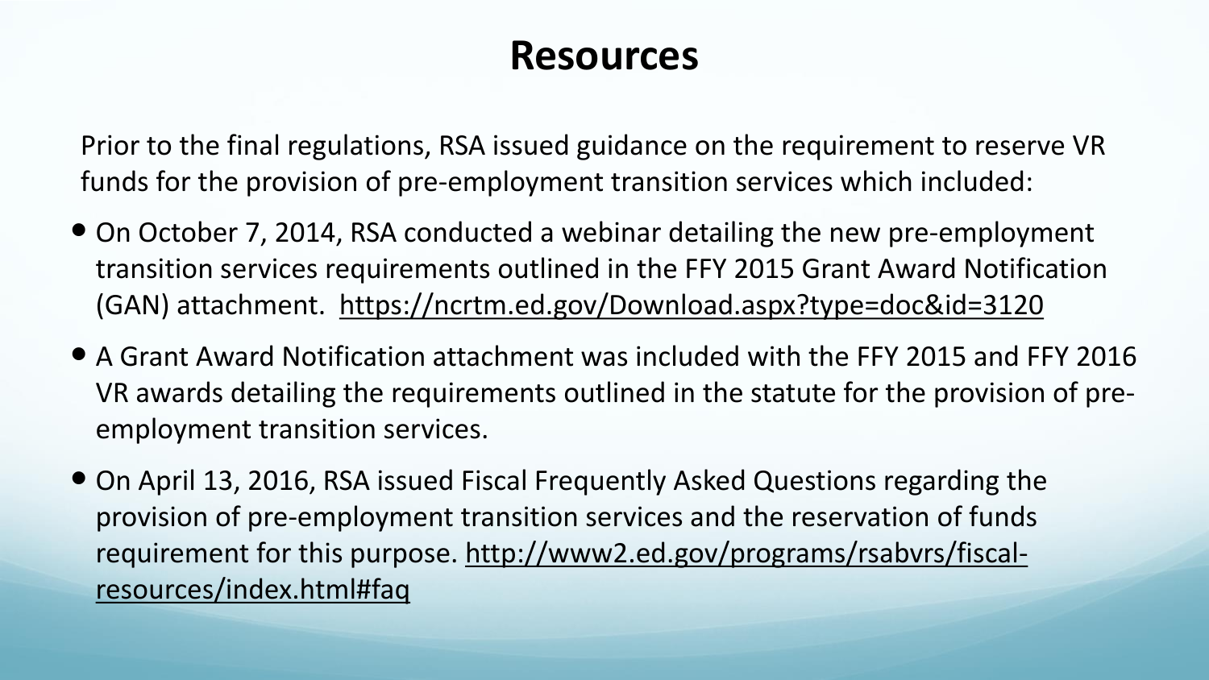# Resources

Prior to the final regulations, RSA issued guidance on the requirement to reserve VR funds for the provision of pre-employment transition services which included:

- On October 7, 2014, RSA conducted a webinar detailing the new pre-employment transition services requirements outlined in the FFY 2015 Grant Award Notification (GAN) attachment. https://ncrtm.ed.gov/Download.aspx?type=doc&id=3120
- A Grant Award Notification attachment was included with the FFY 2015 and FFY 2016 VR awards detailing the requirements outlined in the statute for the provision of pre-employment transition services.
- On April 13, 2016, RSA issued Fiscal Frequently Asked Questions regarding the provision of pre-employment transition services and the reservation of funds requirement for this purpose. http://www2.ed.gov/programs/rsabvrs/fiscal-resources/index.html#faq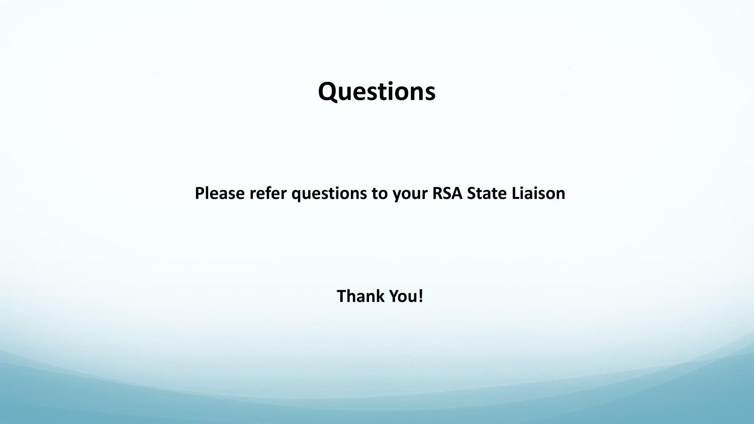# Questions

**Please refer questions to your RSA State Liaison**

**Thank You!**